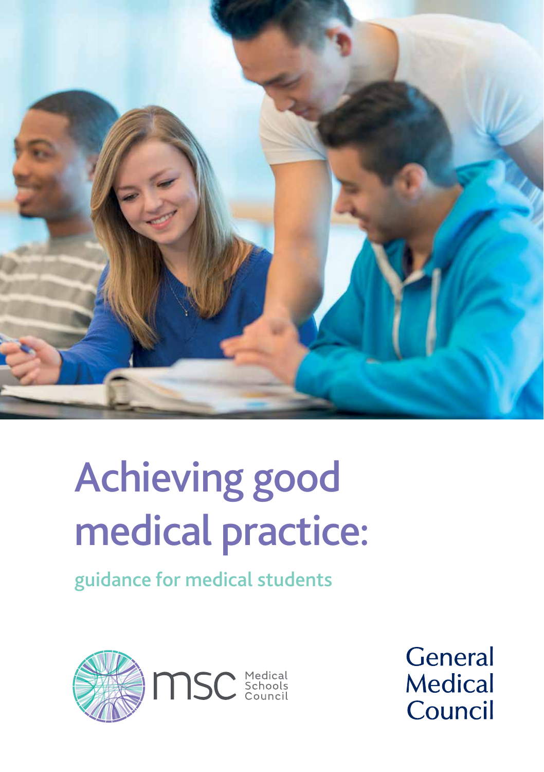# Achieving good medical practice:

## guidance for medical students

msc Medical Schools Council

General Medical Council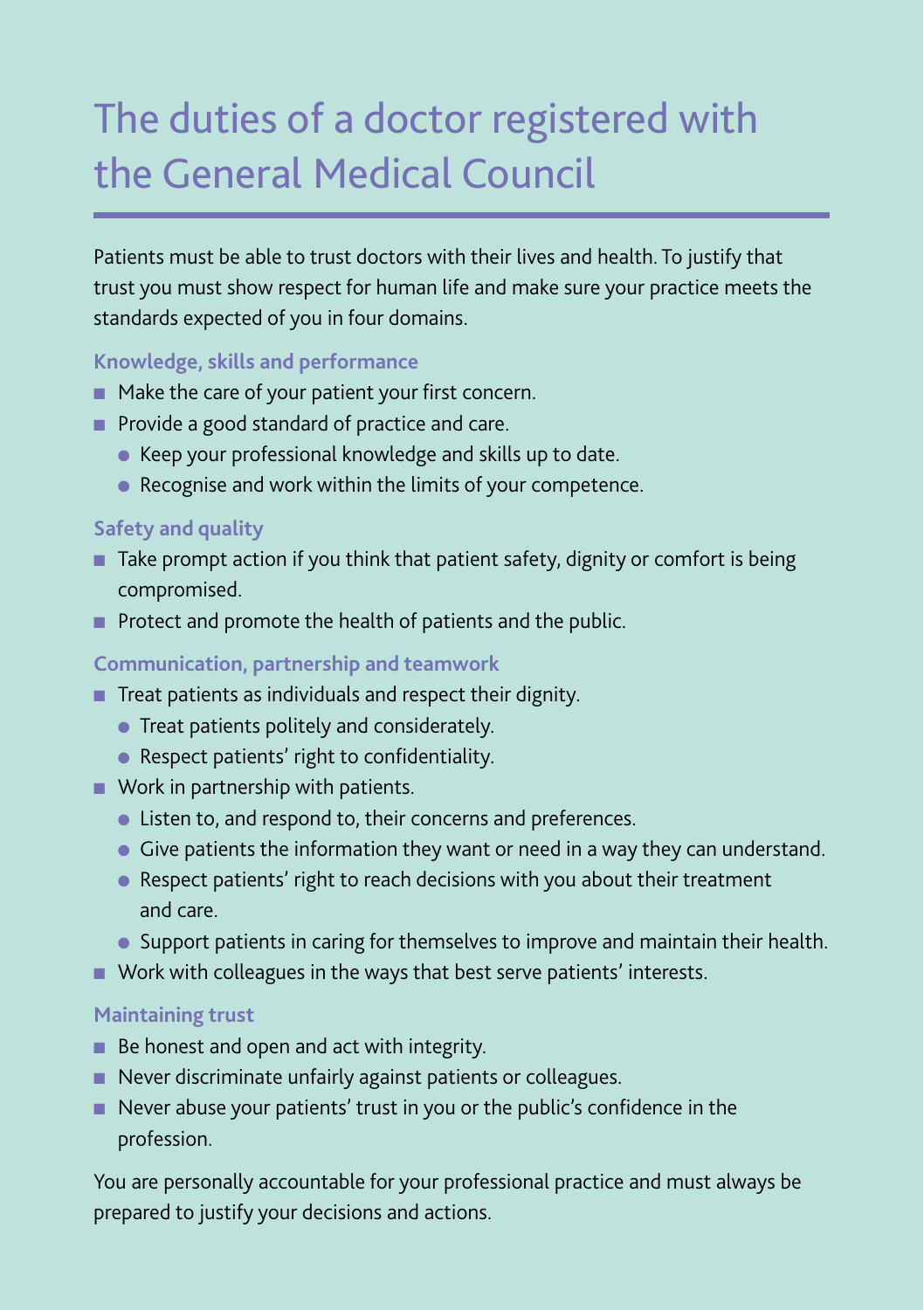# The duties of a doctor registered with the General Medical Council

Patients must be able to trust doctors with their lives and health. To justify that trust you must show respect for human life and make sure your practice meets the standards expected of you in four domains.

### Knowledge, skills and performance

- Make the care of your patient your first concern.
- Provide a good standard of practice and care.
  - Keep your professional knowledge and skills up to date.
  - Recognise and work within the limits of your competence.

### Safety and quality

- Take prompt action if you think that patient safety, dignity or comfort is being compromised.
- Protect and promote the health of patients and the public.

### Communication, partnership and teamwork

- Treat patients as individuals and respect their dignity.
  - Treat patients politely and considerately.
  - Respect patients' right to confidentiality.
- Work in partnership with patients.
  - Listen to, and respond to, their concerns and preferences.
  - Give patients the information they want or need in a way they can understand.
  - Respect patients' right to reach decisions with you about their treatment and care.
  - Support patients in caring for themselves to improve and maintain their health.
- Work with colleagues in the ways that best serve patients' interests.

### Maintaining trust

- Be honest and open and act with integrity.
- Never discriminate unfairly against patients or colleagues.
- Never abuse your patients' trust in you or the public's confidence in the profession.

You are personally accountable for your professional practice and must always be prepared to justify your decisions and actions.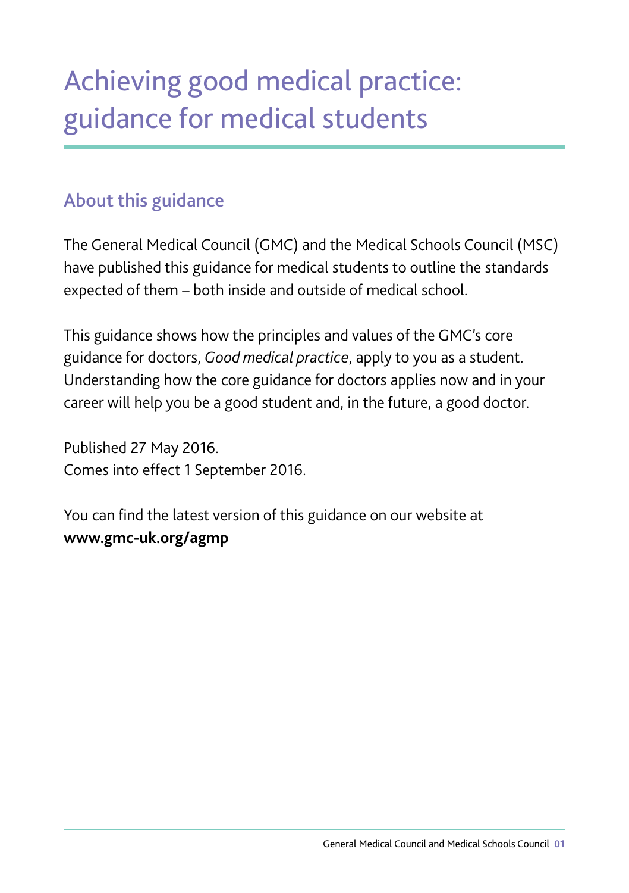# Achieving good medical practice: guidance for medical students

## About this guidance

The General Medical Council (GMC) and the Medical Schools Council (MSC) have published this guidance for medical students to outline the standards expected of them – both inside and outside of medical school.

This guidance shows how the principles and values of the GMC's core guidance for doctors, *Good medical practice*, apply to you as a student. Understanding how the core guidance for doctors applies now and in your career will help you be a good student and, in the future, a good doctor.

Published 27 May 2016.
Comes into effect 1 September 2016.

You can find the latest version of this guidance on our website at **www.gmc-uk.org/agmp**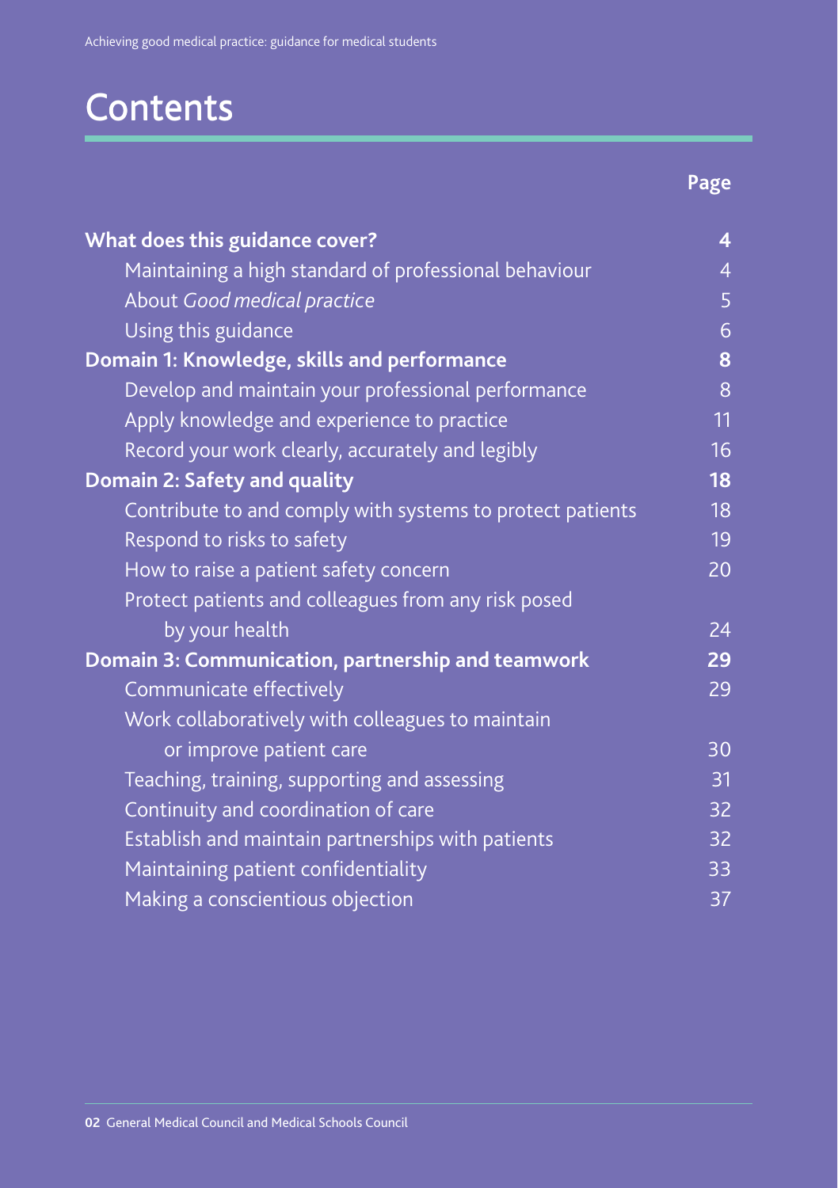# Contents

| | Page |
|---|---|
| **What does this guidance cover?** | **4** |
| Maintaining a high standard of professional behaviour | 4 |
| About *Good medical practice* | 5 |
| Using this guidance | 6 |
| **Domain 1: Knowledge, skills and performance** | **8** |
| Develop and maintain your professional performance | 8 |
| Apply knowledge and experience to practice | 11 |
| Record your work clearly, accurately and legibly | 16 |
| **Domain 2: Safety and quality** | **18** |
| Contribute to and comply with systems to protect patients | 18 |
| Respond to risks to safety | 19 |
| How to raise a patient safety concern | 20 |
| Protect patients and colleagues from any risk posed by your health | 24 |
| **Domain 3: Communication, partnership and teamwork** | **29** |
| Communicate effectively | 29 |
| Work collaboratively with colleagues to maintain or improve patient care | 30 |
| Teaching, training, supporting and assessing | 31 |
| Continuity and coordination of care | 32 |
| Establish and maintain partnerships with patients | 32 |
| Maintaining patient confidentiality | 33 |
| Making a conscientious objection | 37 |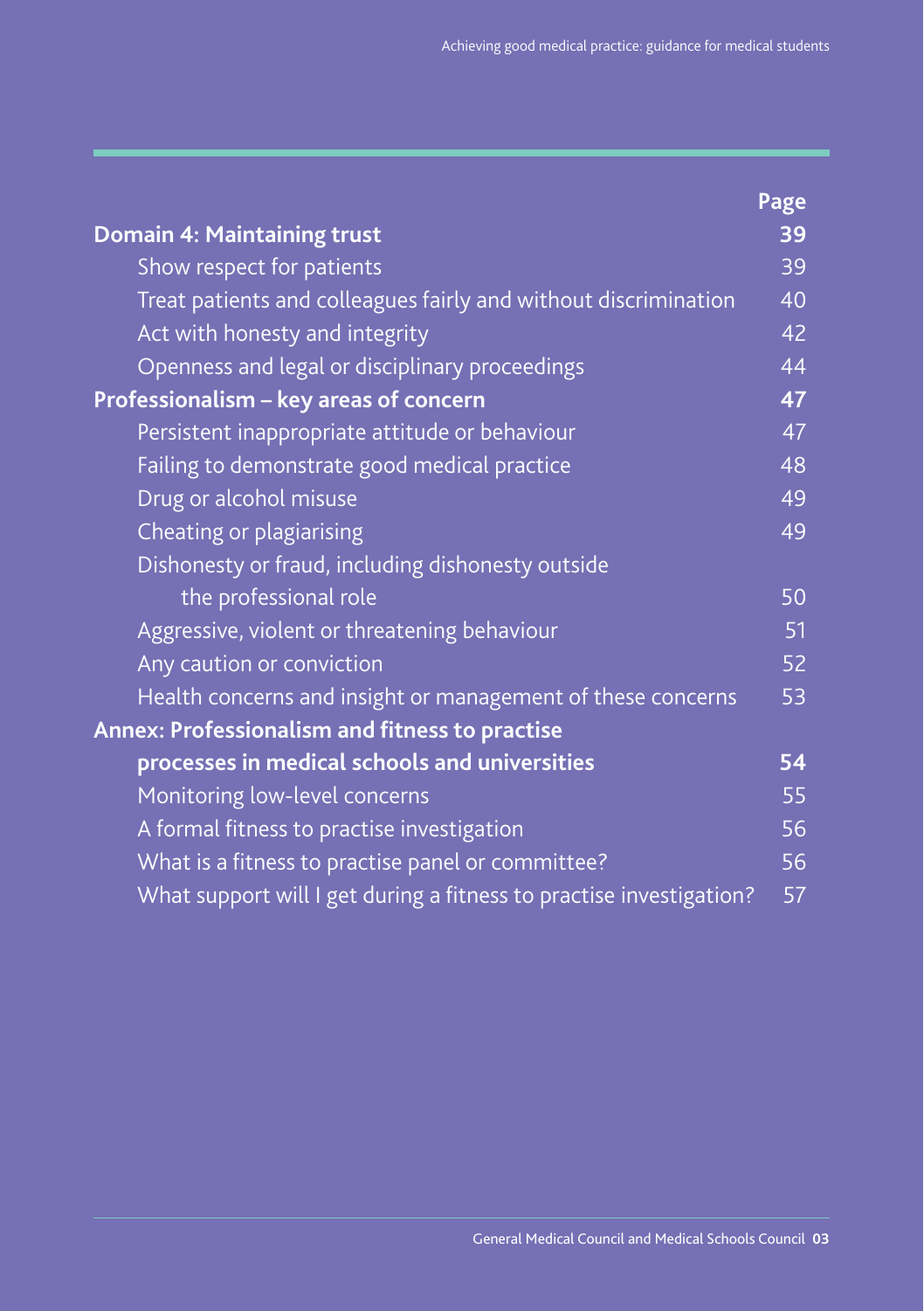| | Page |
|---|---|
| **Domain 4: Maintaining trust** | **39** |
| Show respect for patients | 39 |
| Treat patients and colleagues fairly and without discrimination | 40 |
| Act with honesty and integrity | 42 |
| Openness and legal or disciplinary proceedings | 44 |
| **Professionalism – key areas of concern** | **47** |
| Persistent inappropriate attitude or behaviour | 47 |
| Failing to demonstrate good medical practice | 48 |
| Drug or alcohol misuse | 49 |
| Cheating or plagiarising | 49 |
| Dishonesty or fraud, including dishonesty outside the professional role | 50 |
| Aggressive, violent or threatening behaviour | 51 |
| Any caution or conviction | 52 |
| Health concerns and insight or management of these concerns | 53 |
| **Annex: Professionalism and fitness to practise processes in medical schools and universities** | **54** |
| Monitoring low-level concerns | 55 |
| A formal fitness to practise investigation | 56 |
| What is a fitness to practise panel or committee? | 56 |
| What support will I get during a fitness to practise investigation? | 57 |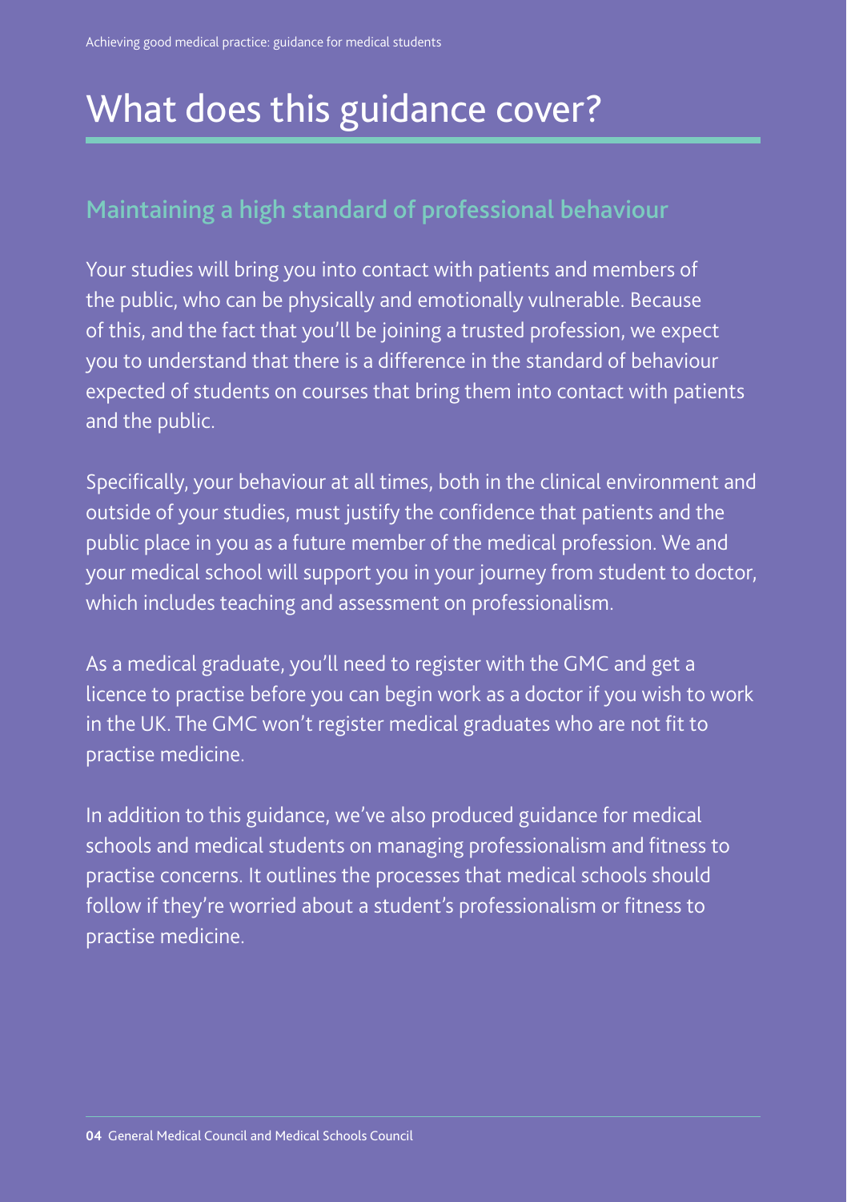# What does this guidance cover?

## Maintaining a high standard of professional behaviour

Your studies will bring you into contact with patients and members of the public, who can be physically and emotionally vulnerable. Because of this, and the fact that you'll be joining a trusted profession, we expect you to understand that there is a difference in the standard of behaviour expected of students on courses that bring them into contact with patients and the public.

Specifically, your behaviour at all times, both in the clinical environment and outside of your studies, must justify the confidence that patients and the public place in you as a future member of the medical profession. We and your medical school will support you in your journey from student to doctor, which includes teaching and assessment on professionalism.

As a medical graduate, you'll need to register with the GMC and get a licence to practise before you can begin work as a doctor if you wish to work in the UK. The GMC won't register medical graduates who are not fit to practise medicine.

In addition to this guidance, we've also produced guidance for medical schools and medical students on managing professionalism and fitness to practise concerns. It outlines the processes that medical schools should follow if they're worried about a student's professionalism or fitness to practise medicine.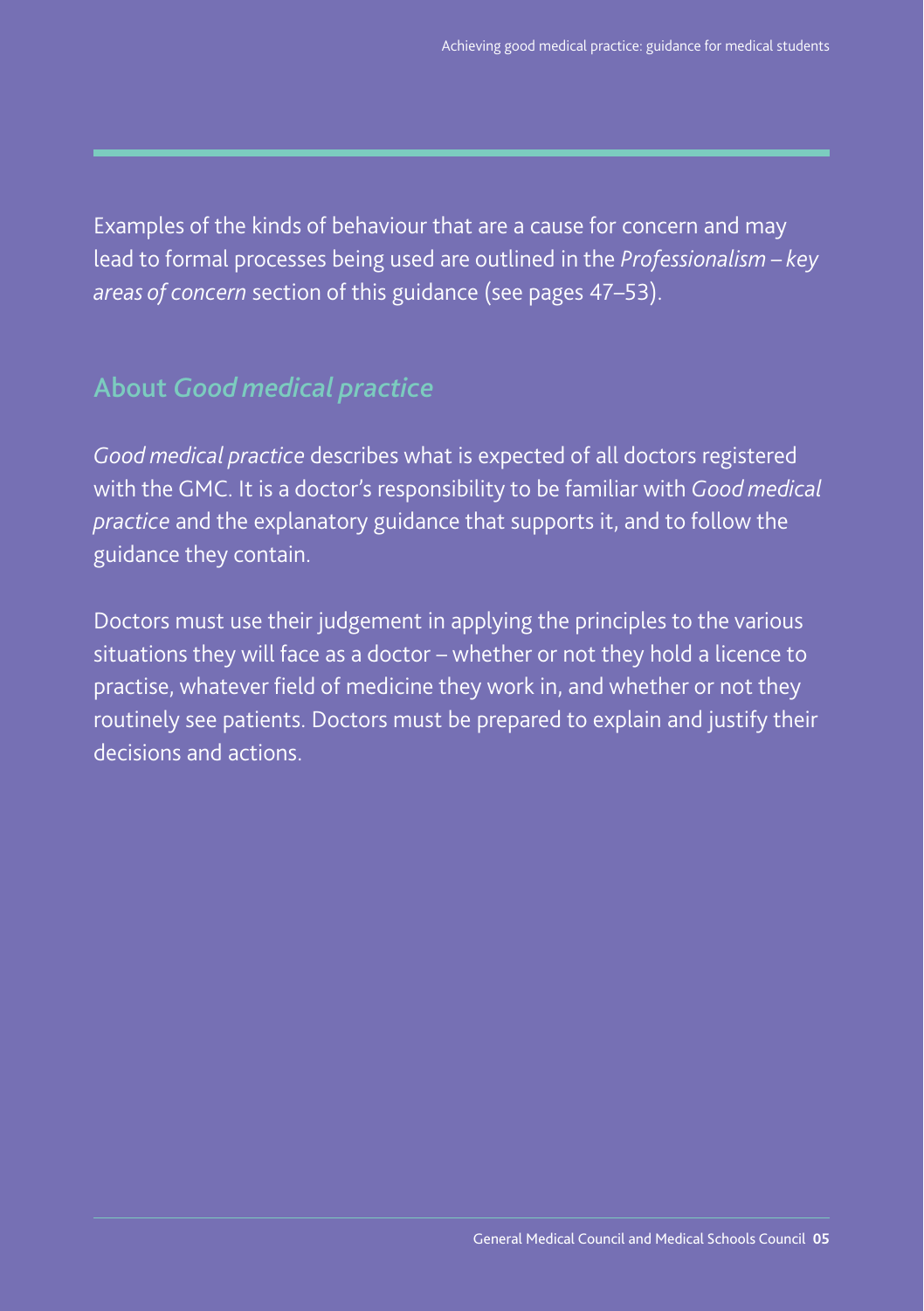Examples of the kinds of behaviour that are a cause for concern and may lead to formal processes being used are outlined in the *Professionalism – key areas of concern* section of this guidance (see pages 47–53).

## About *Good medical practice*

*Good medical practice* describes what is expected of all doctors registered with the GMC. It is a doctor's responsibility to be familiar with *Good medical practice* and the explanatory guidance that supports it, and to follow the guidance they contain.

Doctors must use their judgement in applying the principles to the various situations they will face as a doctor – whether or not they hold a licence to practise, whatever field of medicine they work in, and whether or not they routinely see patients. Doctors must be prepared to explain and justify their decisions and actions.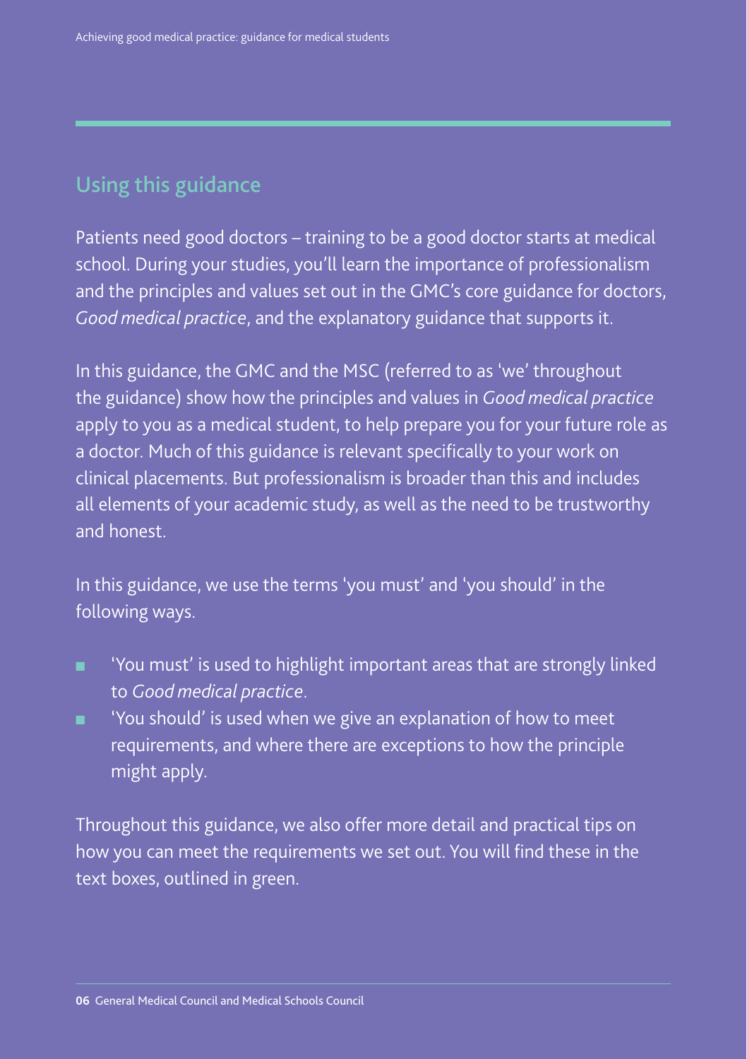## Using this guidance

Patients need good doctors – training to be a good doctor starts at medical school. During your studies, you'll learn the importance of professionalism and the principles and values set out in the GMC's core guidance for doctors, *Good medical practice*, and the explanatory guidance that supports it.

In this guidance, the GMC and the MSC (referred to as 'we' throughout the guidance) show how the principles and values in *Good medical practice* apply to you as a medical student, to help prepare you for your future role as a doctor. Much of this guidance is relevant specifically to your work on clinical placements. But professionalism is broader than this and includes all elements of your academic study, as well as the need to be trustworthy and honest.

In this guidance, we use the terms 'you must' and 'you should' in the following ways.

- 'You must' is used to highlight important areas that are strongly linked to *Good medical practice*.
- 'You should' is used when we give an explanation of how to meet requirements, and where there are exceptions to how the principle might apply.

Throughout this guidance, we also offer more detail and practical tips on how you can meet the requirements we set out. You will find these in the text boxes, outlined in green.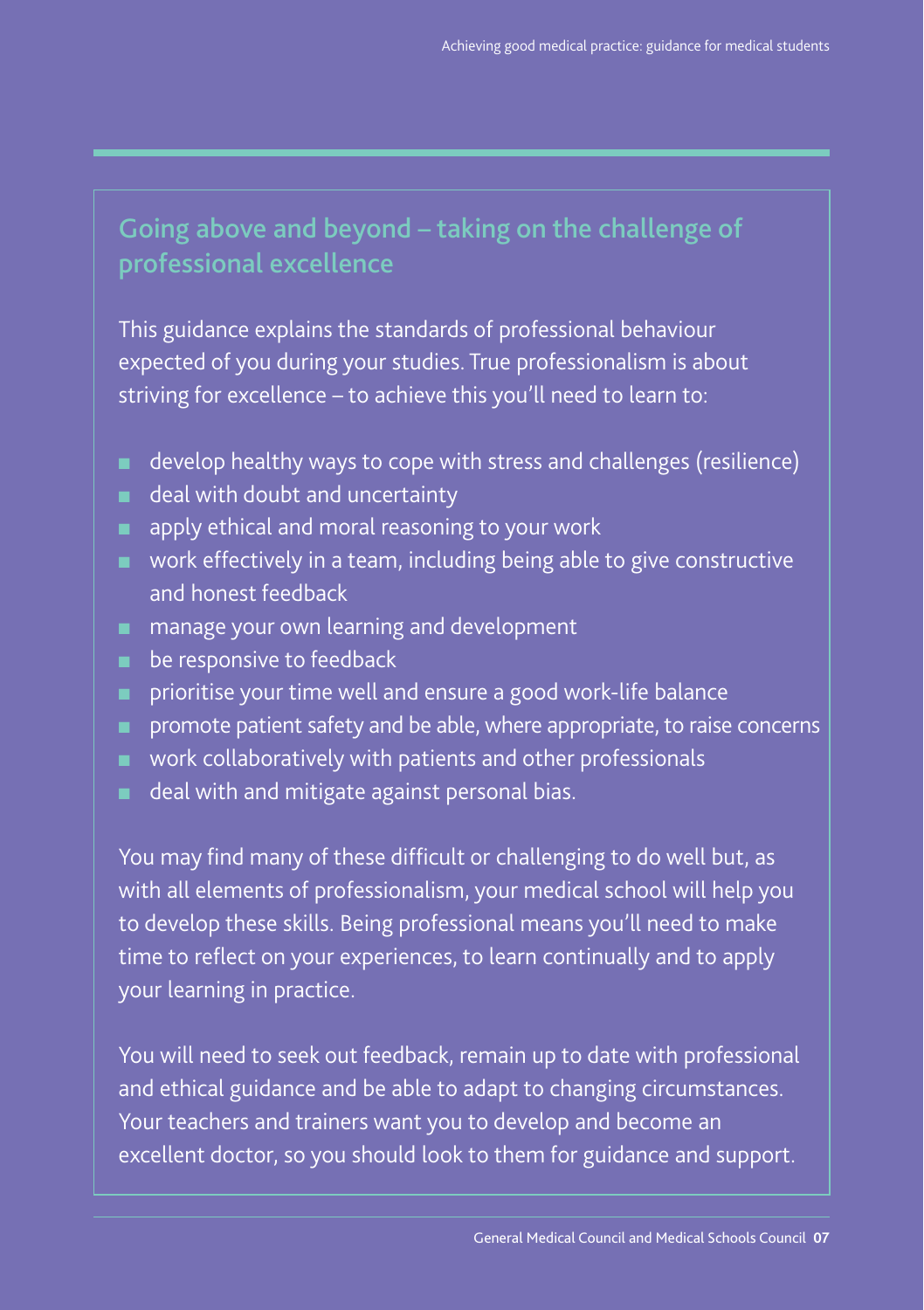## Going above and beyond – taking on the challenge of professional excellence

This guidance explains the standards of professional behaviour expected of you during your studies. True professionalism is about striving for excellence – to achieve this you'll need to learn to:

- develop healthy ways to cope with stress and challenges (resilience)
- deal with doubt and uncertainty
- apply ethical and moral reasoning to your work
- work effectively in a team, including being able to give constructive and honest feedback
- manage your own learning and development
- be responsive to feedback
- prioritise your time well and ensure a good work-life balance
- promote patient safety and be able, where appropriate, to raise concerns
- work collaboratively with patients and other professionals
- deal with and mitigate against personal bias.

You may find many of these difficult or challenging to do well but, as with all elements of professionalism, your medical school will help you to develop these skills. Being professional means you'll need to make time to reflect on your experiences, to learn continually and to apply your learning in practice.

You will need to seek out feedback, remain up to date with professional and ethical guidance and be able to adapt to changing circumstances. Your teachers and trainers want you to develop and become an excellent doctor, so you should look to them for guidance and support.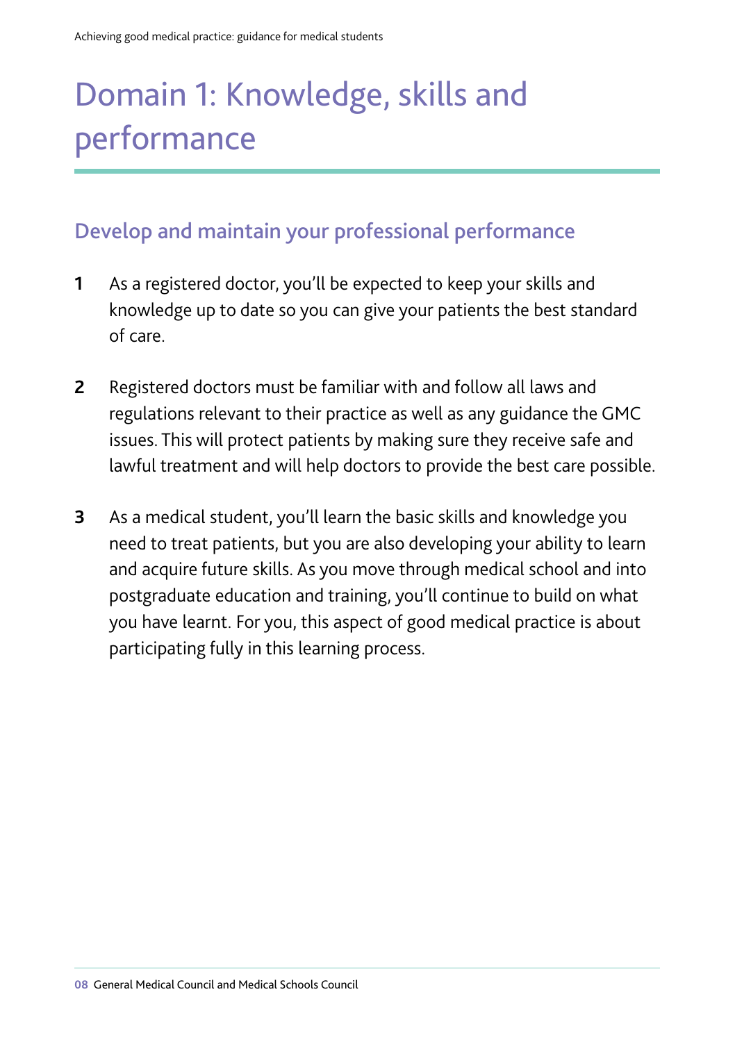# Domain 1: Knowledge, skills and performance

## Develop and maintain your professional performance

**1** As a registered doctor, you'll be expected to keep your skills and knowledge up to date so you can give your patients the best standard of care.

**2** Registered doctors must be familiar with and follow all laws and regulations relevant to their practice as well as any guidance the GMC issues. This will protect patients by making sure they receive safe and lawful treatment and will help doctors to provide the best care possible.

**3** As a medical student, you'll learn the basic skills and knowledge you need to treat patients, but you are also developing your ability to learn and acquire future skills. As you move through medical school and into postgraduate education and training, you'll continue to build on what you have learnt. For you, this aspect of good medical practice is about participating fully in this learning process.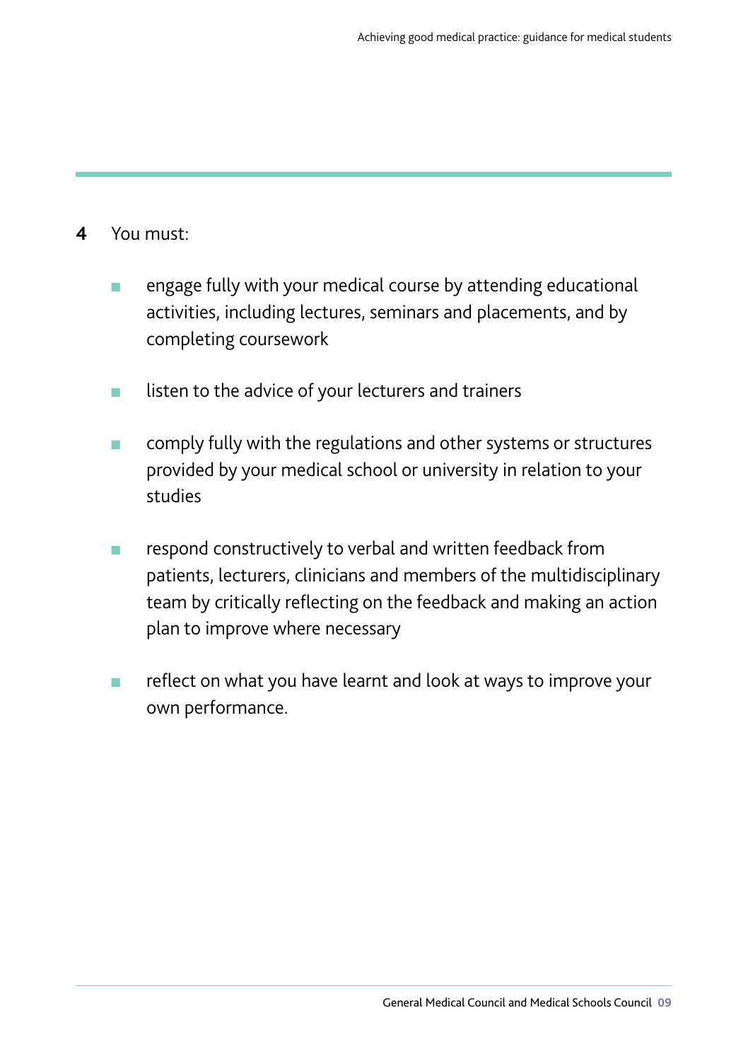**4** You must:

- engage fully with your medical course by attending educational activities, including lectures, seminars and placements, and by completing coursework
- listen to the advice of your lecturers and trainers
- comply fully with the regulations and other systems or structures provided by your medical school or university in relation to your studies
- respond constructively to verbal and written feedback from patients, lecturers, clinicians and members of the multidisciplinary team by critically reflecting on the feedback and making an action plan to improve where necessary
- reflect on what you have learnt and look at ways to improve your own performance.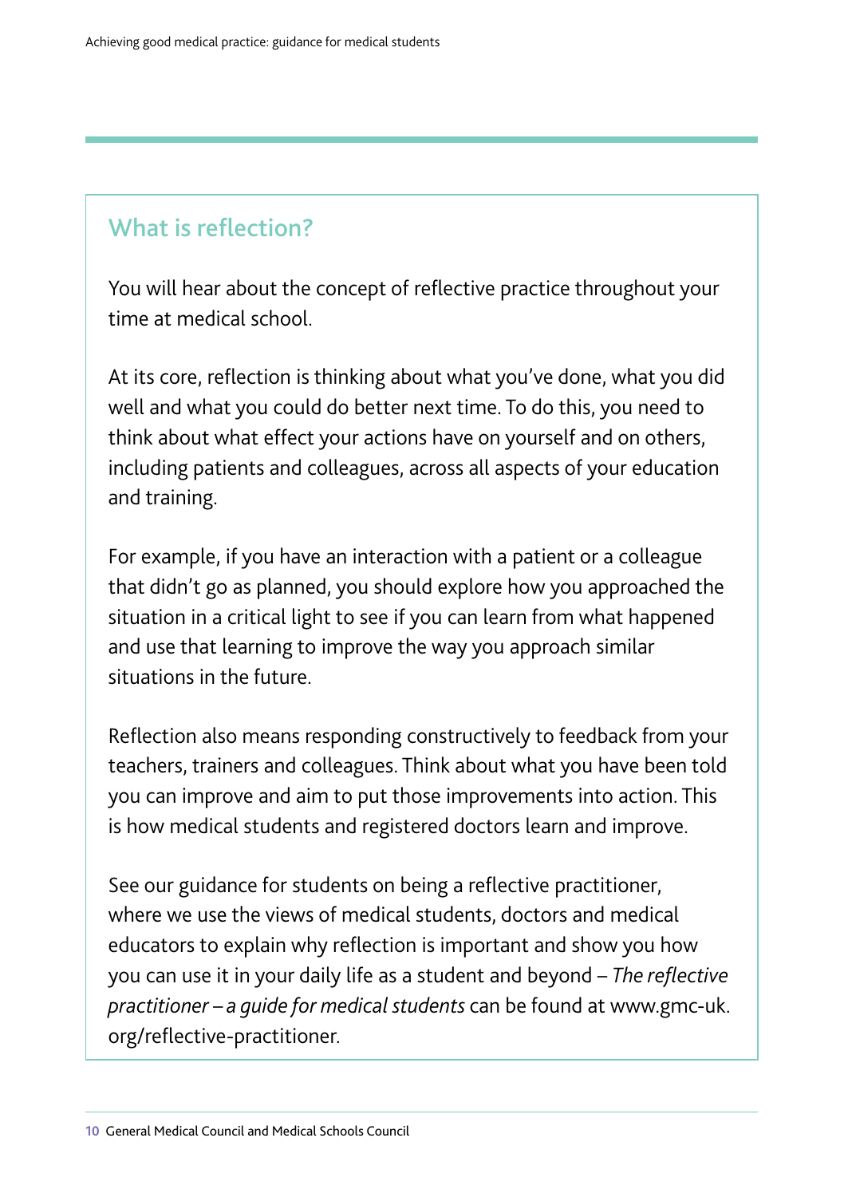## What is reflection?

You will hear about the concept of reflective practice throughout your time at medical school.

At its core, reflection is thinking about what you've done, what you did well and what you could do better next time. To do this, you need to think about what effect your actions have on yourself and on others, including patients and colleagues, across all aspects of your education and training.

For example, if you have an interaction with a patient or a colleague that didn't go as planned, you should explore how you approached the situation in a critical light to see if you can learn from what happened and use that learning to improve the way you approach similar situations in the future.

Reflection also means responding constructively to feedback from your teachers, trainers and colleagues. Think about what you have been told you can improve and aim to put those improvements into action. This is how medical students and registered doctors learn and improve.

See our guidance for students on being a reflective practitioner, where we use the views of medical students, doctors and medical educators to explain why reflection is important and show you how you can use it in your daily life as a student and beyond – *The reflective practitioner – a guide for medical students* can be found at www.gmc-uk.org/reflective-practitioner.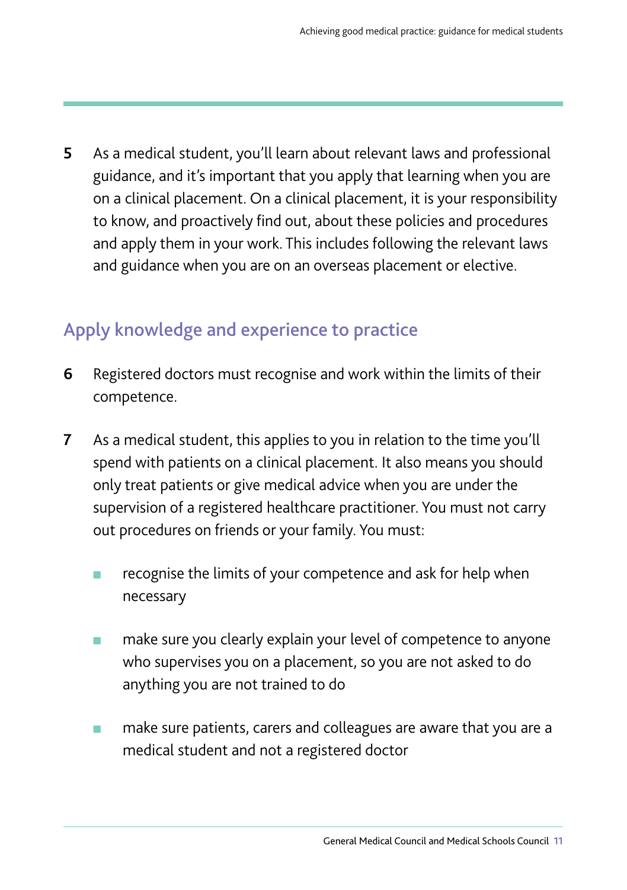5 As a medical student, you'll learn about relevant laws and professional guidance, and it's important that you apply that learning when you are on a clinical placement. On a clinical placement, it is your responsibility to know, and proactively find out, about these policies and procedures and apply them in your work. This includes following the relevant laws and guidance when you are on an overseas placement or elective.

## Apply knowledge and experience to practice

6 Registered doctors must recognise and work within the limits of their competence.

7 As a medical student, this applies to you in relation to the time you'll spend with patients on a clinical placement. It also means you should only treat patients or give medical advice when you are under the supervision of a registered healthcare practitioner. You must not carry out procedures on friends or your family. You must:

- recognise the limits of your competence and ask for help when necessary
- make sure you clearly explain your level of competence to anyone who supervises you on a placement, so you are not asked to do anything you are not trained to do
- make sure patients, carers and colleagues are aware that you are a medical student and not a registered doctor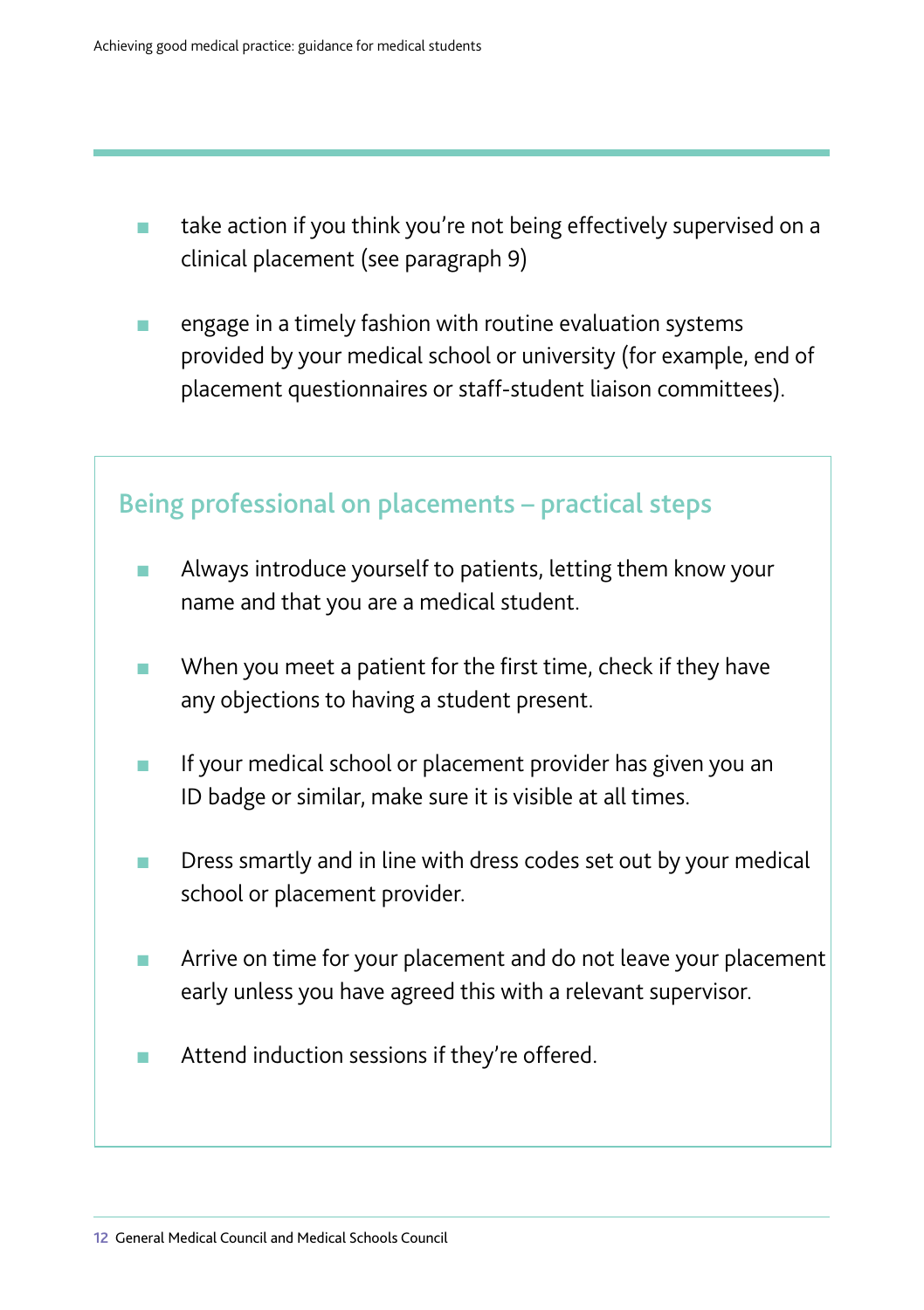- take action if you think you're not being effectively supervised on a clinical placement (see paragraph 9)
- engage in a timely fashion with routine evaluation systems provided by your medical school or university (for example, end of placement questionnaires or staff-student liaison committees).

### Being professional on placements – practical steps

- Always introduce yourself to patients, letting them know your name and that you are a medical student.
- When you meet a patient for the first time, check if they have any objections to having a student present.
- If your medical school or placement provider has given you an ID badge or similar, make sure it is visible at all times.
- Dress smartly and in line with dress codes set out by your medical school or placement provider.
- Arrive on time for your placement and do not leave your placement early unless you have agreed this with a relevant supervisor.
- Attend induction sessions if they're offered.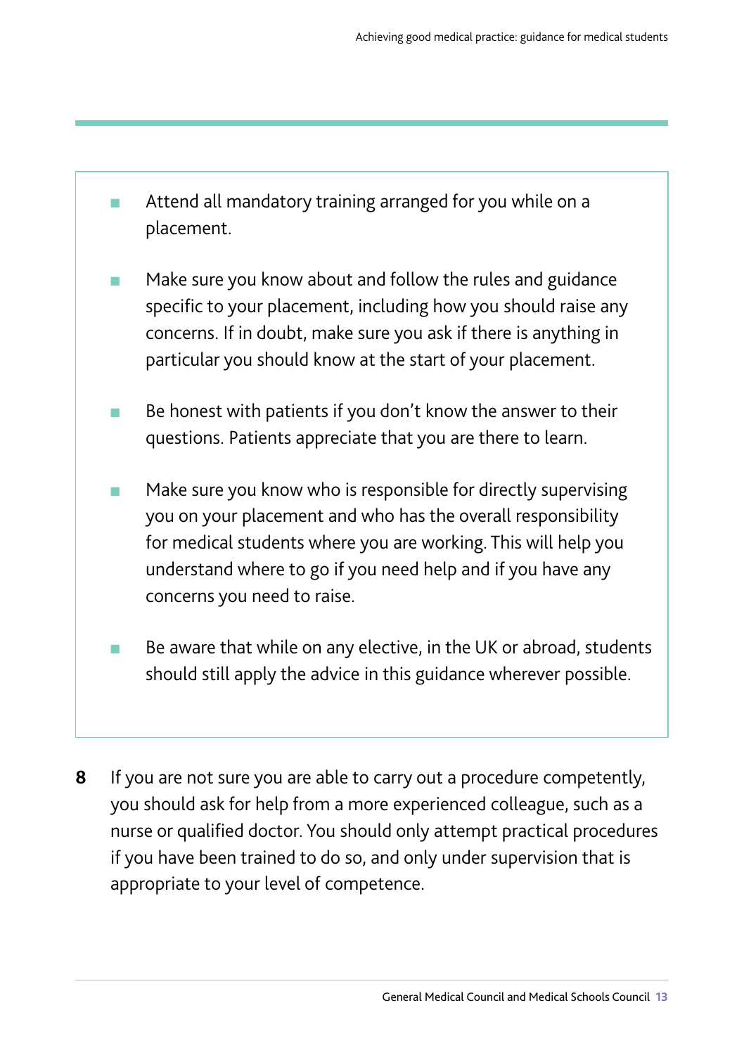- Attend all mandatory training arranged for you while on a placement.

- Make sure you know about and follow the rules and guidance specific to your placement, including how you should raise any concerns. If in doubt, make sure you ask if there is anything in particular you should know at the start of your placement.

- Be honest with patients if you don't know the answer to their questions. Patients appreciate that you are there to learn.

- Make sure you know who is responsible for directly supervising you on your placement and who has the overall responsibility for medical students where you are working. This will help you understand where to go if you need help and if you have any concerns you need to raise.

- Be aware that while on any elective, in the UK or abroad, students should still apply the advice in this guidance wherever possible.

**8** If you are not sure you are able to carry out a procedure competently, you should ask for help from a more experienced colleague, such as a nurse or qualified doctor. You should only attempt practical procedures if you have been trained to do so, and only under supervision that is appropriate to your level of competence.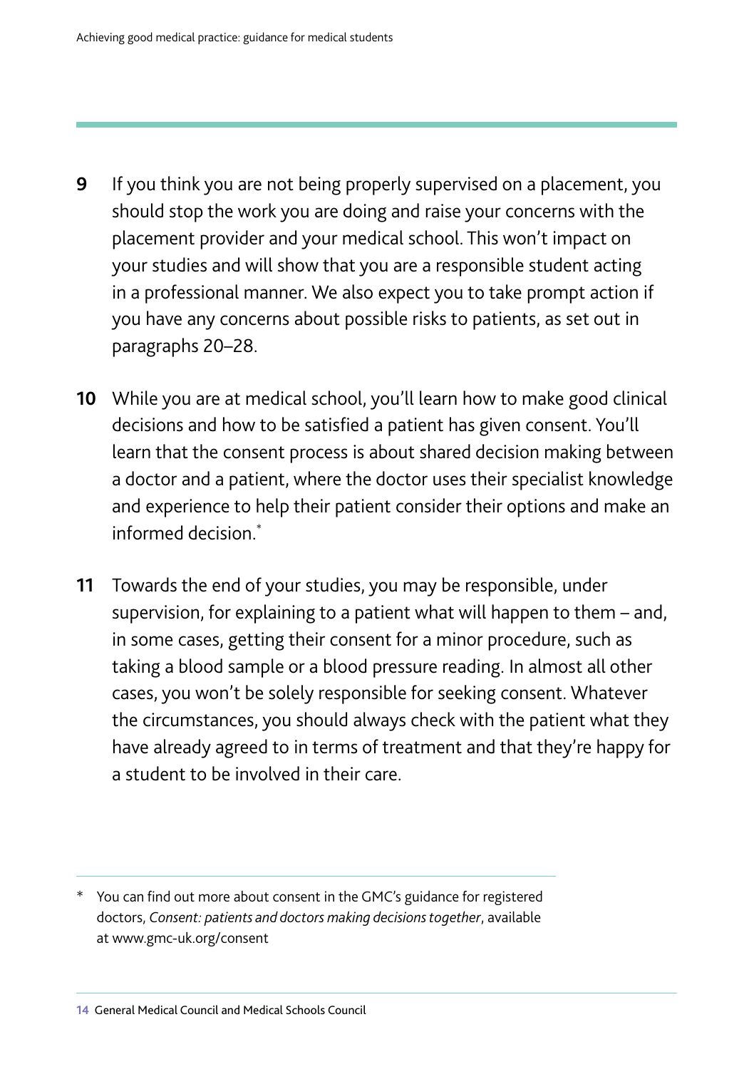**9** If you think you are not being properly supervised on a placement, you should stop the work you are doing and raise your concerns with the placement provider and your medical school. This won't impact on your studies and will show that you are a responsible student acting in a professional manner. We also expect you to take prompt action if you have any concerns about possible risks to patients, as set out in paragraphs 20–28.

**10** While you are at medical school, you'll learn how to make good clinical decisions and how to be satisfied a patient has given consent. You'll learn that the consent process is about shared decision making between a doctor and a patient, where the doctor uses their specialist knowledge and experience to help their patient consider their options and make an informed decision.*

**11** Towards the end of your studies, you may be responsible, under supervision, for explaining to a patient what will happen to them – and, in some cases, getting their consent for a minor procedure, such as taking a blood sample or a blood pressure reading. In almost all other cases, you won't be solely responsible for seeking consent. Whatever the circumstances, you should always check with the patient what they have already agreed to in terms of treatment and that they're happy for a student to be involved in their care.

---

\* You can find out more about consent in the GMC's guidance for registered doctors, *Consent: patients and doctors making decisions together*, available at www.gmc-uk.org/consent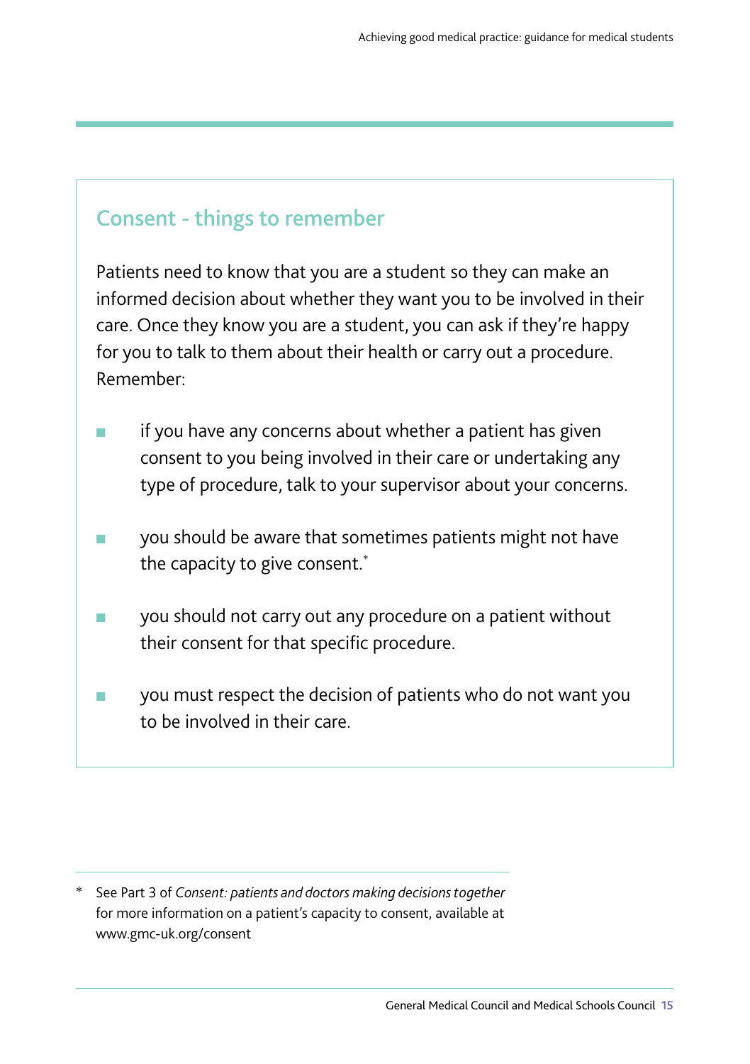## Consent - things to remember

Patients need to know that you are a student so they can make an informed decision about whether they want you to be involved in their care. Once they know you are a student, you can ask if they're happy for you to talk to them about their health or carry out a procedure. Remember:

- if you have any concerns about whether a patient has given consent to you being involved in their care or undertaking any type of procedure, talk to your supervisor about your concerns.
- you should be aware that sometimes patients might not have the capacity to give consent.*
- you should not carry out any procedure on a patient without their consent for that specific procedure.
- you must respect the decision of patients who do not want you to be involved in their care.

---

\* See Part 3 of *Consent: patients and doctors making decisions together* for more information on a patient's capacity to consent, available at www.gmc-uk.org/consent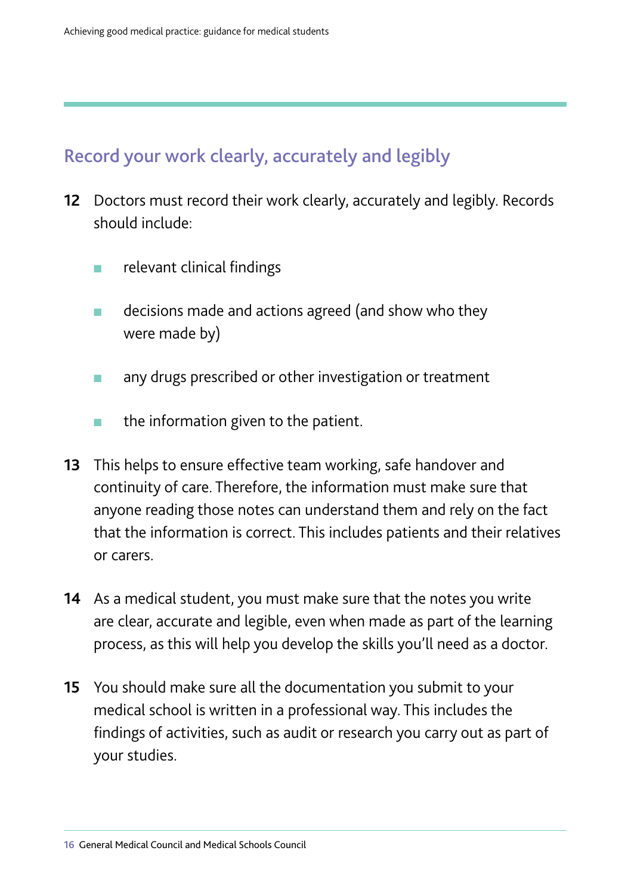## Record your work clearly, accurately and legibly

**12** Doctors must record their work clearly, accurately and legibly. Records should include:

- relevant clinical findings
- decisions made and actions agreed (and show who they were made by)
- any drugs prescribed or other investigation or treatment
- the information given to the patient.

**13** This helps to ensure effective team working, safe handover and continuity of care. Therefore, the information must make sure that anyone reading those notes can understand them and rely on the fact that the information is correct. This includes patients and their relatives or carers.

**14** As a medical student, you must make sure that the notes you write are clear, accurate and legible, even when made as part of the learning process, as this will help you develop the skills you'll need as a doctor.

**15** You should make sure all the documentation you submit to your medical school is written in a professional way. This includes the findings of activities, such as audit or research you carry out as part of your studies.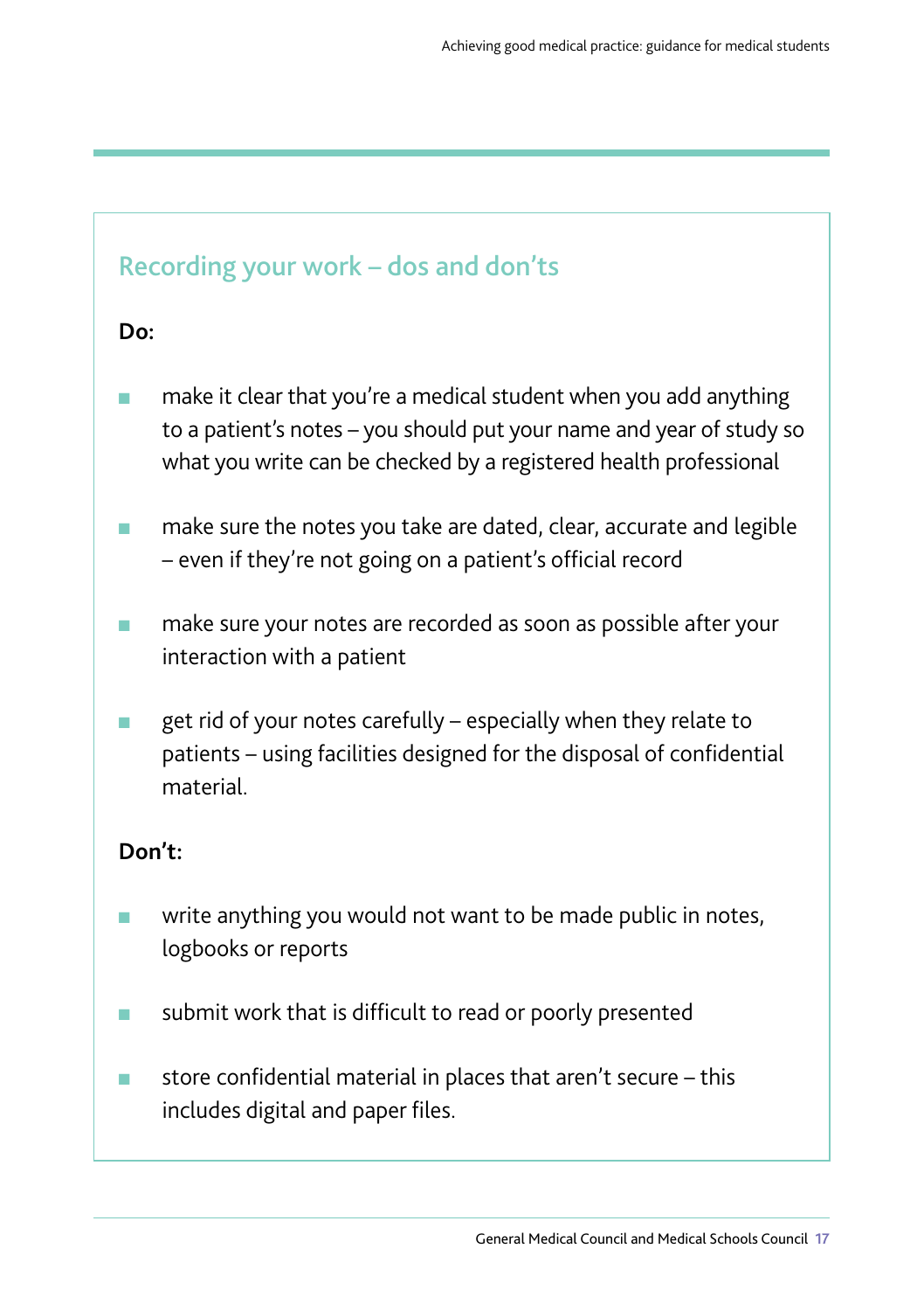## Recording your work – dos and don'ts

**Do:**

- make it clear that you're a medical student when you add anything to a patient's notes – you should put your name and year of study so what you write can be checked by a registered health professional
- make sure the notes you take are dated, clear, accurate and legible – even if they're not going on a patient's official record
- make sure your notes are recorded as soon as possible after your interaction with a patient
- get rid of your notes carefully – especially when they relate to patients – using facilities designed for the disposal of confidential material.

**Don't:**

- write anything you would not want to be made public in notes, logbooks or reports
- submit work that is difficult to read or poorly presented
- store confidential material in places that aren't secure – this includes digital and paper files.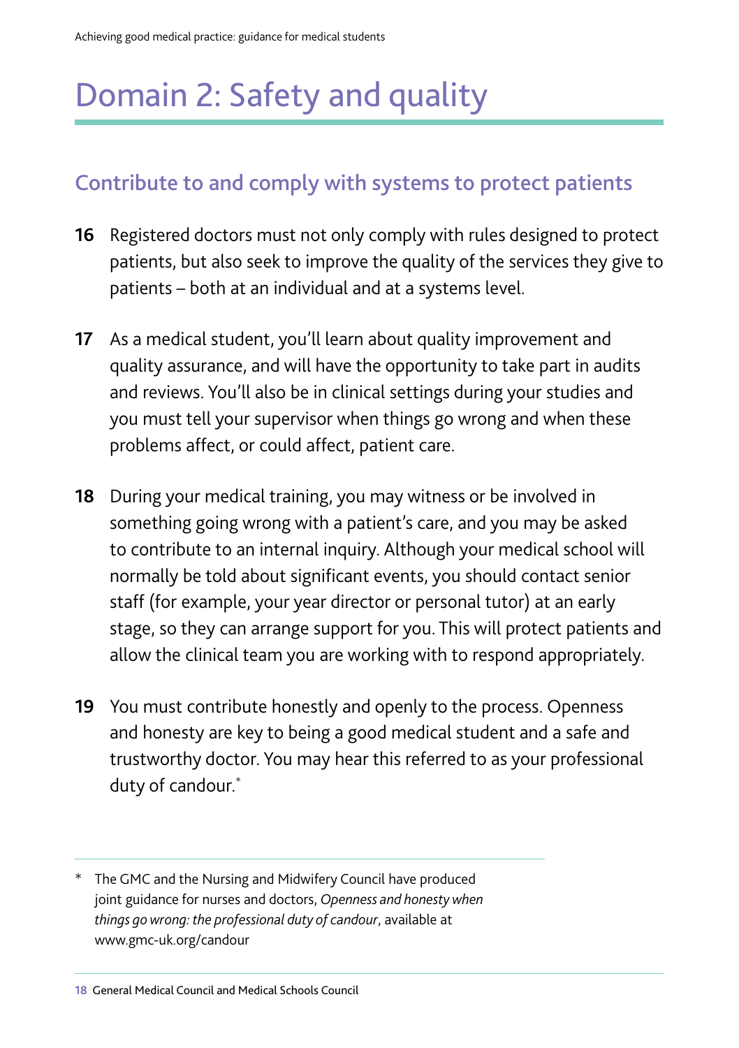# Domain 2: Safety and quality

## Contribute to and comply with systems to protect patients

**16** Registered doctors must not only comply with rules designed to protect patients, but also seek to improve the quality of the services they give to patients – both at an individual and at a systems level.

**17** As a medical student, you'll learn about quality improvement and quality assurance, and will have the opportunity to take part in audits and reviews. You'll also be in clinical settings during your studies and you must tell your supervisor when things go wrong and when these problems affect, or could affect, patient care.

**18** During your medical training, you may witness or be involved in something going wrong with a patient's care, and you may be asked to contribute to an internal inquiry. Although your medical school will normally be told about significant events, you should contact senior staff (for example, your year director or personal tutor) at an early stage, so they can arrange support for you. This will protect patients and allow the clinical team you are working with to respond appropriately.

**19** You must contribute honestly and openly to the process. Openness and honesty are key to being a good medical student and a safe and trustworthy doctor. You may hear this referred to as your professional duty of candour.*

---

\* The GMC and the Nursing and Midwifery Council have produced joint guidance for nurses and doctors, *Openness and honesty when things go wrong: the professional duty of candour*, available at www.gmc-uk.org/candour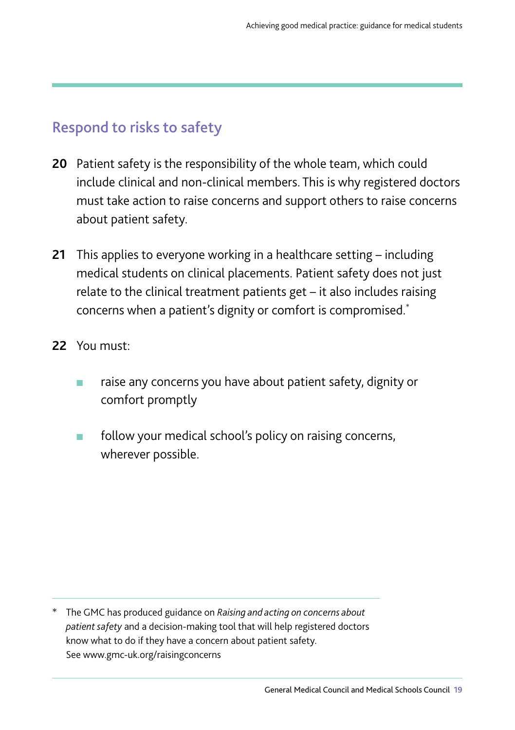## Respond to risks to safety

**20** Patient safety is the responsibility of the whole team, which could include clinical and non-clinical members. This is why registered doctors must take action to raise concerns and support others to raise concerns about patient safety.

**21** This applies to everyone working in a healthcare setting – including medical students on clinical placements. Patient safety does not just relate to the clinical treatment patients get – it also includes raising concerns when a patient's dignity or comfort is compromised.*

**22** You must:

- raise any concerns you have about patient safety, dignity or comfort promptly
- follow your medical school's policy on raising concerns, wherever possible.

---

\* The GMC has produced guidance on *Raising and acting on concerns about patient safety* and a decision-making tool that will help registered doctors know what to do if they have a concern about patient safety. See www.gmc-uk.org/raisingconcerns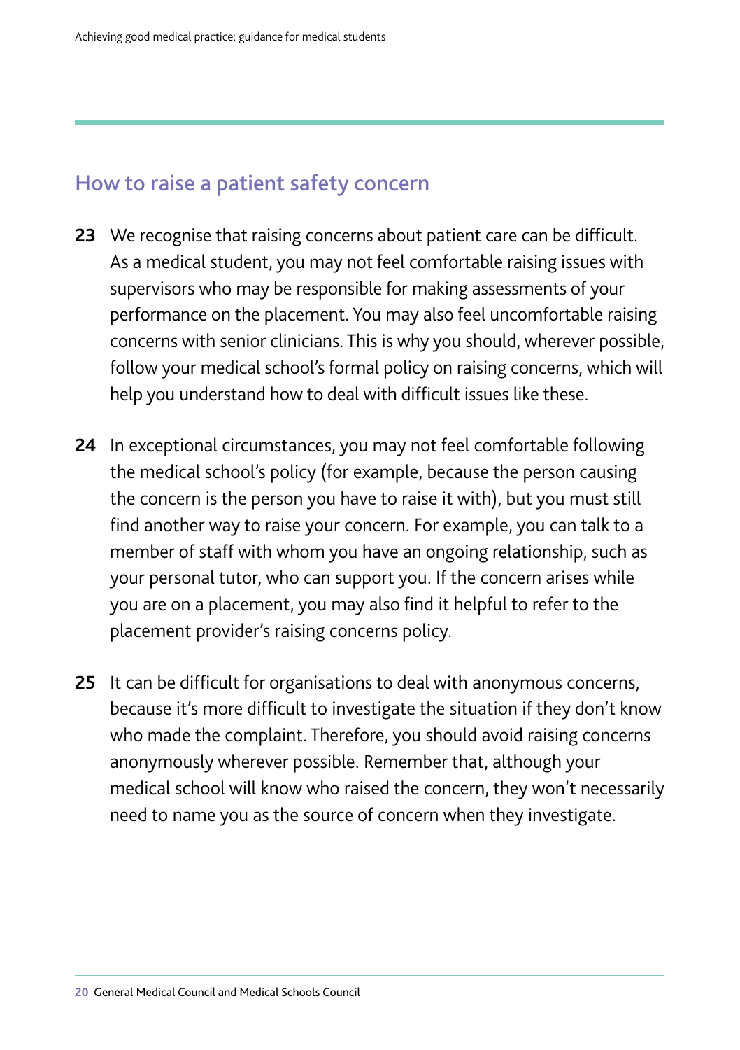## How to raise a patient safety concern

**23** We recognise that raising concerns about patient care can be difficult. As a medical student, you may not feel comfortable raising issues with supervisors who may be responsible for making assessments of your performance on the placement. You may also feel uncomfortable raising concerns with senior clinicians. This is why you should, wherever possible, follow your medical school's formal policy on raising concerns, which will help you understand how to deal with difficult issues like these.

**24** In exceptional circumstances, you may not feel comfortable following the medical school's policy (for example, because the person causing the concern is the person you have to raise it with), but you must still find another way to raise your concern. For example, you can talk to a member of staff with whom you have an ongoing relationship, such as your personal tutor, who can support you. If the concern arises while you are on a placement, you may also find it helpful to refer to the placement provider's raising concerns policy.

**25** It can be difficult for organisations to deal with anonymous concerns, because it's more difficult to investigate the situation if they don't know who made the complaint. Therefore, you should avoid raising concerns anonymously wherever possible. Remember that, although your medical school will know who raised the concern, they won't necessarily need to name you as the source of concern when they investigate.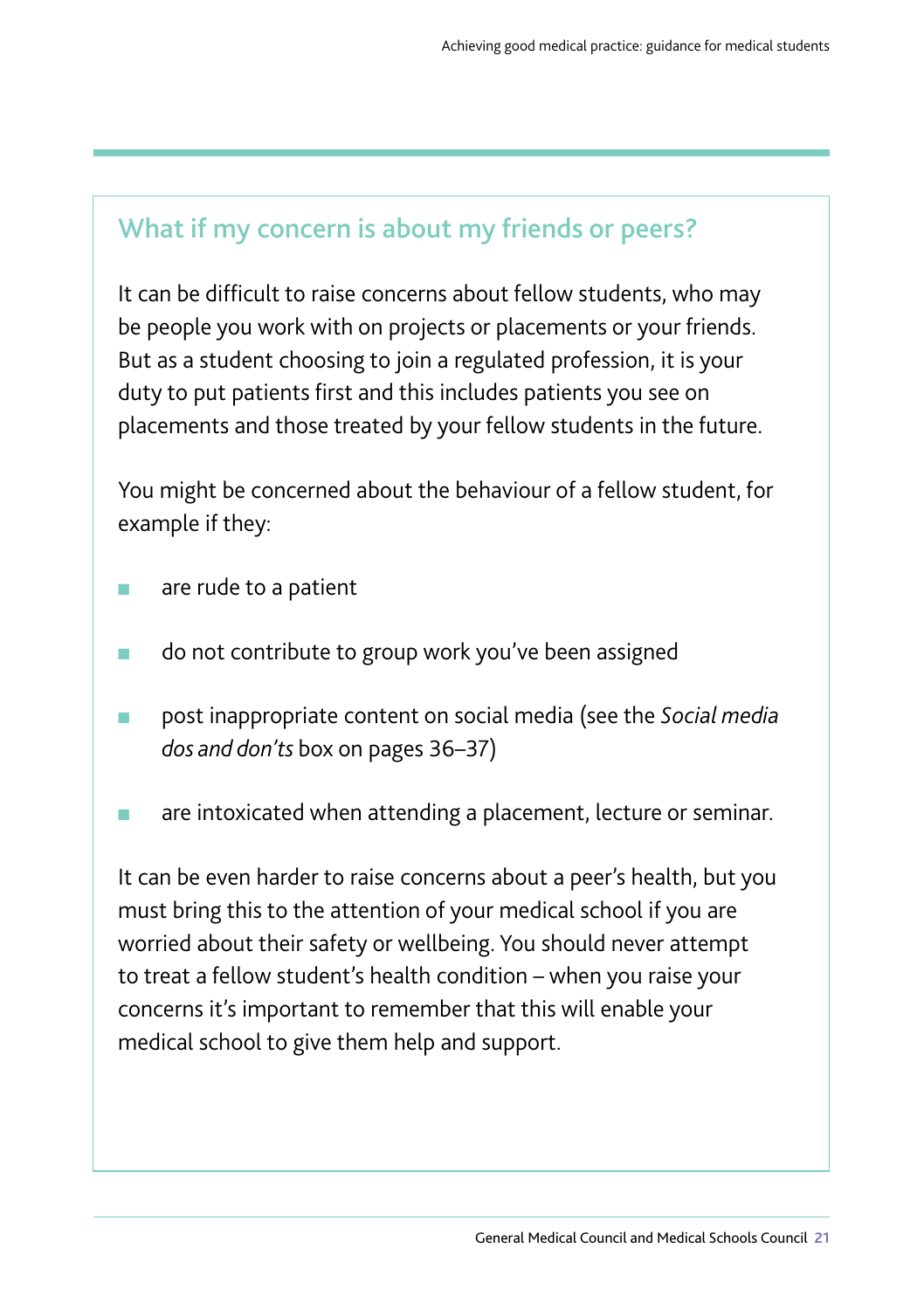## What if my concern is about my friends or peers?

It can be difficult to raise concerns about fellow students, who may be people you work with on projects or placements or your friends. But as a student choosing to join a regulated profession, it is your duty to put patients first and this includes patients you see on placements and those treated by your fellow students in the future.

You might be concerned about the behaviour of a fellow student, for example if they:

- are rude to a patient
- do not contribute to group work you've been assigned
- post inappropriate content on social media (see the *Social media dos and don'ts* box on pages 36–37)
- are intoxicated when attending a placement, lecture or seminar.

It can be even harder to raise concerns about a peer's health, but you must bring this to the attention of your medical school if you are worried about their safety or wellbeing. You should never attempt to treat a fellow student's health condition – when you raise your concerns it's important to remember that this will enable your medical school to give them help and support.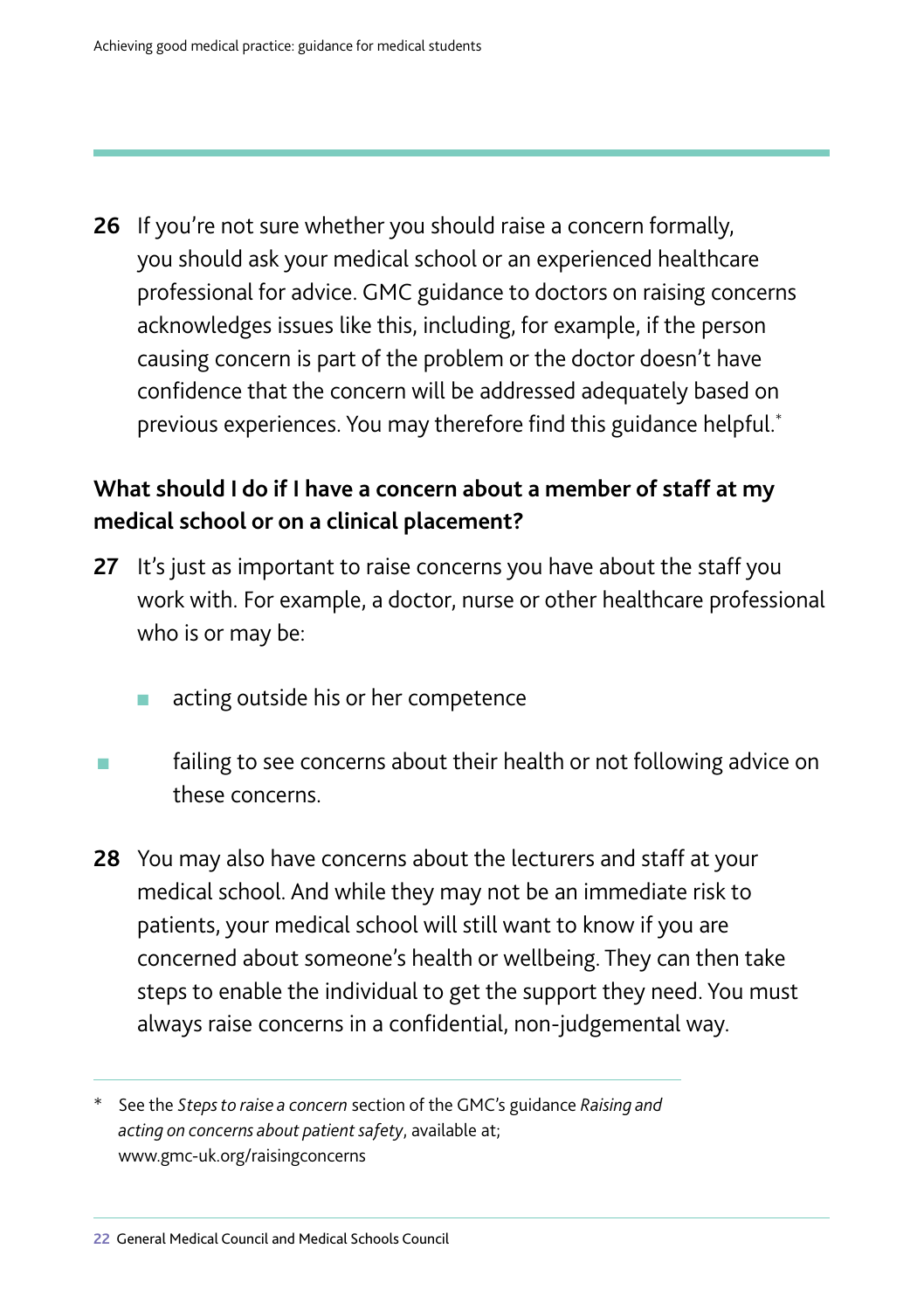26 If you're not sure whether you should raise a concern formally, you should ask your medical school or an experienced healthcare professional for advice. GMC guidance to doctors on raising concerns acknowledges issues like this, including, for example, if the person causing concern is part of the problem or the doctor doesn't have confidence that the concern will be addressed adequately based on previous experiences. You may therefore find this guidance helpful.*

### What should I do if I have a concern about a member of staff at my medical school or on a clinical placement?

27 It's just as important to raise concerns you have about the staff you work with. For example, a doctor, nurse or other healthcare professional who is or may be:

- acting outside his or her competence
- failing to see concerns about their health or not following advice on these concerns.

28 You may also have concerns about the lecturers and staff at your medical school. And while they may not be an immediate risk to patients, your medical school will still want to know if you are concerned about someone's health or wellbeing. They can then take steps to enable the individual to get the support they need. You must always raise concerns in a confidential, non-judgemental way.

---

* See the *Steps to raise a concern* section of the GMC's guidance *Raising and acting on concerns about patient safety*, available at; www.gmc-uk.org/raisingconcerns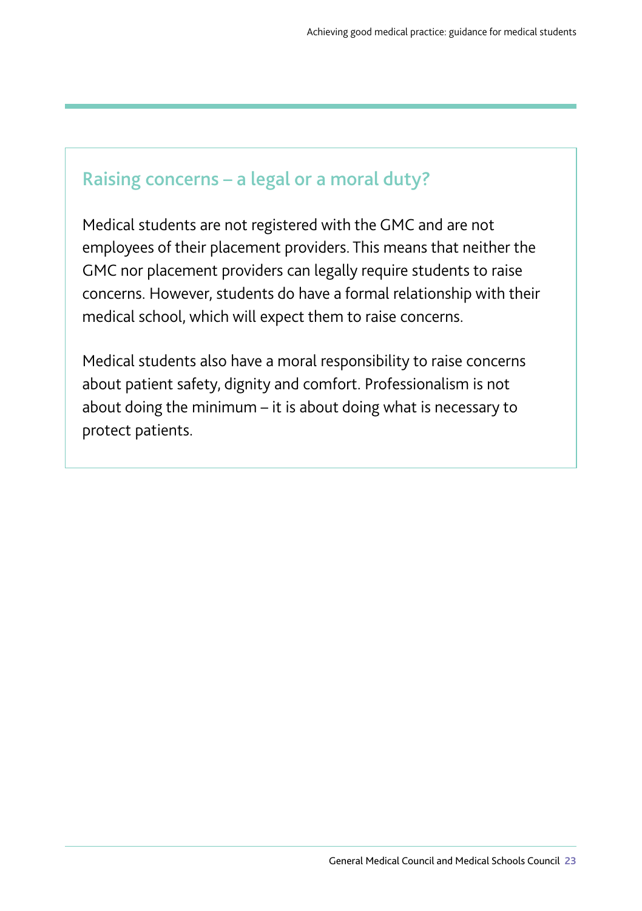## Raising concerns – a legal or a moral duty?

Medical students are not registered with the GMC and are not employees of their placement providers. This means that neither the GMC nor placement providers can legally require students to raise concerns. However, students do have a formal relationship with their medical school, which will expect them to raise concerns.

Medical students also have a moral responsibility to raise concerns about patient safety, dignity and comfort. Professionalism is not about doing the minimum – it is about doing what is necessary to protect patients.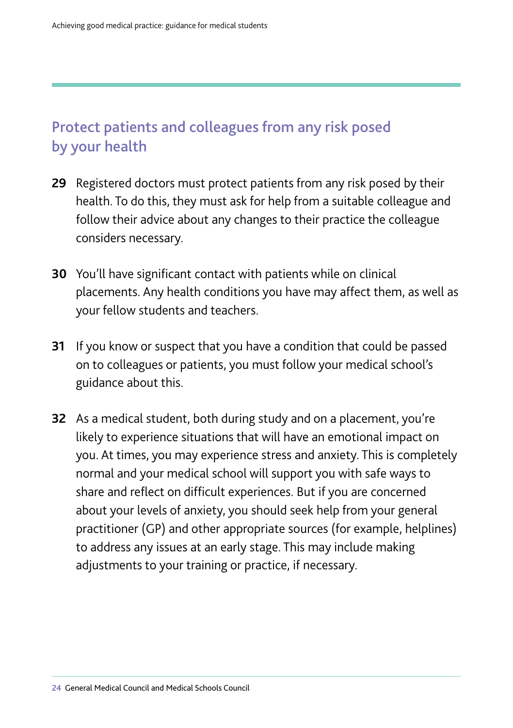## Protect patients and colleagues from any risk posed by your health

**29** Registered doctors must protect patients from any risk posed by their health. To do this, they must ask for help from a suitable colleague and follow their advice about any changes to their practice the colleague considers necessary.

**30** You'll have significant contact with patients while on clinical placements. Any health conditions you have may affect them, as well as your fellow students and teachers.

**31** If you know or suspect that you have a condition that could be passed on to colleagues or patients, you must follow your medical school's guidance about this.

**32** As a medical student, both during study and on a placement, you're likely to experience situations that will have an emotional impact on you. At times, you may experience stress and anxiety. This is completely normal and your medical school will support you with safe ways to share and reflect on difficult experiences. But if you are concerned about your levels of anxiety, you should seek help from your general practitioner (GP) and other appropriate sources (for example, helplines) to address any issues at an early stage. This may include making adjustments to your training or practice, if necessary.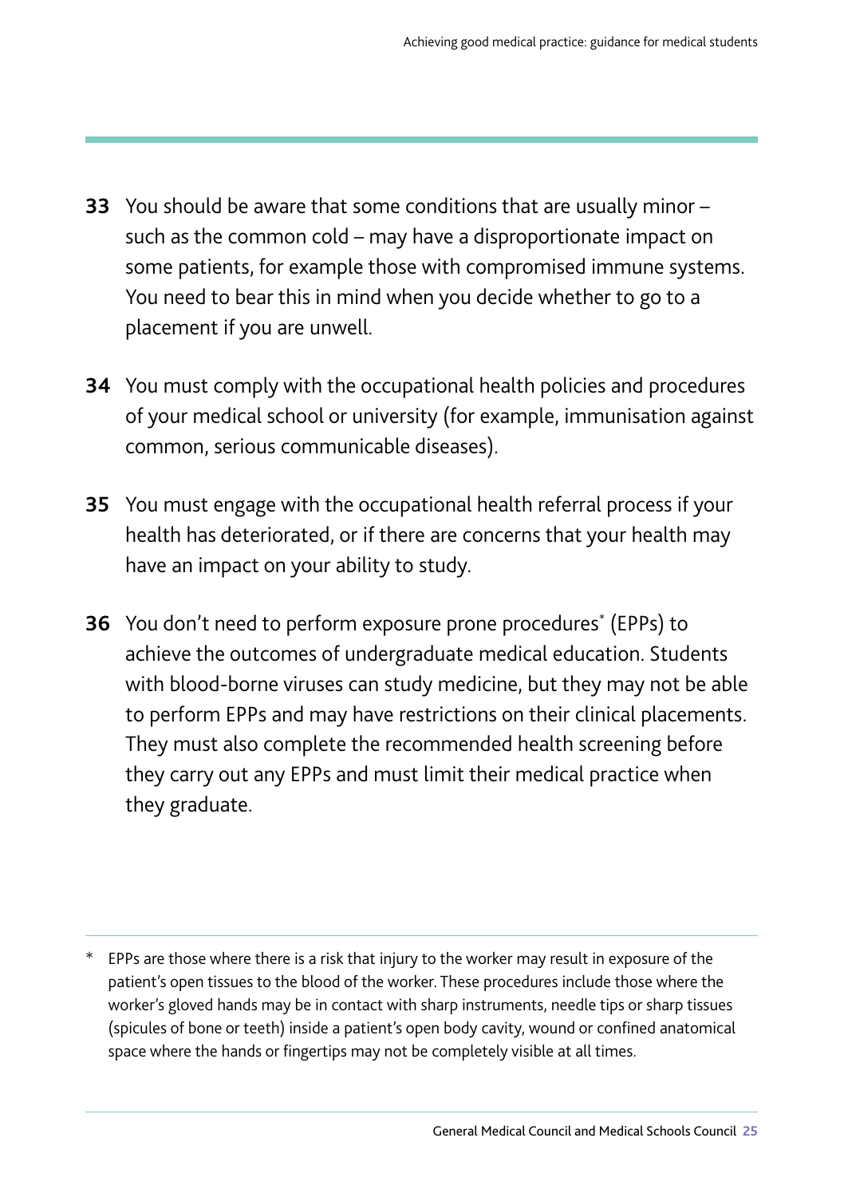**33** You should be aware that some conditions that are usually minor – such as the common cold – may have a disproportionate impact on some patients, for example those with compromised immune systems. You need to bear this in mind when you decide whether to go to a placement if you are unwell.

**34** You must comply with the occupational health policies and procedures of your medical school or university (for example, immunisation against common, serious communicable diseases).

**35** You must engage with the occupational health referral process if your health has deteriorated, or if there are concerns that your health may have an impact on your ability to study.

**36** You don't need to perform exposure prone procedures* (EPPs) to achieve the outcomes of undergraduate medical education. Students with blood-borne viruses can study medicine, but they may not be able to perform EPPs and may have restrictions on their clinical placements. They must also complete the recommended health screening before they carry out any EPPs and must limit their medical practice when they graduate.

---

\* EPPs are those where there is a risk that injury to the worker may result in exposure of the patient's open tissues to the blood of the worker. These procedures include those where the worker's gloved hands may be in contact with sharp instruments, needle tips or sharp tissues (spicules of bone or teeth) inside a patient's open body cavity, wound or confined anatomical space where the hands or fingertips may not be completely visible at all times.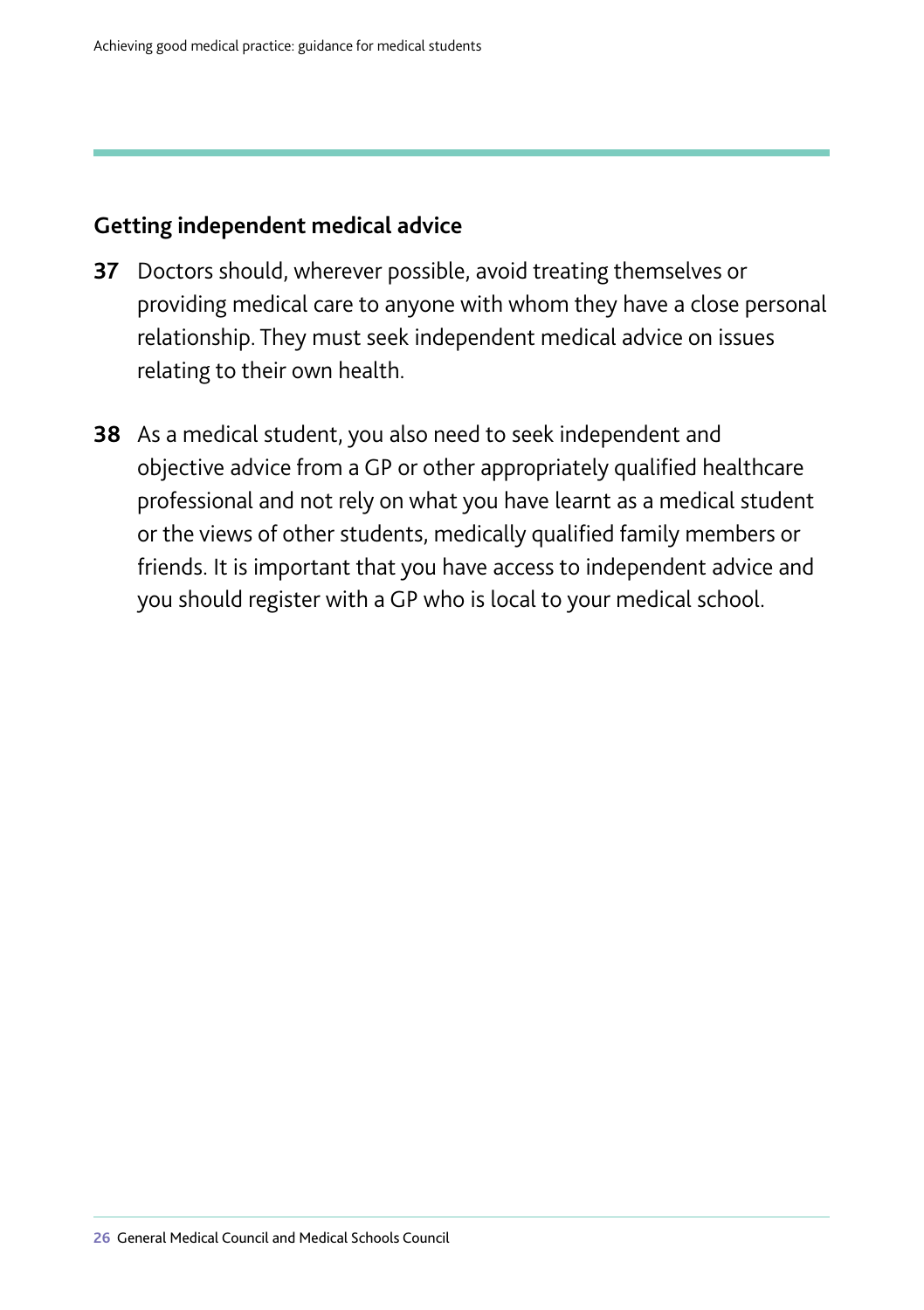## Getting independent medical advice

**37** Doctors should, wherever possible, avoid treating themselves or providing medical care to anyone with whom they have a close personal relationship. They must seek independent medical advice on issues relating to their own health.

**38** As a medical student, you also need to seek independent and objective advice from a GP or other appropriately qualified healthcare professional and not rely on what you have learnt as a medical student or the views of other students, medically qualified family members or friends. It is important that you have access to independent advice and you should register with a GP who is local to your medical school.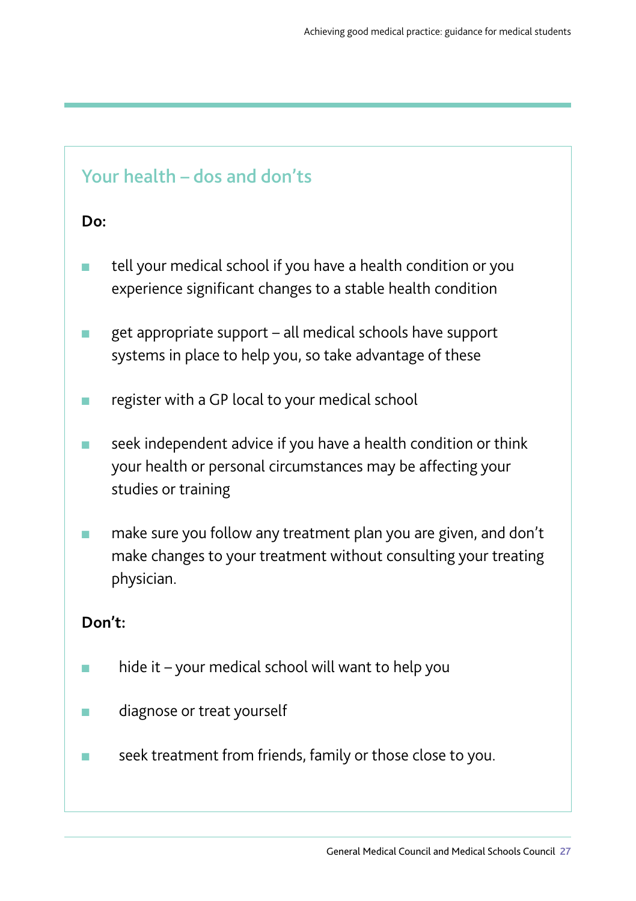## Your health – dos and don'ts

**Do:**

- tell your medical school if you have a health condition or you experience significant changes to a stable health condition
- get appropriate support – all medical schools have support systems in place to help you, so take advantage of these
- register with a GP local to your medical school
- seek independent advice if you have a health condition or think your health or personal circumstances may be affecting your studies or training
- make sure you follow any treatment plan you are given, and don't make changes to your treatment without consulting your treating physician.

**Don't:**

- hide it – your medical school will want to help you
- diagnose or treat yourself
- seek treatment from friends, family or those close to you.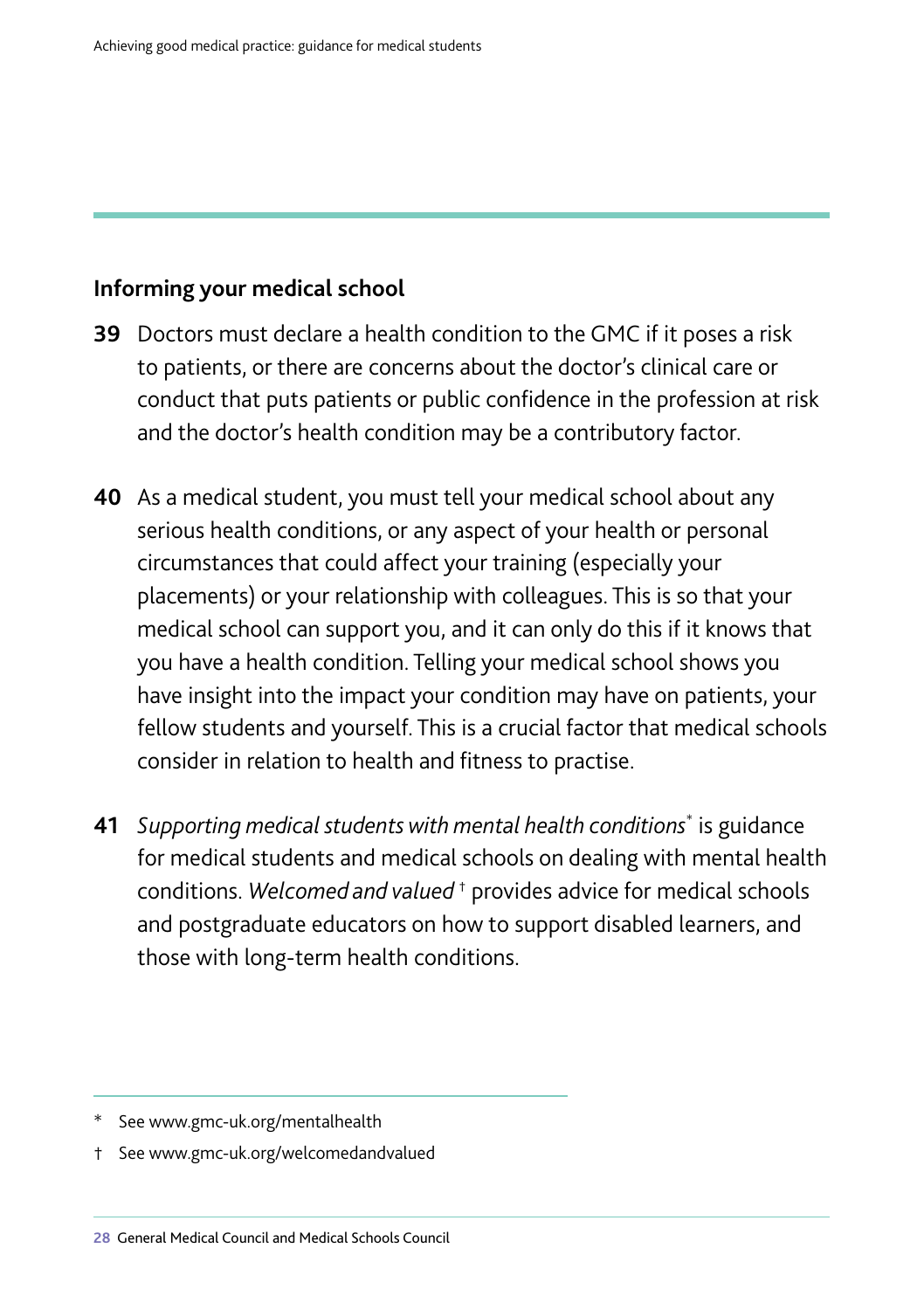## Informing your medical school

**39** Doctors must declare a health condition to the GMC if it poses a risk to patients, or there are concerns about the doctor's clinical care or conduct that puts patients or public confidence in the profession at risk and the doctor's health condition may be a contributory factor.

**40** As a medical student, you must tell your medical school about any serious health conditions, or any aspect of your health or personal circumstances that could affect your training (especially your placements) or your relationship with colleagues. This is so that your medical school can support you, and it can only do this if it knows that you have a health condition. Telling your medical school shows you have insight into the impact your condition may have on patients, your fellow students and yourself. This is a crucial factor that medical schools consider in relation to health and fitness to practise.

**41** *Supporting medical students with mental health conditions*[*] is guidance for medical students and medical schools on dealing with mental health conditions. *Welcomed and valued*[†] provides advice for medical schools and postgraduate educators on how to support disabled learners, and those with long-term health conditions.

---

\* See www.gmc-uk.org/mentalhealth

† See www.gmc-uk.org/welcomedandvalued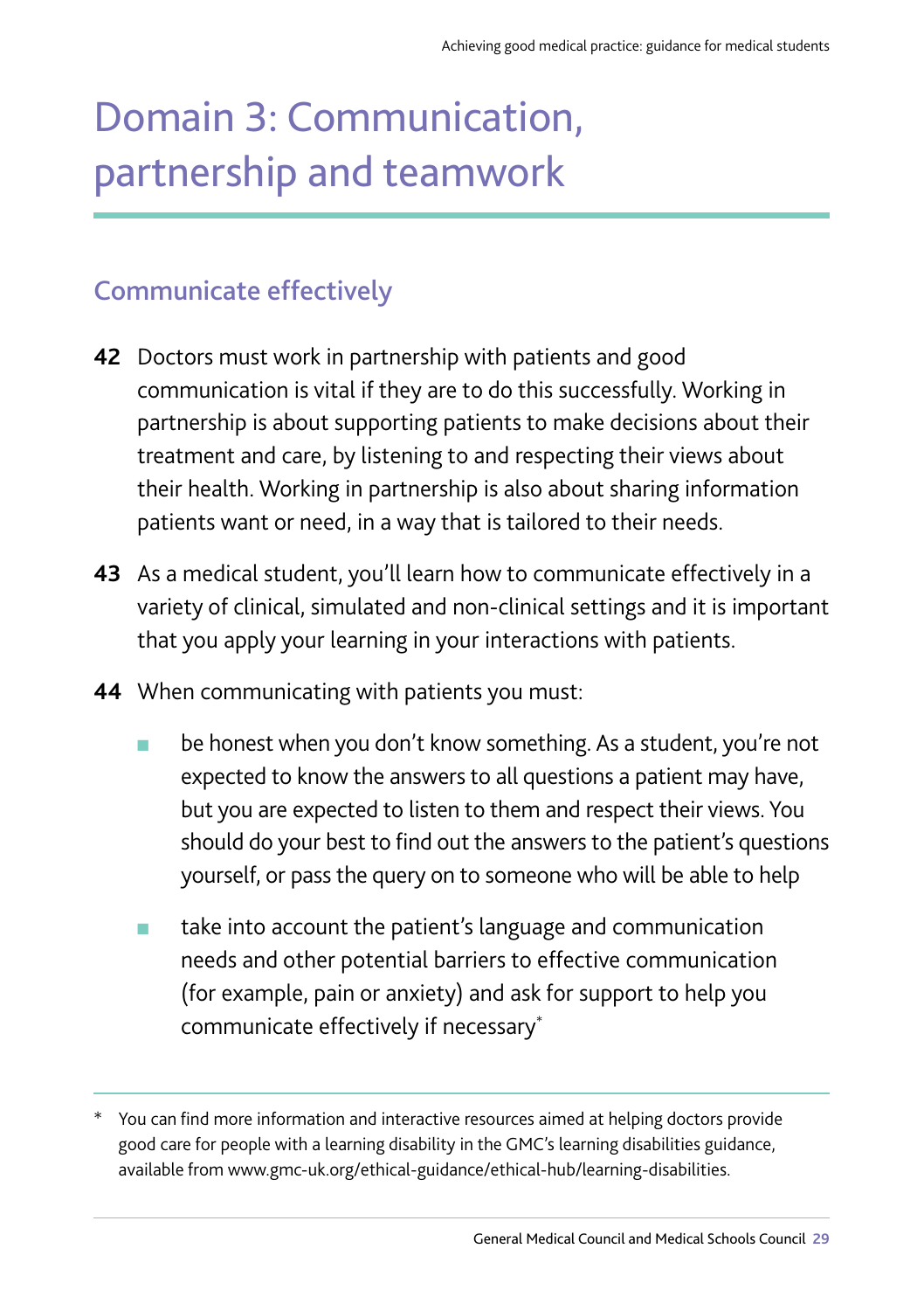# Domain 3: Communication, partnership and teamwork

## Communicate effectively

**42** Doctors must work in partnership with patients and good communication is vital if they are to do this successfully. Working in partnership is about supporting patients to make decisions about their treatment and care, by listening to and respecting their views about their health. Working in partnership is also about sharing information patients want or need, in a way that is tailored to their needs.

**43** As a medical student, you'll learn how to communicate effectively in a variety of clinical, simulated and non-clinical settings and it is important that you apply your learning in your interactions with patients.

**44** When communicating with patients you must:

- be honest when you don't know something. As a student, you're not expected to know the answers to all questions a patient may have, but you are expected to listen to them and respect their views. You should do your best to find out the answers to the patient's questions yourself, or pass the query on to someone who will be able to help
- take into account the patient's language and communication needs and other potential barriers to effective communication (for example, pain or anxiety) and ask for support to help you communicate effectively if necessary*

---

\* You can find more information and interactive resources aimed at helping doctors provide good care for people with a learning disability in the GMC's learning disabilities guidance, available from www.gmc-uk.org/ethical-guidance/ethical-hub/learning-disabilities.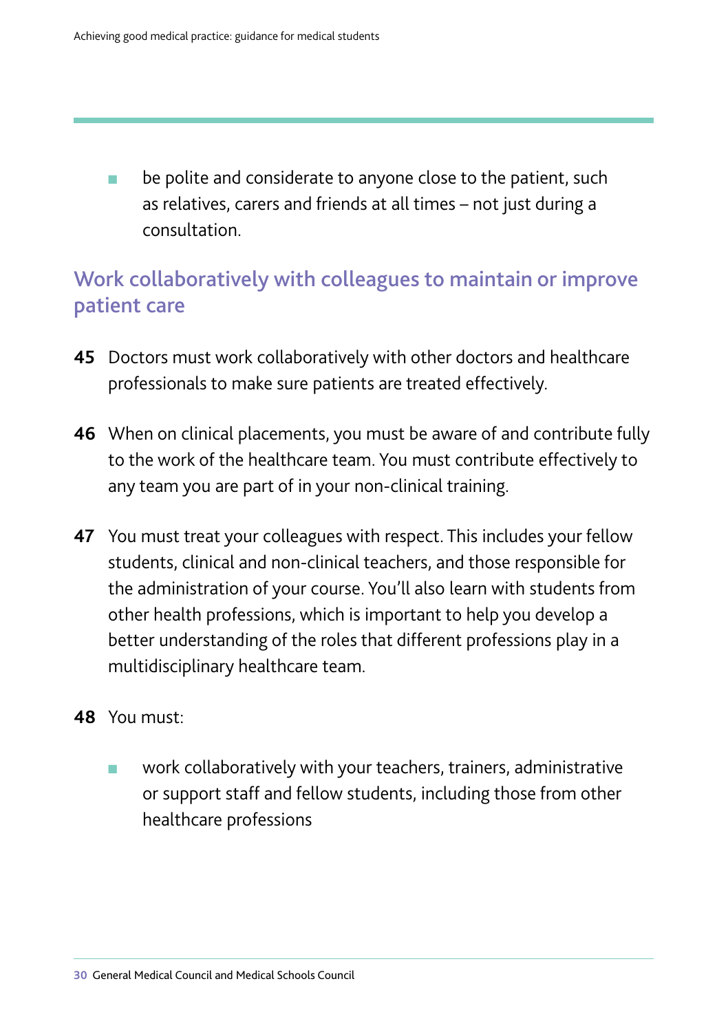- be polite and considerate to anyone close to the patient, such as relatives, carers and friends at all times – not just during a consultation.

## Work collaboratively with colleagues to maintain or improve patient care

**45** Doctors must work collaboratively with other doctors and healthcare professionals to make sure patients are treated effectively.

**46** When on clinical placements, you must be aware of and contribute fully to the work of the healthcare team. You must contribute effectively to any team you are part of in your non-clinical training.

**47** You must treat your colleagues with respect. This includes your fellow students, clinical and non-clinical teachers, and those responsible for the administration of your course. You'll also learn with students from other health professions, which is important to help you develop a better understanding of the roles that different professions play in a multidisciplinary healthcare team.

**48** You must:

- work collaboratively with your teachers, trainers, administrative or support staff and fellow students, including those from other healthcare professions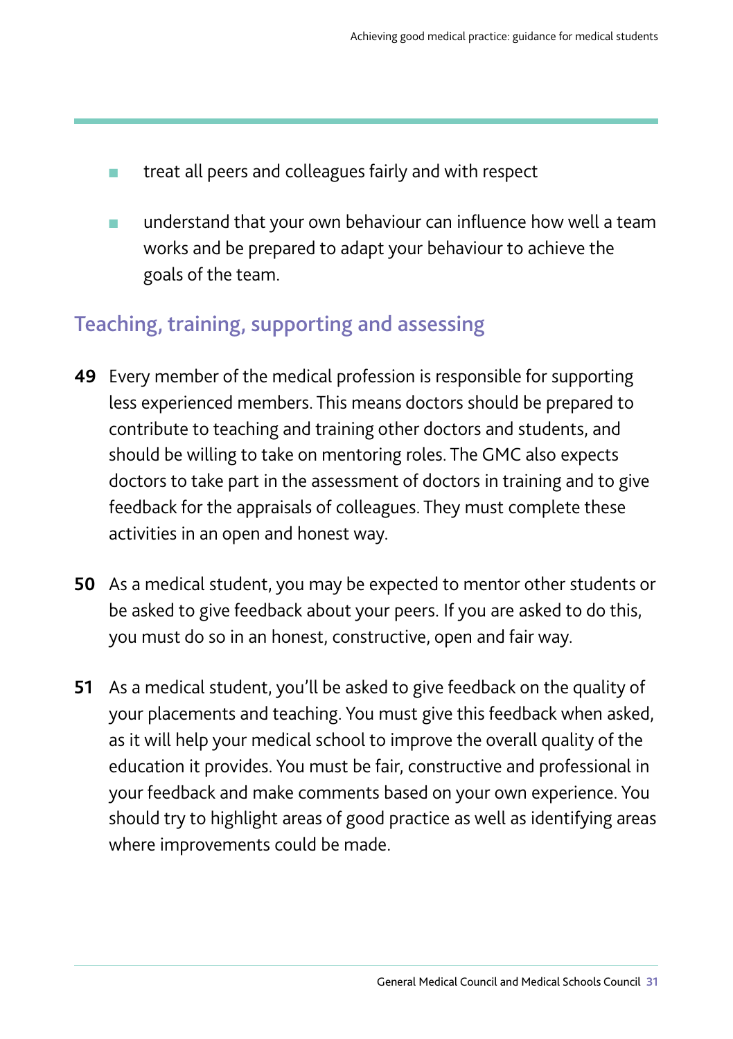- treat all peers and colleagues fairly and with respect
- understand that your own behaviour can influence how well a team works and be prepared to adapt your behaviour to achieve the goals of the team.

## Teaching, training, supporting and assessing

**49** Every member of the medical profession is responsible for supporting less experienced members. This means doctors should be prepared to contribute to teaching and training other doctors and students, and should be willing to take on mentoring roles. The GMC also expects doctors to take part in the assessment of doctors in training and to give feedback for the appraisals of colleagues. They must complete these activities in an open and honest way.

**50** As a medical student, you may be expected to mentor other students or be asked to give feedback about your peers. If you are asked to do this, you must do so in an honest, constructive, open and fair way.

**51** As a medical student, you'll be asked to give feedback on the quality of your placements and teaching. You must give this feedback when asked, as it will help your medical school to improve the overall quality of the education it provides. You must be fair, constructive and professional in your feedback and make comments based on your own experience. You should try to highlight areas of good practice as well as identifying areas where improvements could be made.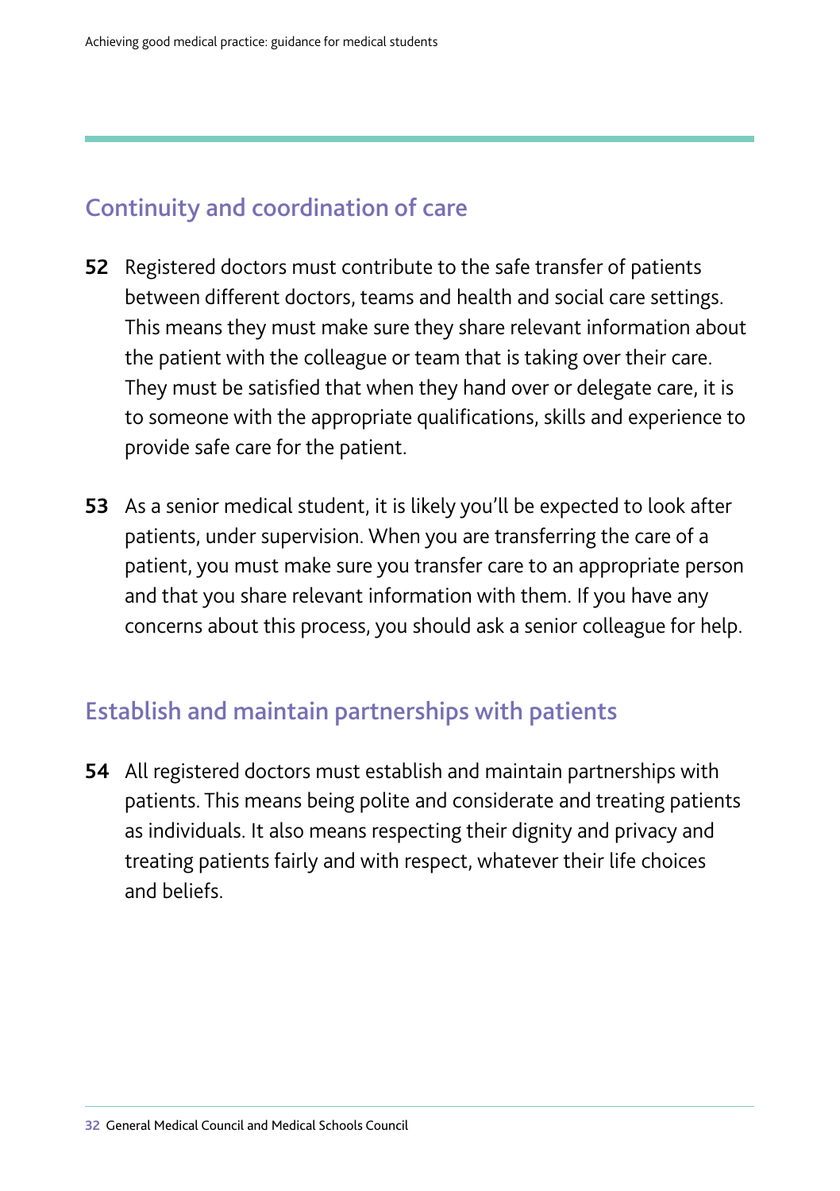## Continuity and coordination of care

**52** Registered doctors must contribute to the safe transfer of patients between different doctors, teams and health and social care settings. This means they must make sure they share relevant information about the patient with the colleague or team that is taking over their care. They must be satisfied that when they hand over or delegate care, it is to someone with the appropriate qualifications, skills and experience to provide safe care for the patient.

**53** As a senior medical student, it is likely you'll be expected to look after patients, under supervision. When you are transferring the care of a patient, you must make sure you transfer care to an appropriate person and that you share relevant information with them. If you have any concerns about this process, you should ask a senior colleague for help.

## Establish and maintain partnerships with patients

**54** All registered doctors must establish and maintain partnerships with patients. This means being polite and considerate and treating patients as individuals. It also means respecting their dignity and privacy and treating patients fairly and with respect, whatever their life choices and beliefs.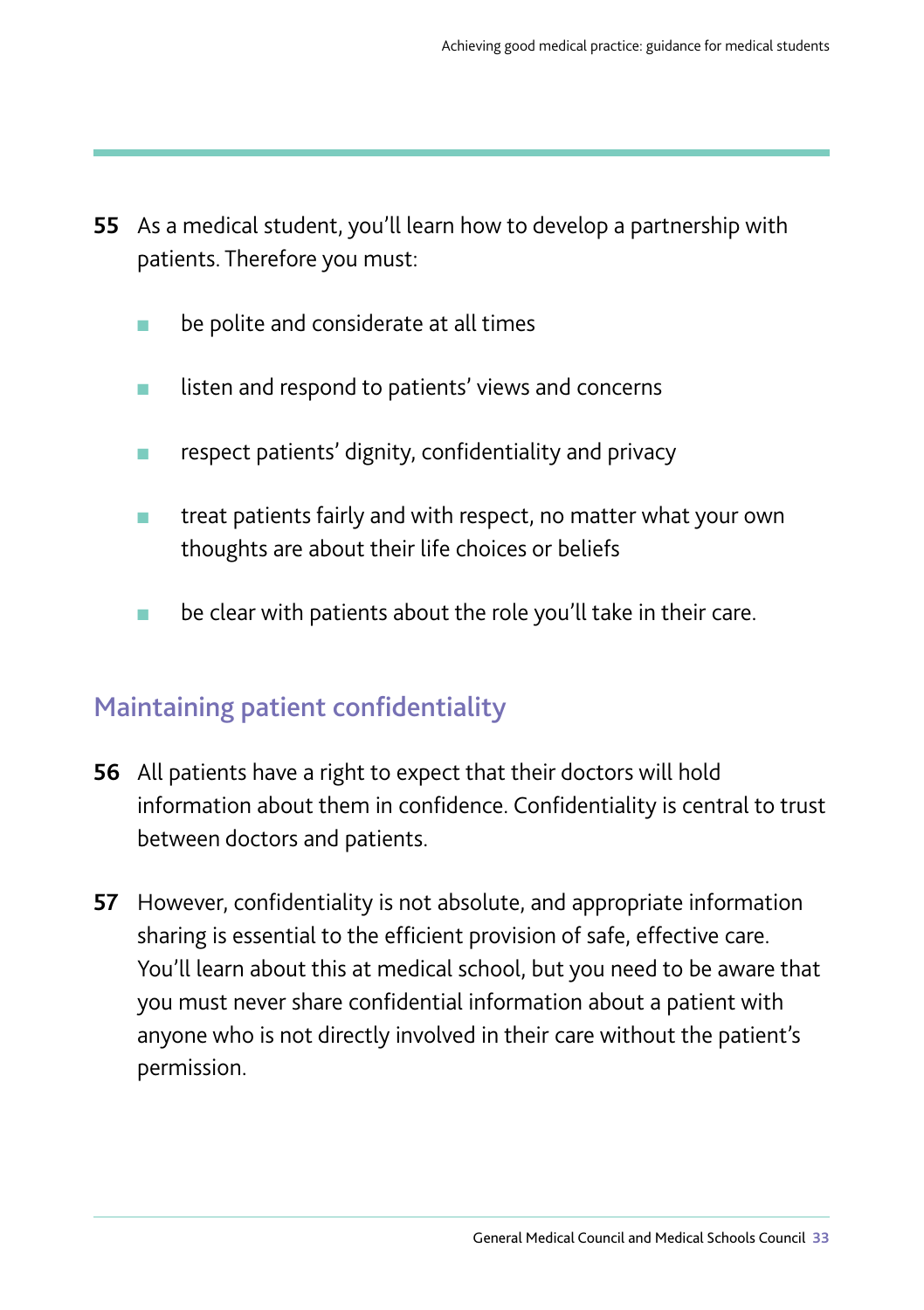**55** As a medical student, you'll learn how to develop a partnership with patients. Therefore you must:

- be polite and considerate at all times
- listen and respond to patients' views and concerns
- respect patients' dignity, confidentiality and privacy
- treat patients fairly and with respect, no matter what your own thoughts are about their life choices or beliefs
- be clear with patients about the role you'll take in their care.

## Maintaining patient confidentiality

**56** All patients have a right to expect that their doctors will hold information about them in confidence. Confidentiality is central to trust between doctors and patients.

**57** However, confidentiality is not absolute, and appropriate information sharing is essential to the efficient provision of safe, effective care. You'll learn about this at medical school, but you need to be aware that you must never share confidential information about a patient with anyone who is not directly involved in their care without the patient's permission.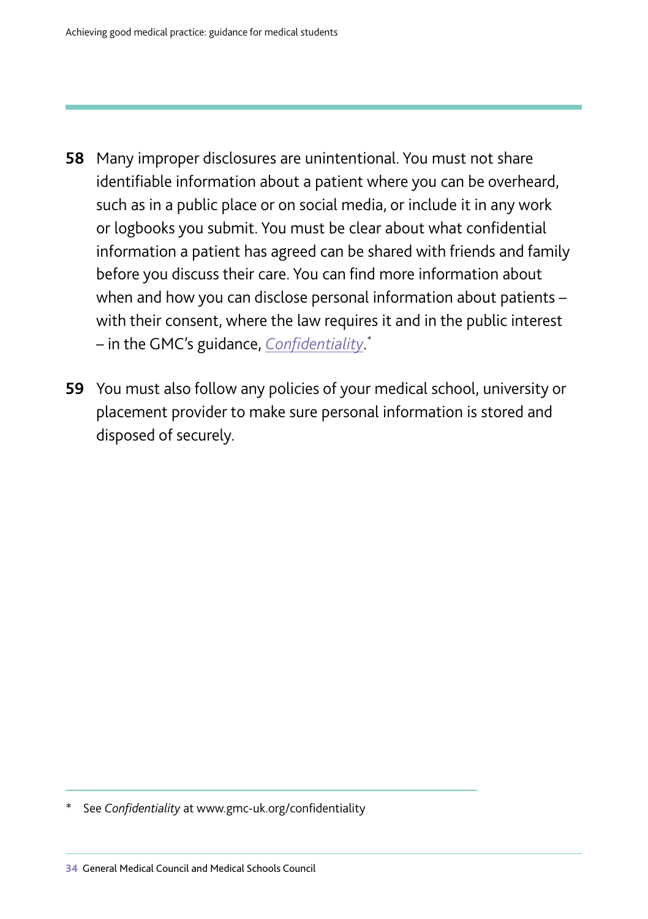**58** Many improper disclosures are unintentional. You must not share identifiable information about a patient where you can be overheard, such as in a public place or on social media, or include it in any work or logbooks you submit. You must be clear about what confidential information a patient has agreed can be shared with friends and family before you discuss their care. You can find more information about when and how you can disclose personal information about patients – with their consent, where the law requires it and in the public interest – in the GMC's guidance, *Confidentiality*.*

**59** You must also follow any policies of your medical school, university or placement provider to make sure personal information is stored and disposed of securely.

---

\* See *Confidentiality* at www.gmc-uk.org/confidentiality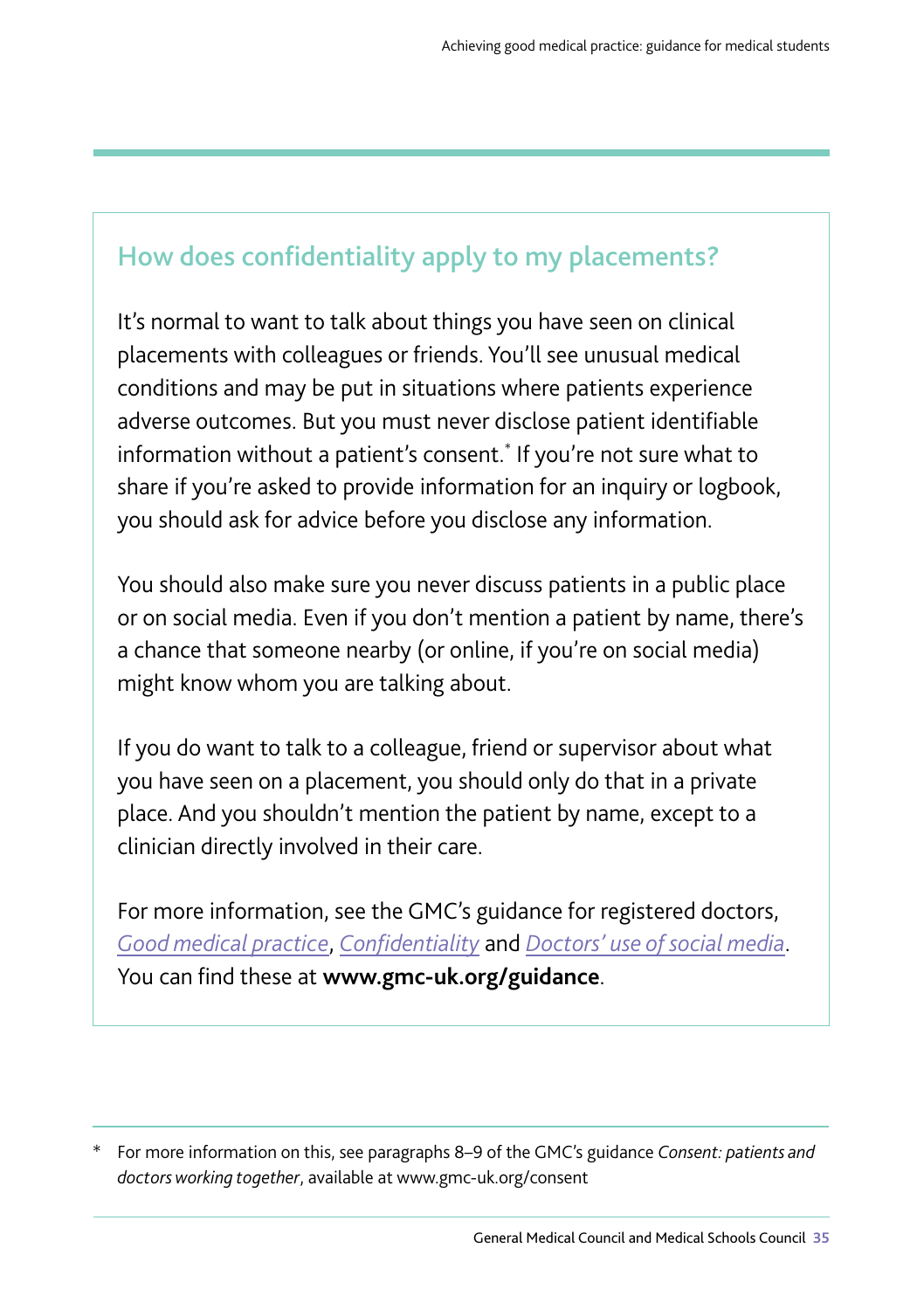## How does confidentiality apply to my placements?

It's normal to want to talk about things you have seen on clinical placements with colleagues or friends. You'll see unusual medical conditions and may be put in situations where patients experience adverse outcomes. But you must never disclose patient identifiable information without a patient's consent.* If you're not sure what to share if you're asked to provide information for an inquiry or logbook, you should ask for advice before you disclose any information.

You should also make sure you never discuss patients in a public place or on social media. Even if you don't mention a patient by name, there's a chance that someone nearby (or online, if you're on social media) might know whom you are talking about.

If you do want to talk to a colleague, friend or supervisor about what you have seen on a placement, you should only do that in a private place. And you shouldn't mention the patient by name, except to a clinician directly involved in their care.

For more information, see the GMC's guidance for registered doctors, *Good medical practice*, *Confidentiality* and *Doctors' use of social media*. You can find these at **www.gmc-uk.org/guidance**.

---

\* For more information on this, see paragraphs 8–9 of the GMC's guidance *Consent: patients and doctors working together*, available at www.gmc-uk.org/consent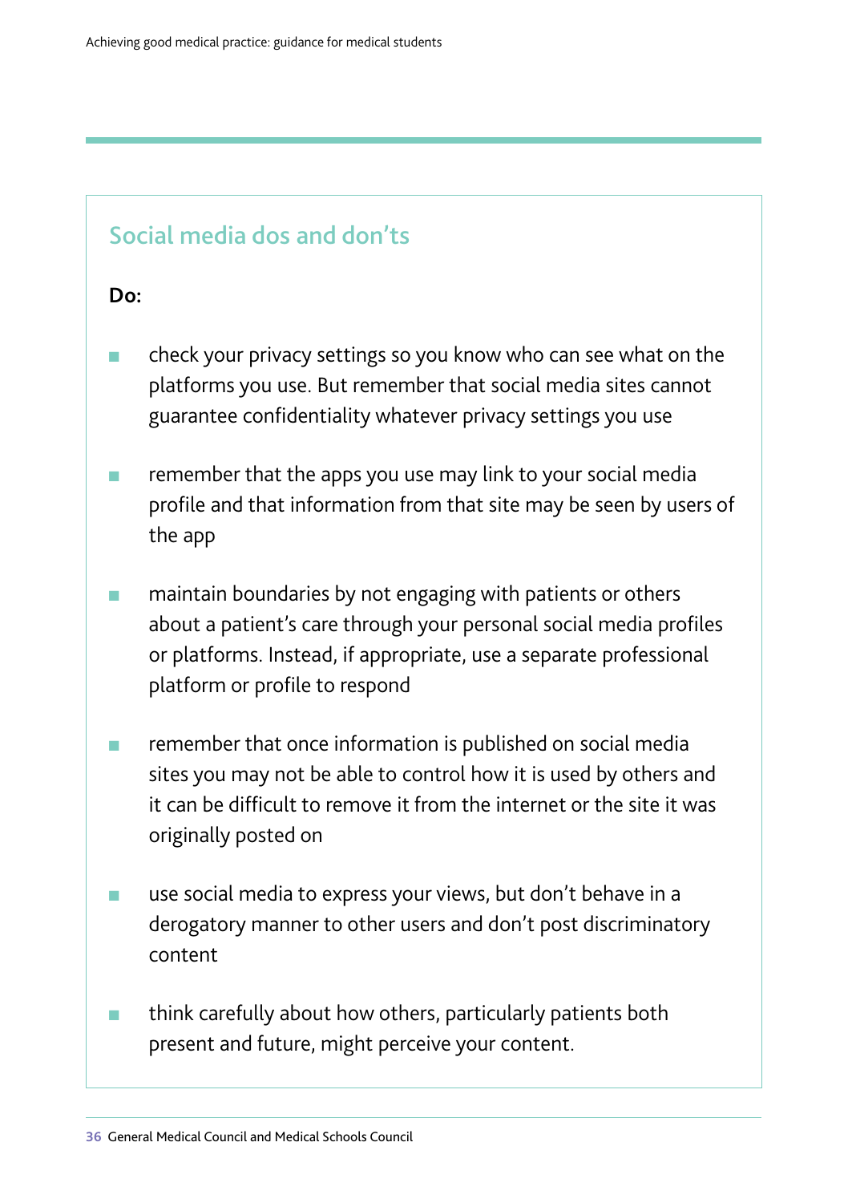## Social media dos and don'ts

**Do:**

- check your privacy settings so you know who can see what on the platforms you use. But remember that social media sites cannot guarantee confidentiality whatever privacy settings you use
- remember that the apps you use may link to your social media profile and that information from that site may be seen by users of the app
- maintain boundaries by not engaging with patients or others about a patient's care through your personal social media profiles or platforms. Instead, if appropriate, use a separate professional platform or profile to respond
- remember that once information is published on social media sites you may not be able to control how it is used by others and it can be difficult to remove it from the internet or the site it was originally posted on
- use social media to express your views, but don't behave in a derogatory manner to other users and don't post discriminatory content
- think carefully about how others, particularly patients both present and future, might perceive your content.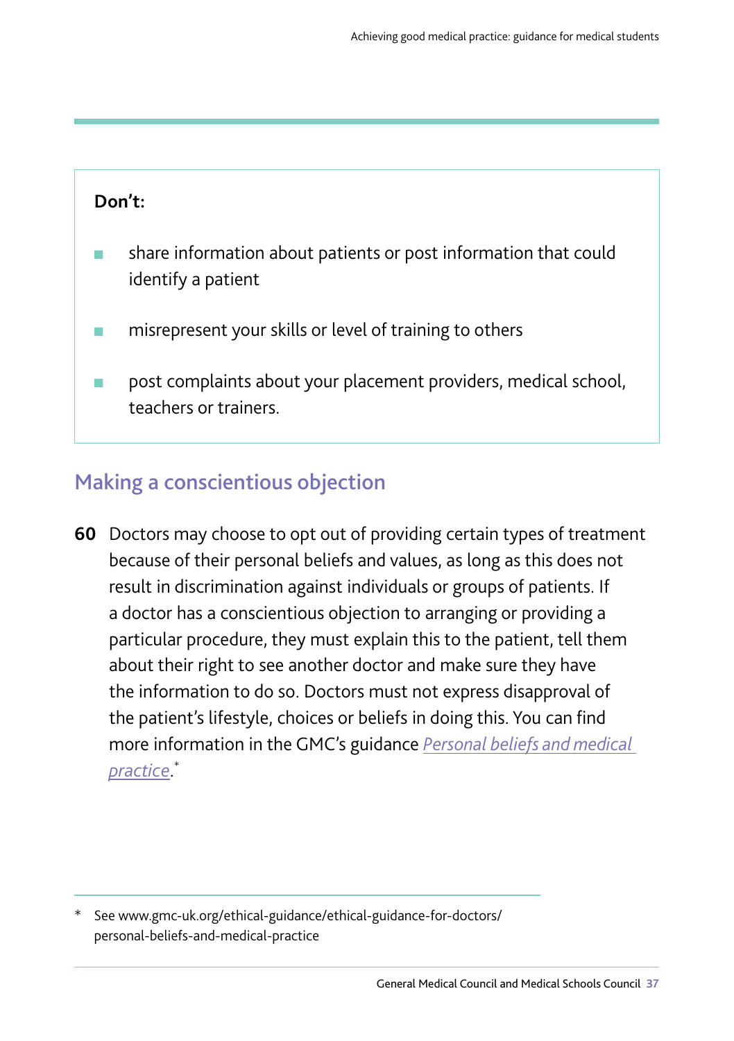**Don't:**

- share information about patients or post information that could identify a patient
- misrepresent your skills or level of training to others
- post complaints about your placement providers, medical school, teachers or trainers.

## Making a conscientious objection

**60** Doctors may choose to opt out of providing certain types of treatment because of their personal beliefs and values, as long as this does not result in discrimination against individuals or groups of patients. If a doctor has a conscientious objection to arranging or providing a particular procedure, they must explain this to the patient, tell them about their right to see another doctor and make sure they have the information to do so. Doctors must not express disapproval of the patient's lifestyle, choices or beliefs in doing this. You can find more information in the GMC's guidance *Personal beliefs and medical practice*.*

\* See www.gmc-uk.org/ethical-guidance/ethical-guidance-for-doctors/personal-beliefs-and-medical-practice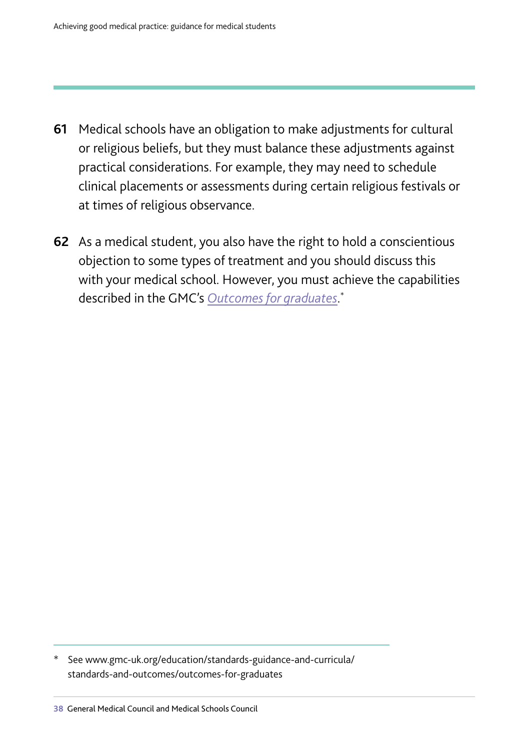**61** Medical schools have an obligation to make adjustments for cultural or religious beliefs, but they must balance these adjustments against practical considerations. For example, they may need to schedule clinical placements or assessments during certain religious festivals or at times of religious observance.

**62** As a medical student, you also have the right to hold a conscientious objection to some types of treatment and you should discuss this with your medical school. However, you must achieve the capabilities described in the GMC's *Outcomes for graduates*.*

* See www.gmc-uk.org/education/standards-guidance-and-curricula/standards-and-outcomes/outcomes-for-graduates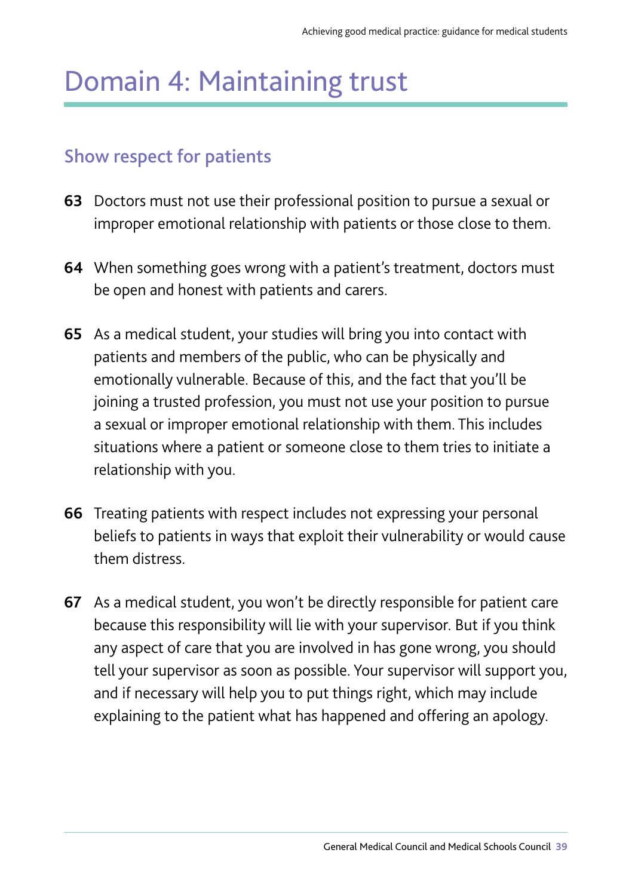# Domain 4: Maintaining trust

## Show respect for patients

**63** Doctors must not use their professional position to pursue a sexual or improper emotional relationship with patients or those close to them.

**64** When something goes wrong with a patient's treatment, doctors must be open and honest with patients and carers.

**65** As a medical student, your studies will bring you into contact with patients and members of the public, who can be physically and emotionally vulnerable. Because of this, and the fact that you'll be joining a trusted profession, you must not use your position to pursue a sexual or improper emotional relationship with them. This includes situations where a patient or someone close to them tries to initiate a relationship with you.

**66** Treating patients with respect includes not expressing your personal beliefs to patients in ways that exploit their vulnerability or would cause them distress.

**67** As a medical student, you won't be directly responsible for patient care because this responsibility will lie with your supervisor. But if you think any aspect of care that you are involved in has gone wrong, you should tell your supervisor as soon as possible. Your supervisor will support you, and if necessary will help you to put things right, which may include explaining to the patient what has happened and offering an apology.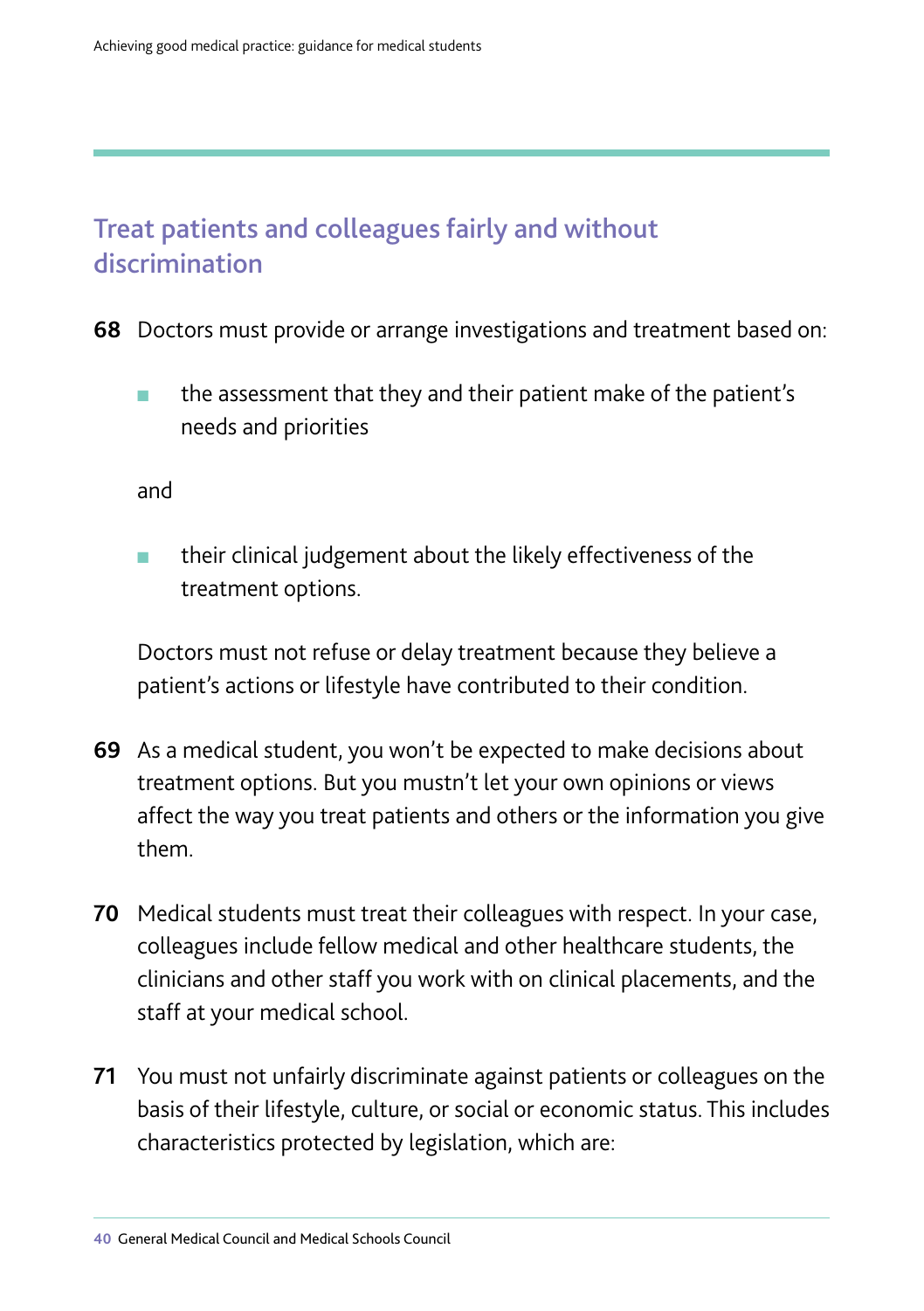## Treat patients and colleagues fairly and without discrimination

**68** Doctors must provide or arrange investigations and treatment based on:

- the assessment that they and their patient make of the patient's needs and priorities

and

- their clinical judgement about the likely effectiveness of the treatment options.

Doctors must not refuse or delay treatment because they believe a patient's actions or lifestyle have contributed to their condition.

**69** As a medical student, you won't be expected to make decisions about treatment options. But you mustn't let your own opinions or views affect the way you treat patients and others or the information you give them.

**70** Medical students must treat their colleagues with respect. In your case, colleagues include fellow medical and other healthcare students, the clinicians and other staff you work with on clinical placements, and the staff at your medical school.

**71** You must not unfairly discriminate against patients or colleagues on the basis of their lifestyle, culture, or social or economic status. This includes characteristics protected by legislation, which are: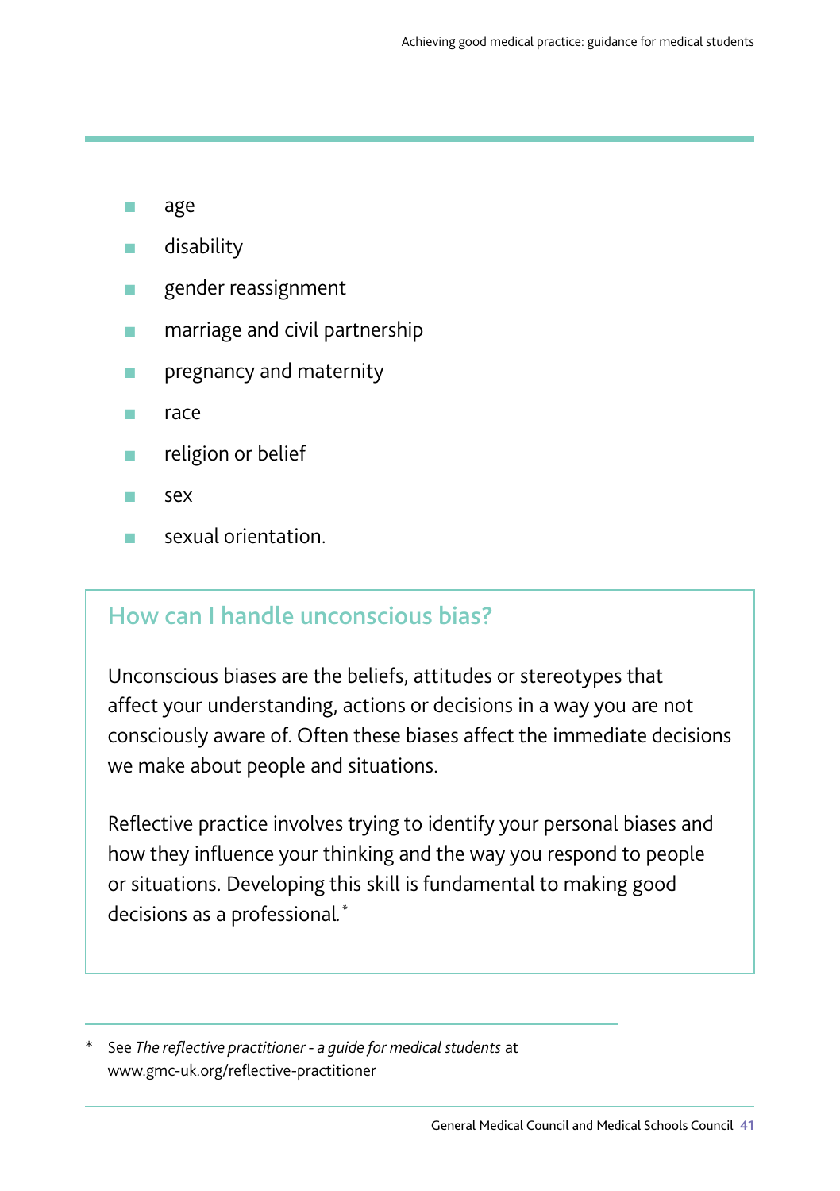- age
- disability
- gender reassignment
- marriage and civil partnership
- pregnancy and maternity
- race
- religion or belief
- sex
- sexual orientation.

## How can I handle unconscious bias?

Unconscious biases are the beliefs, attitudes or stereotypes that affect your understanding, actions or decisions in a way you are not consciously aware of. Often these biases affect the immediate decisions we make about people and situations.

Reflective practice involves trying to identify your personal biases and how they influence your thinking and the way you respond to people or situations. Developing this skill is fundamental to making good decisions as a professional.*

---

\* See *The reflective practitioner - a guide for medical students* at www.gmc-uk.org/reflective-practitioner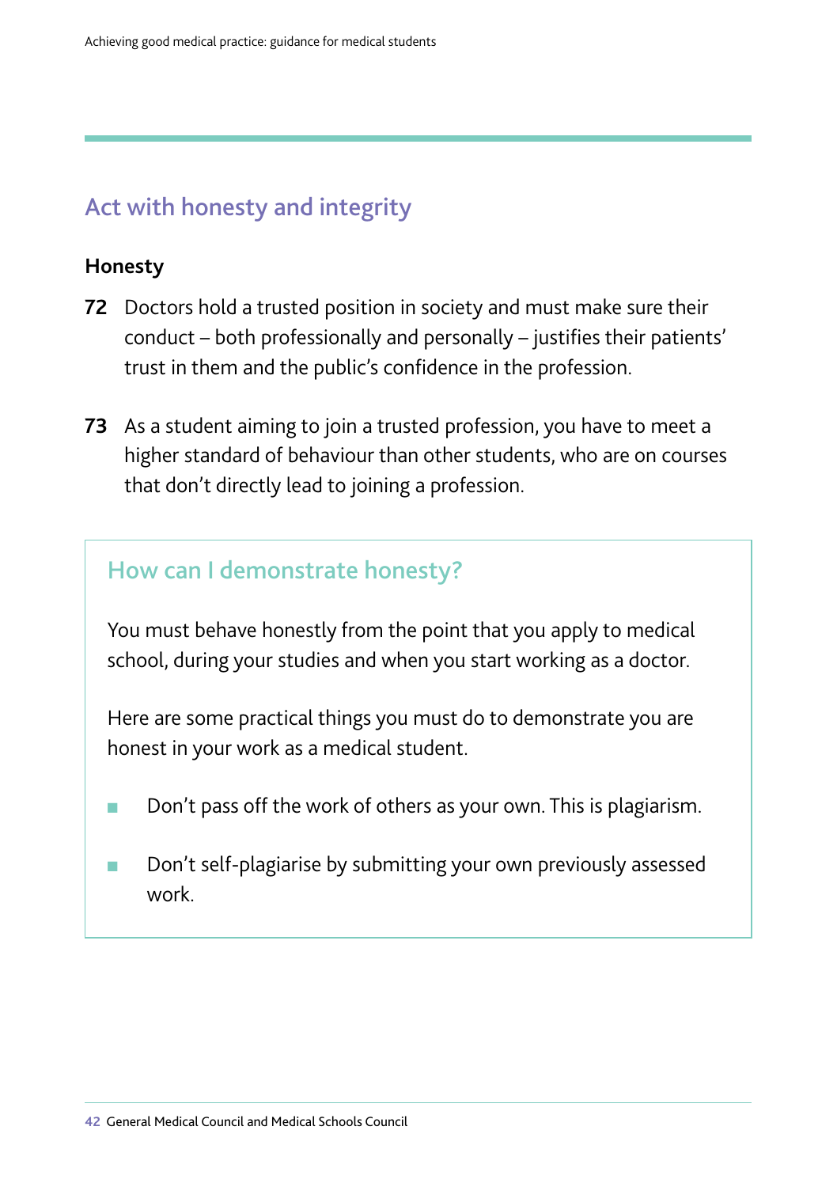## Act with honesty and integrity

### Honesty

**72** Doctors hold a trusted position in society and must make sure their conduct – both professionally and personally – justifies their patients' trust in them and the public's confidence in the profession.

**73** As a student aiming to join a trusted profession, you have to meet a higher standard of behaviour than other students, who are on courses that don't directly lead to joining a profession.

### How can I demonstrate honesty?

You must behave honestly from the point that you apply to medical school, during your studies and when you start working as a doctor.

Here are some practical things you must do to demonstrate you are honest in your work as a medical student.

- Don't pass off the work of others as your own. This is plagiarism.
- Don't self-plagiarise by submitting your own previously assessed work.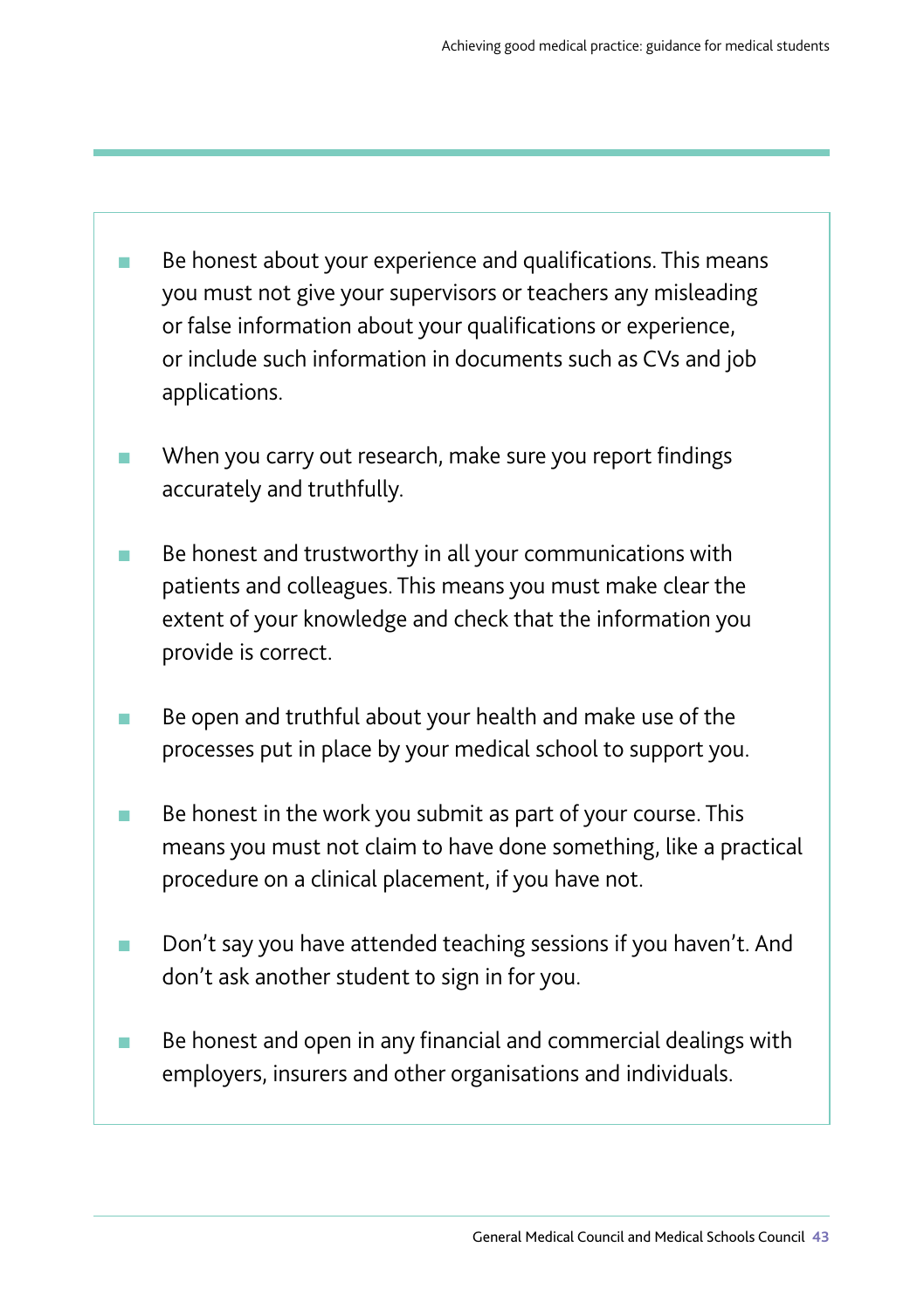- Be honest about your experience and qualifications. This means you must not give your supervisors or teachers any misleading or false information about your qualifications or experience, or include such information in documents such as CVs and job applications.

- When you carry out research, make sure you report findings accurately and truthfully.

- Be honest and trustworthy in all your communications with patients and colleagues. This means you must make clear the extent of your knowledge and check that the information you provide is correct.

- Be open and truthful about your health and make use of the processes put in place by your medical school to support you.

- Be honest in the work you submit as part of your course. This means you must not claim to have done something, like a practical procedure on a clinical placement, if you have not.

- Don't say you have attended teaching sessions if you haven't. And don't ask another student to sign in for you.

- Be honest and open in any financial and commercial dealings with employers, insurers and other organisations and individuals.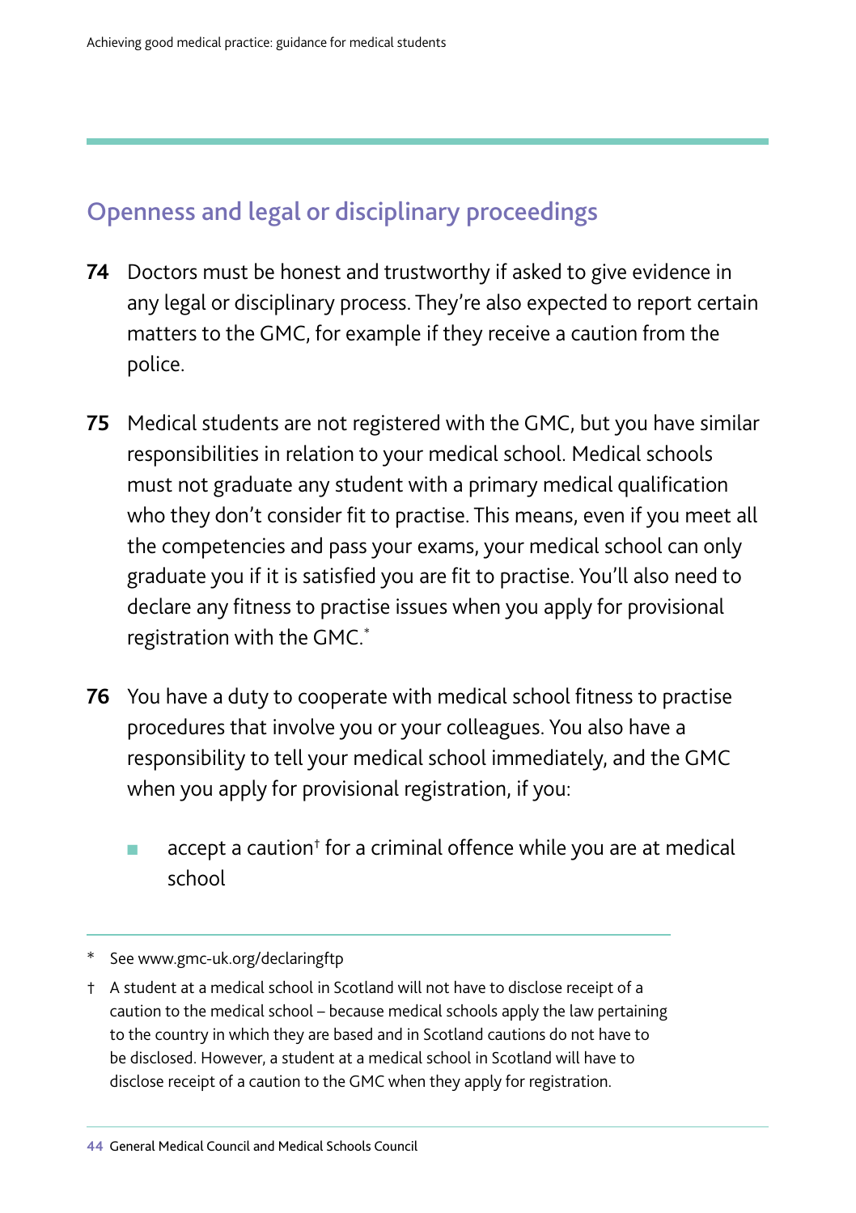## Openness and legal or disciplinary proceedings

**74** Doctors must be honest and trustworthy if asked to give evidence in any legal or disciplinary process. They're also expected to report certain matters to the GMC, for example if they receive a caution from the police.

**75** Medical students are not registered with the GMC, but you have similar responsibilities in relation to your medical school. Medical schools must not graduate any student with a primary medical qualification who they don't consider fit to practise. This means, even if you meet all the competencies and pass your exams, your medical school can only graduate you if it is satisfied you are fit to practise. You'll also need to declare any fitness to practise issues when you apply for provisional registration with the GMC.*

**76** You have a duty to cooperate with medical school fitness to practise procedures that involve you or your colleagues. You also have a responsibility to tell your medical school immediately, and the GMC when you apply for provisional registration, if you:

- accept a caution† for a criminal offence while you are at medical school

---

\* See www.gmc-uk.org/declaringftp

† A student at a medical school in Scotland will not have to disclose receipt of a caution to the medical school – because medical schools apply the law pertaining to the country in which they are based and in Scotland cautions do not have to be disclosed. However, a student at a medical school in Scotland will have to disclose receipt of a caution to the GMC when they apply for registration.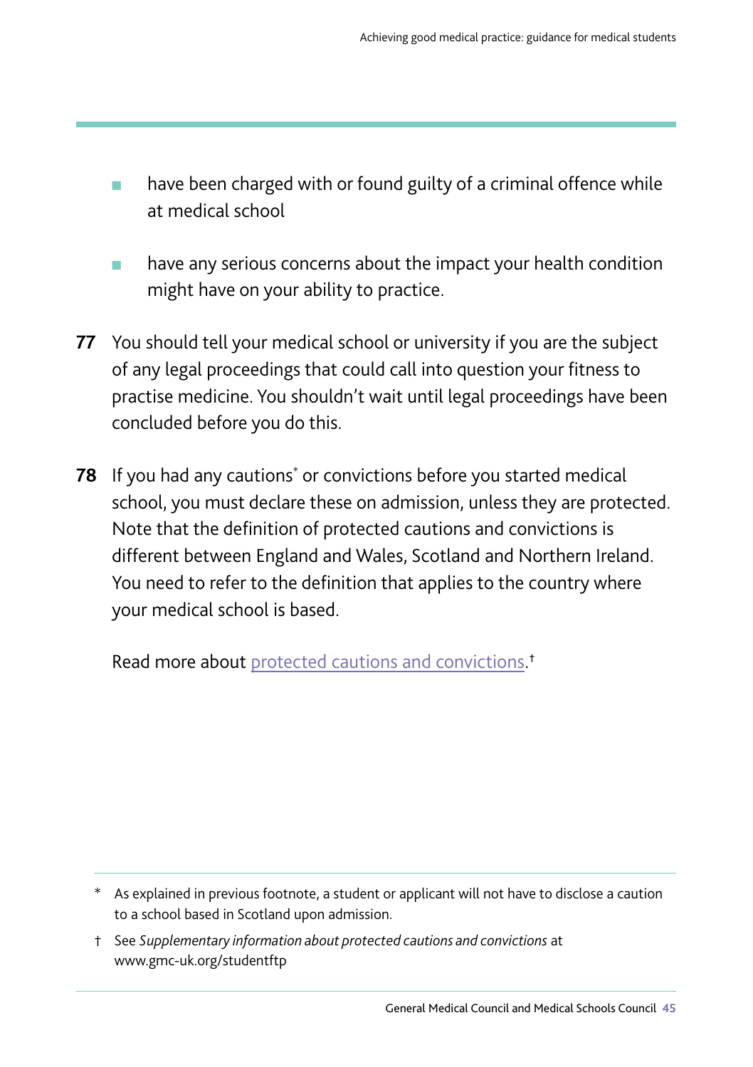- have been charged with or found guilty of a criminal offence while at medical school
- have any serious concerns about the impact your health condition might have on your ability to practice.

**77** You should tell your medical school or university if you are the subject of any legal proceedings that could call into question your fitness to practise medicine. You shouldn't wait until legal proceedings have been concluded before you do this.

**78** If you had any cautions* or convictions before you started medical school, you must declare these on admission, unless they are protected. Note that the definition of protected cautions and convictions is different between England and Wales, Scotland and Northern Ireland. You need to refer to the definition that applies to the country where your medical school is based.

Read more about protected cautions and convictions.†

---

\* As explained in previous footnote, a student or applicant will not have to disclose a caution to a school based in Scotland upon admission.

† See *Supplementary information about protected cautions and convictions* at www.gmc-uk.org/studentftp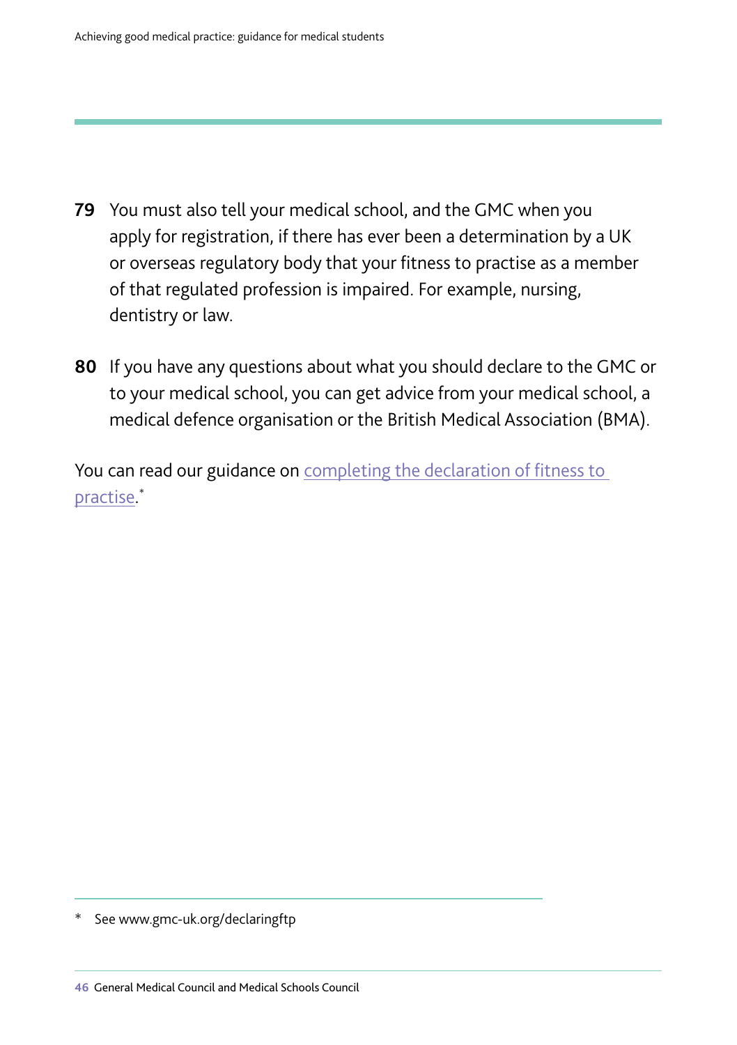**79** You must also tell your medical school, and the GMC when you apply for registration, if there has ever been a determination by a UK or overseas regulatory body that your fitness to practise as a member of that regulated profession is impaired. For example, nursing, dentistry or law.

**80** If you have any questions about what you should declare to the GMC or to your medical school, you can get advice from your medical school, a medical defence organisation or the British Medical Association (BMA).

You can read our guidance on completing the declaration of fitness to practise.*

\* See www.gmc-uk.org/declaringftp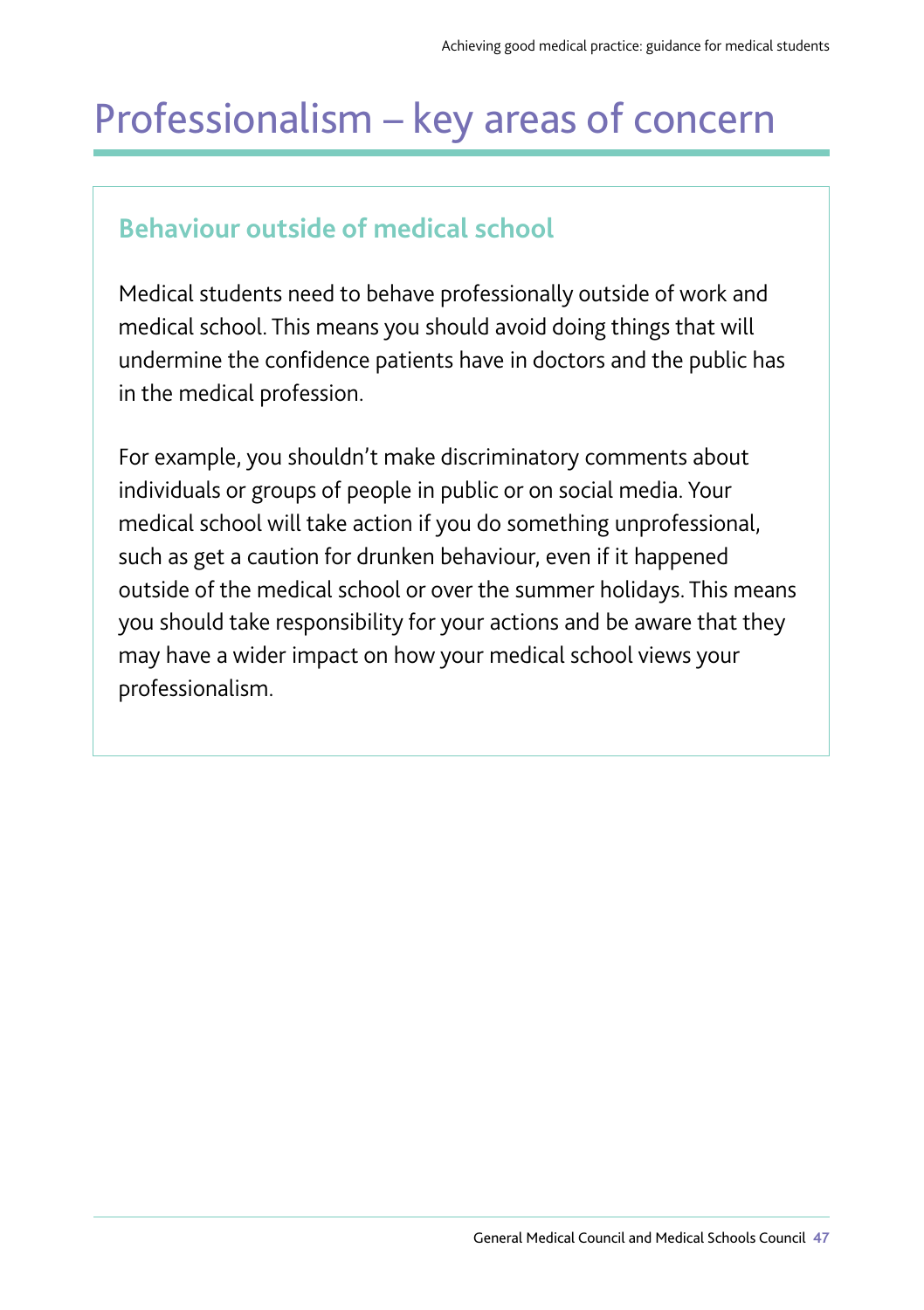# Professionalism – key areas of concern

## Behaviour outside of medical school

Medical students need to behave professionally outside of work and medical school. This means you should avoid doing things that will undermine the confidence patients have in doctors and the public has in the medical profession.

For example, you shouldn't make discriminatory comments about individuals or groups of people in public or on social media. Your medical school will take action if you do something unprofessional, such as get a caution for drunken behaviour, even if it happened outside of the medical school or over the summer holidays. This means you should take responsibility for your actions and be aware that they may have a wider impact on how your medical school views your professionalism.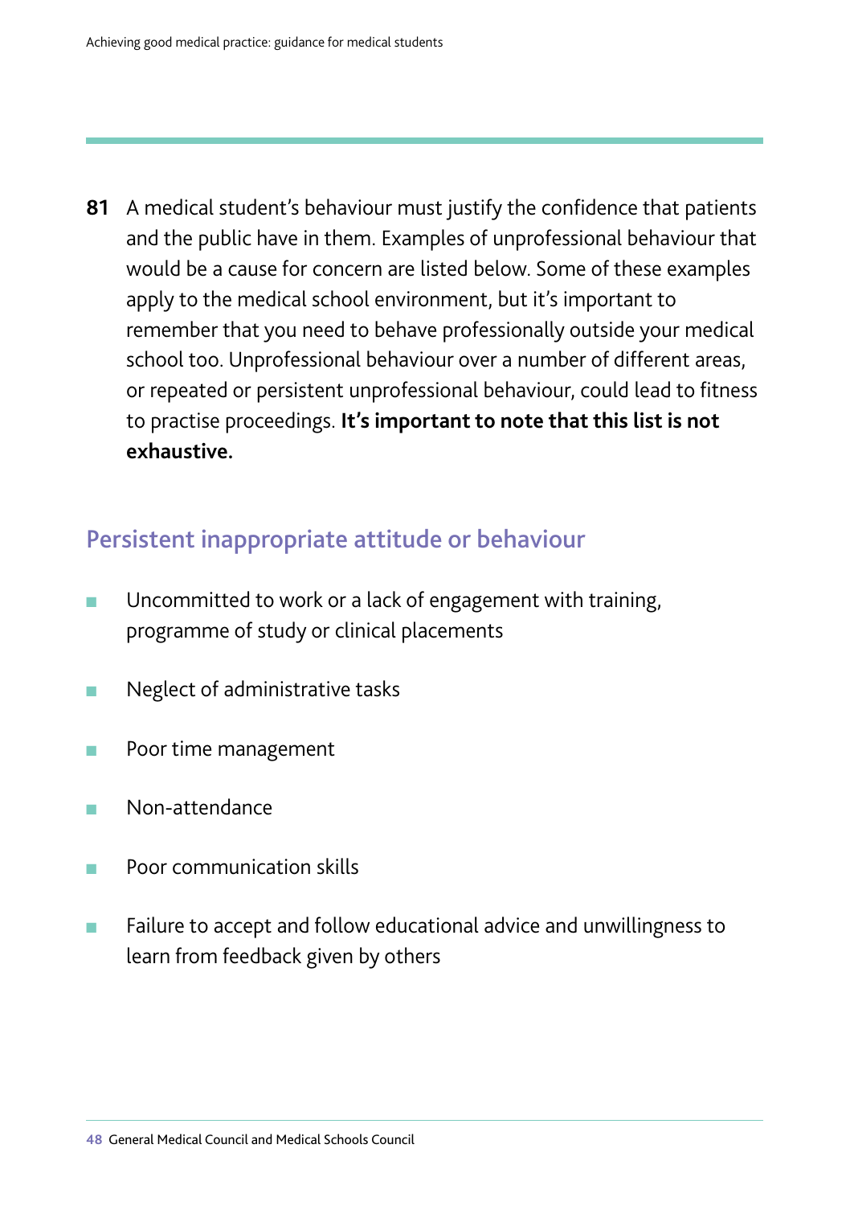**81** A medical student's behaviour must justify the confidence that patients and the public have in them. Examples of unprofessional behaviour that would be a cause for concern are listed below. Some of these examples apply to the medical school environment, but it's important to remember that you need to behave professionally outside your medical school too. Unprofessional behaviour over a number of different areas, or repeated or persistent unprofessional behaviour, could lead to fitness to practise proceedings. **It's important to note that this list is not exhaustive.**

## Persistent inappropriate attitude or behaviour

- Uncommitted to work or a lack of engagement with training, programme of study or clinical placements
- Neglect of administrative tasks
- Poor time management
- Non-attendance
- Poor communication skills
- Failure to accept and follow educational advice and unwillingness to learn from feedback given by others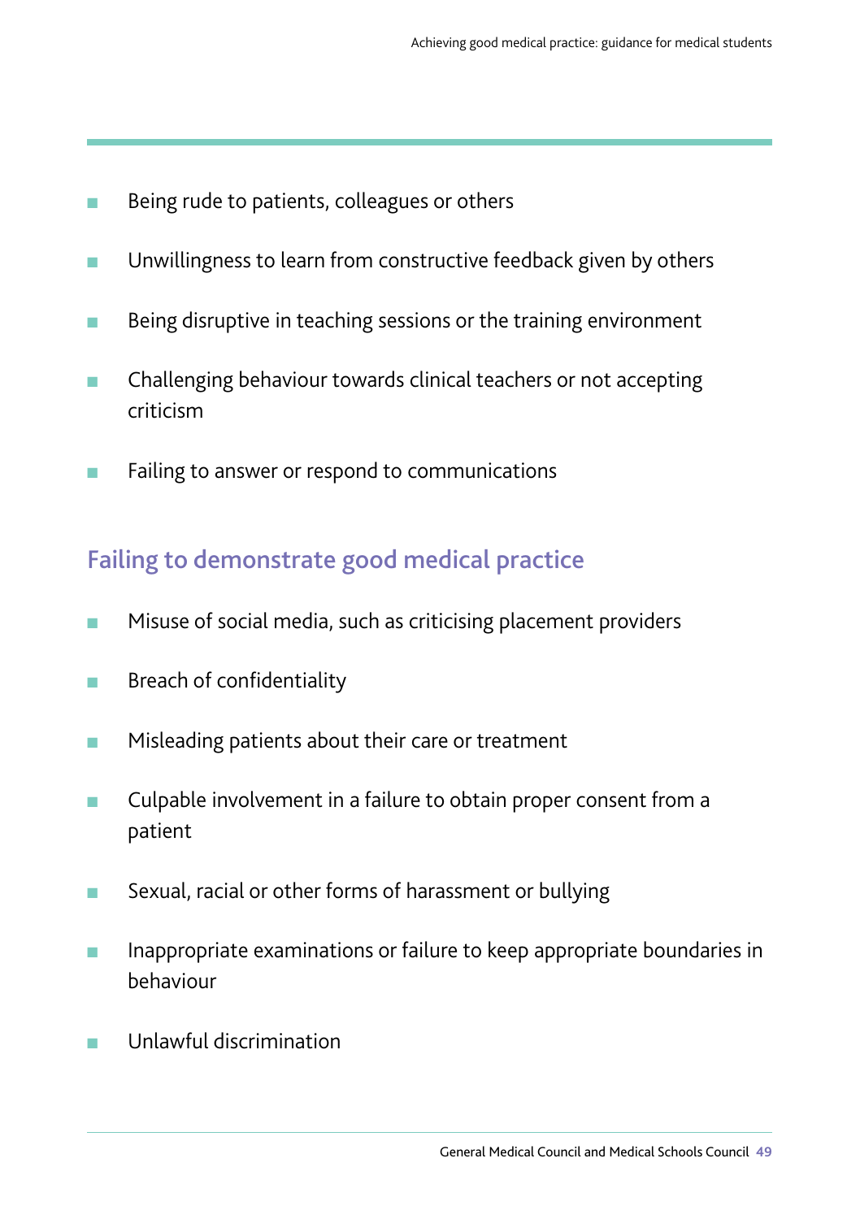- Being rude to patients, colleagues or others
- Unwillingness to learn from constructive feedback given by others
- Being disruptive in teaching sessions or the training environment
- Challenging behaviour towards clinical teachers or not accepting criticism
- Failing to answer or respond to communications

## Failing to demonstrate good medical practice

- Misuse of social media, such as criticising placement providers
- Breach of confidentiality
- Misleading patients about their care or treatment
- Culpable involvement in a failure to obtain proper consent from a patient
- Sexual, racial or other forms of harassment or bullying
- Inappropriate examinations or failure to keep appropriate boundaries in behaviour
- Unlawful discrimination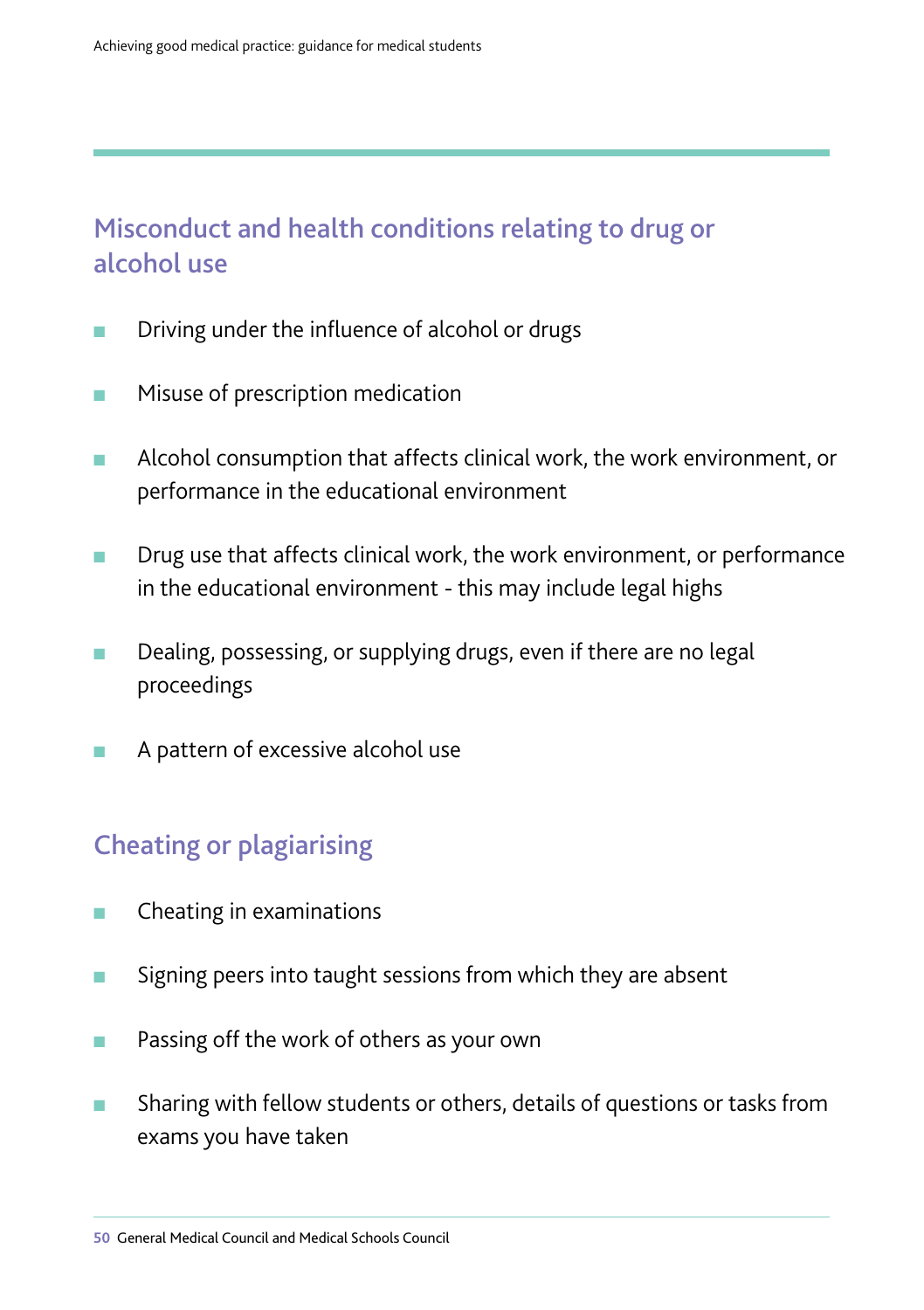## Misconduct and health conditions relating to drug or alcohol use

- Driving under the influence of alcohol or drugs
- Misuse of prescription medication
- Alcohol consumption that affects clinical work, the work environment, or performance in the educational environment
- Drug use that affects clinical work, the work environment, or performance in the educational environment - this may include legal highs
- Dealing, possessing, or supplying drugs, even if there are no legal proceedings
- A pattern of excessive alcohol use

## Cheating or plagiarising

- Cheating in examinations
- Signing peers into taught sessions from which they are absent
- Passing off the work of others as your own
- Sharing with fellow students or others, details of questions or tasks from exams you have taken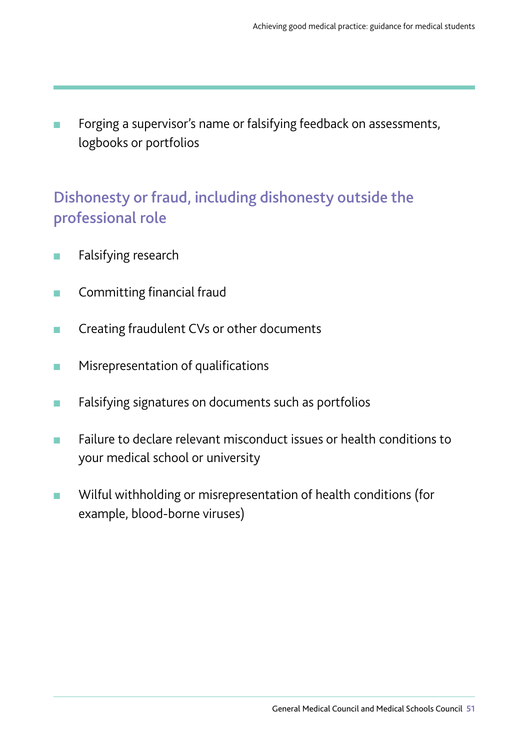- Forging a supervisor's name or falsifying feedback on assessments, logbooks or portfolios

## Dishonesty or fraud, including dishonesty outside the professional role

- Falsifying research
- Committing financial fraud
- Creating fraudulent CVs or other documents
- Misrepresentation of qualifications
- Falsifying signatures on documents such as portfolios
- Failure to declare relevant misconduct issues or health conditions to your medical school or university
- Wilful withholding or misrepresentation of health conditions (for example, blood-borne viruses)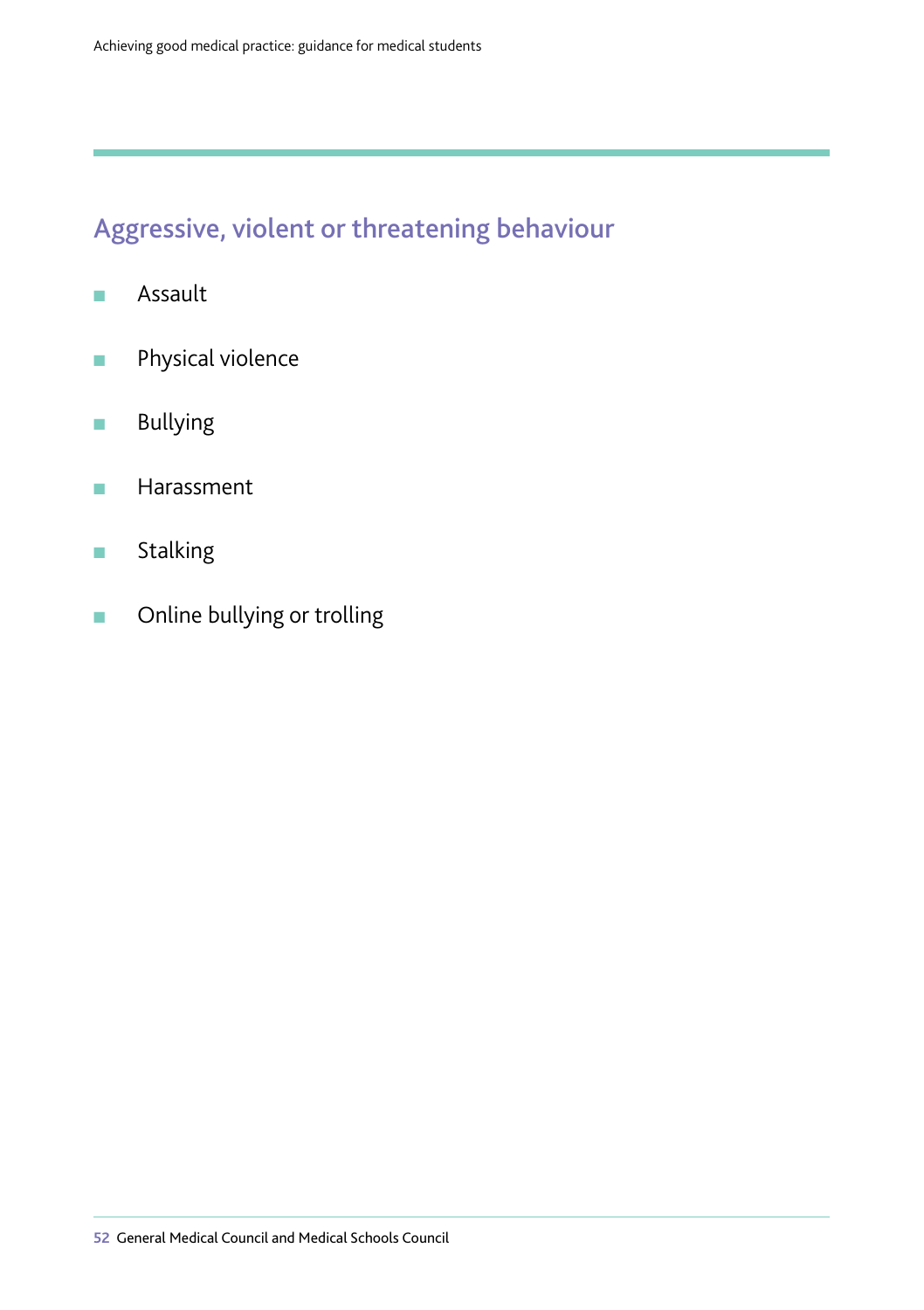## Aggressive, violent or threatening behaviour

- Assault
- Physical violence
- Bullying
- Harassment
- Stalking
- Online bullying or trolling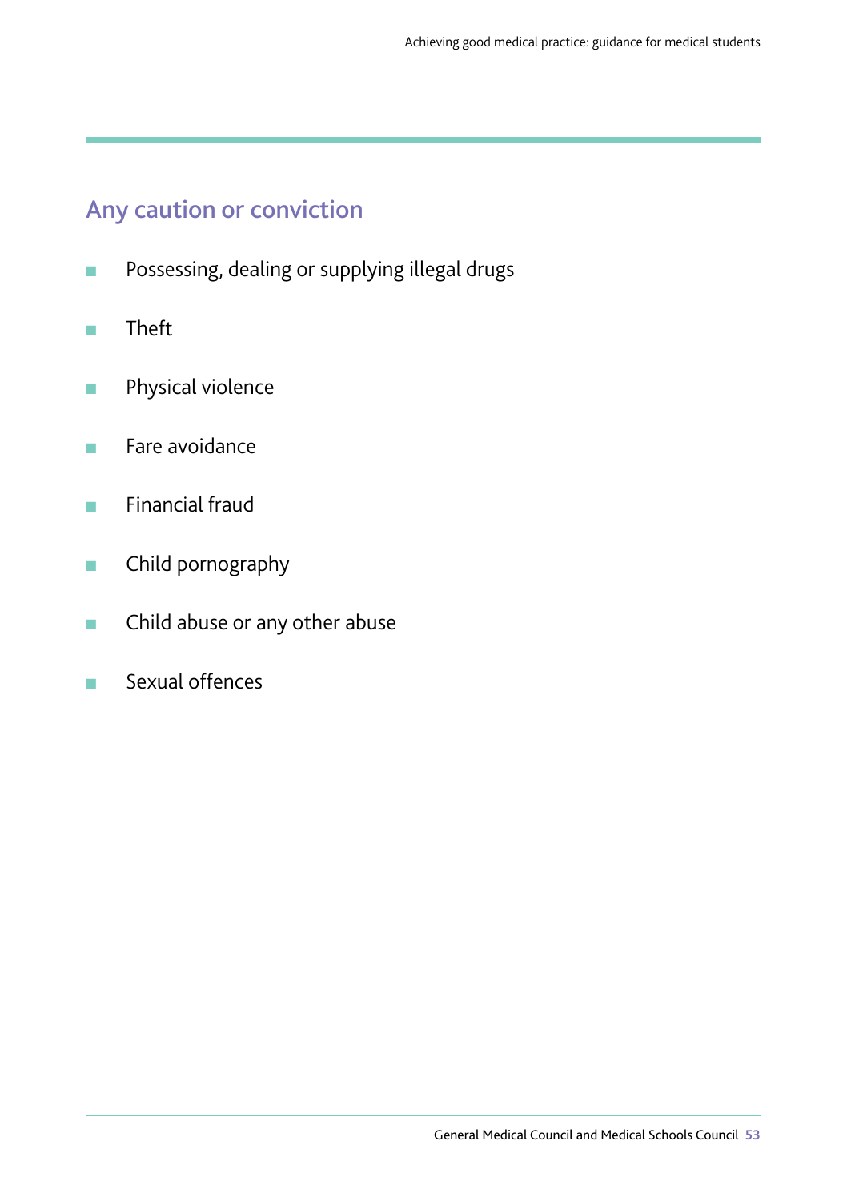## Any caution or conviction

- Possessing, dealing or supplying illegal drugs
- Theft
- Physical violence
- Fare avoidance
- Financial fraud
- Child pornography
- Child abuse or any other abuse
- Sexual offences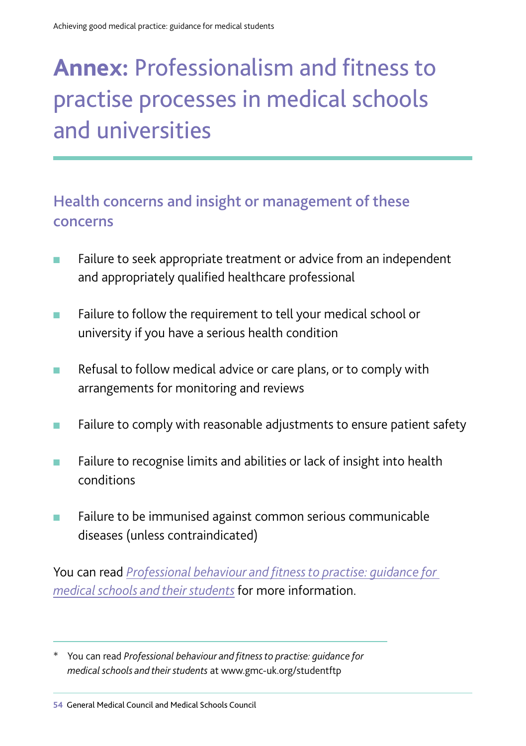# **Annex:** Professionalism and fitness to practise processes in medical schools and universities

## Health concerns and insight or management of these concerns

- Failure to seek appropriate treatment or advice from an independent and appropriately qualified healthcare professional
- Failure to follow the requirement to tell your medical school or university if you have a serious health condition
- Refusal to follow medical advice or care plans, or to comply with arrangements for monitoring and reviews
- Failure to comply with reasonable adjustments to ensure patient safety
- Failure to recognise limits and abilities or lack of insight into health conditions
- Failure to be immunised against common serious communicable diseases (unless contraindicated)

You can read *Professional behaviour and fitness to practise: guidance for medical schools and their students* for more information.

---

\* You can read *Professional behaviour and fitness to practise: guidance for medical schools and their students* at www.gmc-uk.org/studentftp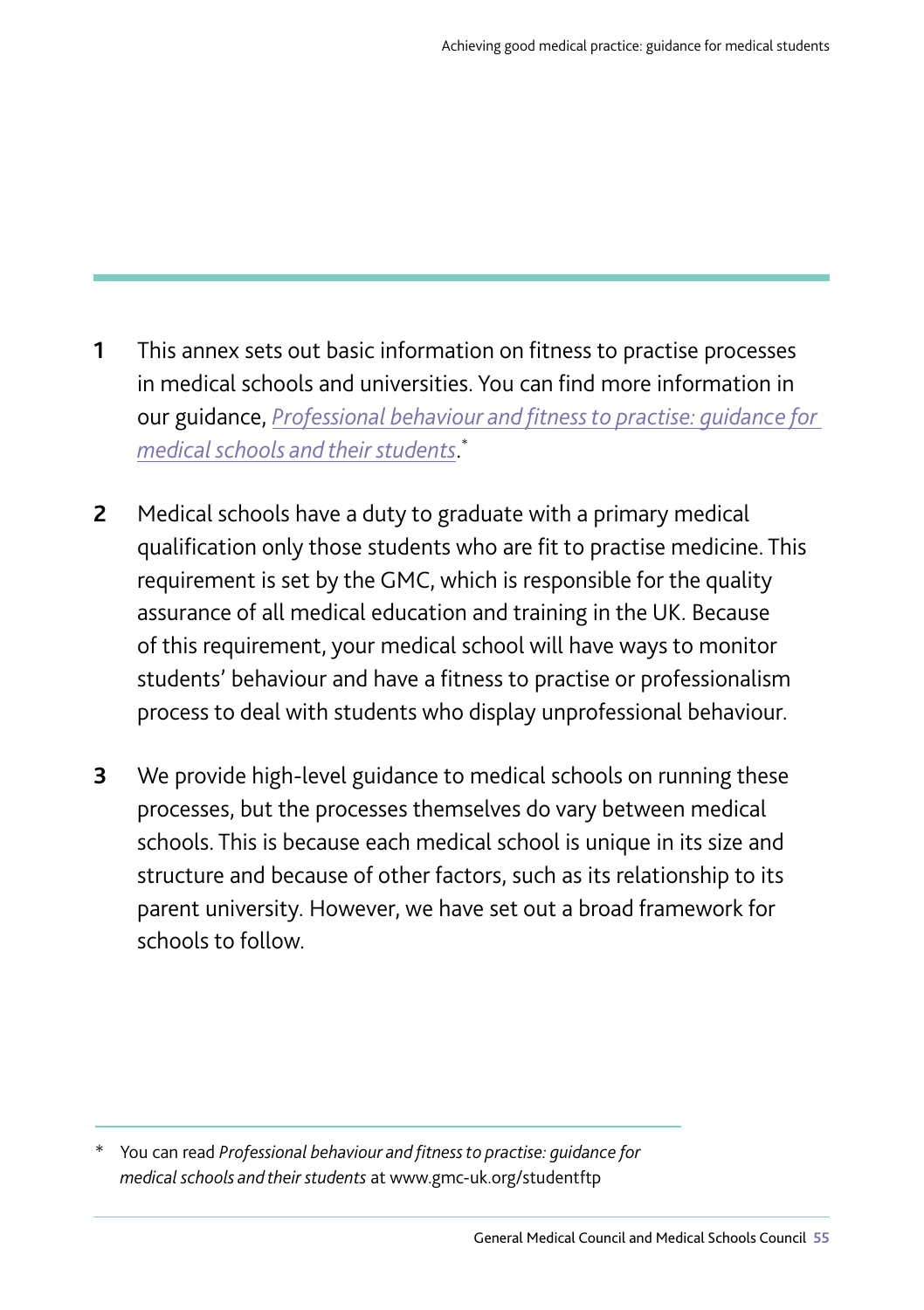1 This annex sets out basic information on fitness to practise processes in medical schools and universities. You can find more information in our guidance, *Professional behaviour and fitness to practise: guidance for medical schools and their students*.*

2 Medical schools have a duty to graduate with a primary medical qualification only those students who are fit to practise medicine. This requirement is set by the GMC, which is responsible for the quality assurance of all medical education and training in the UK. Because of this requirement, your medical school will have ways to monitor students' behaviour and have a fitness to practise or professionalism process to deal with students who display unprofessional behaviour.

3 We provide high-level guidance to medical schools on running these processes, but the processes themselves do vary between medical schools. This is because each medical school is unique in its size and structure and because of other factors, such as its relationship to its parent university. However, we have set out a broad framework for schools to follow.

---

\* You can read *Professional behaviour and fitness to practise: guidance for medical schools and their students* at www.gmc-uk.org/studentftp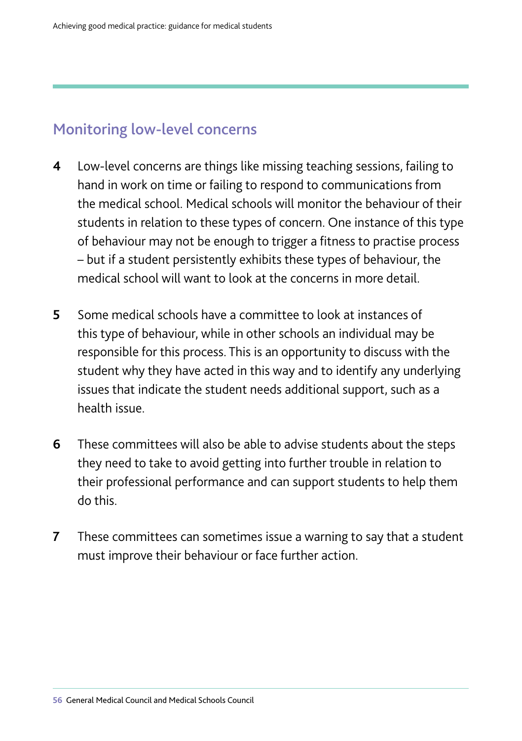## Monitoring low-level concerns

**4** Low-level concerns are things like missing teaching sessions, failing to hand in work on time or failing to respond to communications from the medical school. Medical schools will monitor the behaviour of their students in relation to these types of concern. One instance of this type of behaviour may not be enough to trigger a fitness to practise process – but if a student persistently exhibits these types of behaviour, the medical school will want to look at the concerns in more detail.

**5** Some medical schools have a committee to look at instances of this type of behaviour, while in other schools an individual may be responsible for this process. This is an opportunity to discuss with the student why they have acted in this way and to identify any underlying issues that indicate the student needs additional support, such as a health issue.

**6** These committees will also be able to advise students about the steps they need to take to avoid getting into further trouble in relation to their professional performance and can support students to help them do this.

**7** These committees can sometimes issue a warning to say that a student must improve their behaviour or face further action.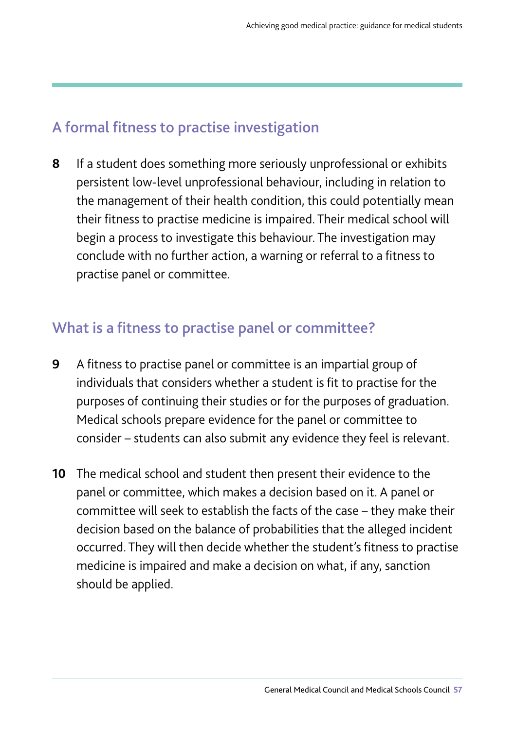## A formal fitness to practise investigation

**8** If a student does something more seriously unprofessional or exhibits persistent low-level unprofessional behaviour, including in relation to the management of their health condition, this could potentially mean their fitness to practise medicine is impaired. Their medical school will begin a process to investigate this behaviour. The investigation may conclude with no further action, a warning or referral to a fitness to practise panel or committee.

## What is a fitness to practise panel or committee?

**9** A fitness to practise panel or committee is an impartial group of individuals that considers whether a student is fit to practise for the purposes of continuing their studies or for the purposes of graduation. Medical schools prepare evidence for the panel or committee to consider – students can also submit any evidence they feel is relevant.

**10** The medical school and student then present their evidence to the panel or committee, which makes a decision based on it. A panel or committee will seek to establish the facts of the case – they make their decision based on the balance of probabilities that the alleged incident occurred. They will then decide whether the student's fitness to practise medicine is impaired and make a decision on what, if any, sanction should be applied.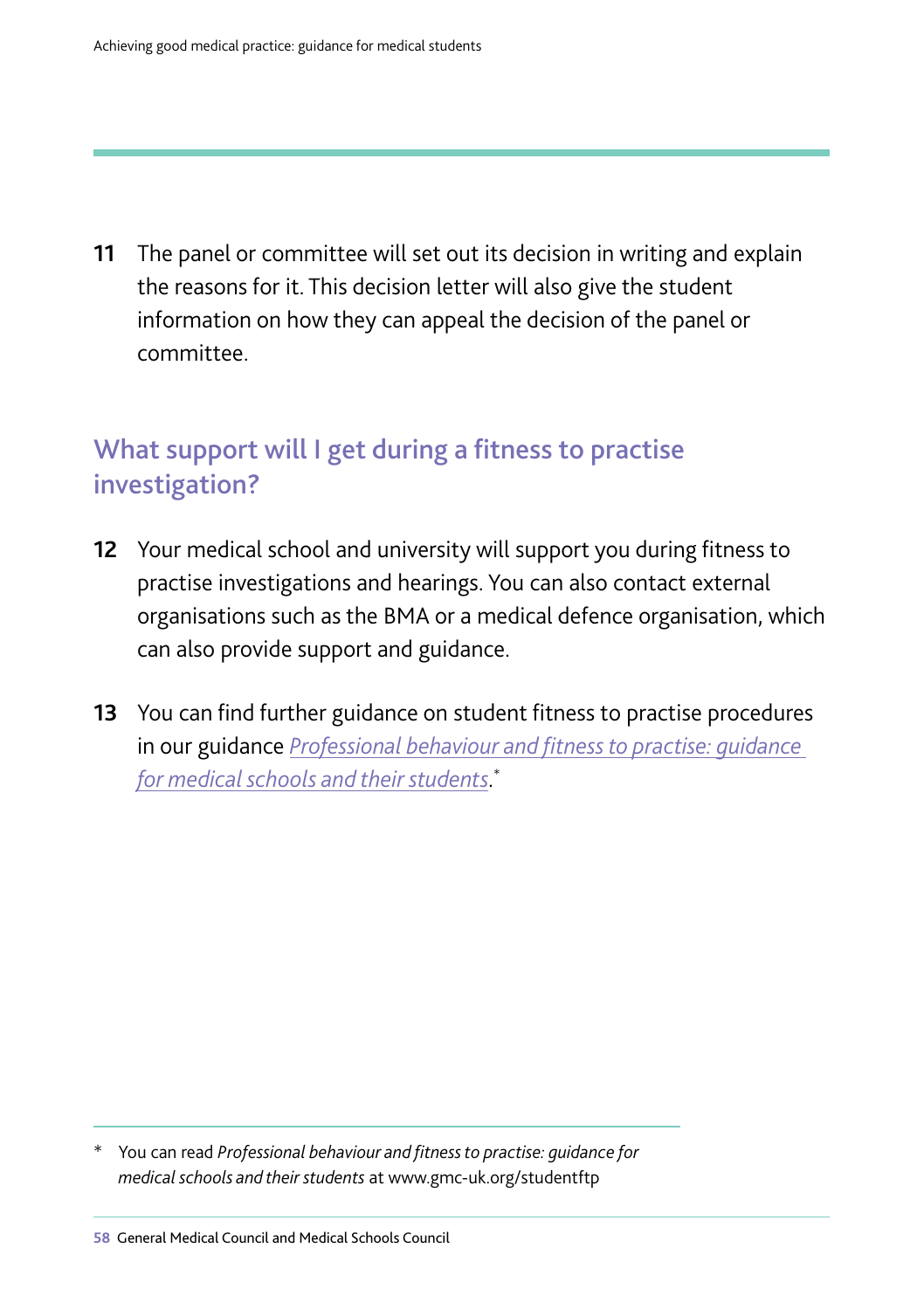11 The panel or committee will set out its decision in writing and explain the reasons for it. This decision letter will also give the student information on how they can appeal the decision of the panel or committee.

## What support will I get during a fitness to practise investigation?

12 Your medical school and university will support you during fitness to practise investigations and hearings. You can also contact external organisations such as the BMA or a medical defence organisation, which can also provide support and guidance.

13 You can find further guidance on student fitness to practise procedures in our guidance *Professional behaviour and fitness to practise: guidance for medical schools and their students*.*

---

\* You can read *Professional behaviour and fitness to practise: guidance for medical schools and their students* at www.gmc-uk.org/studentftp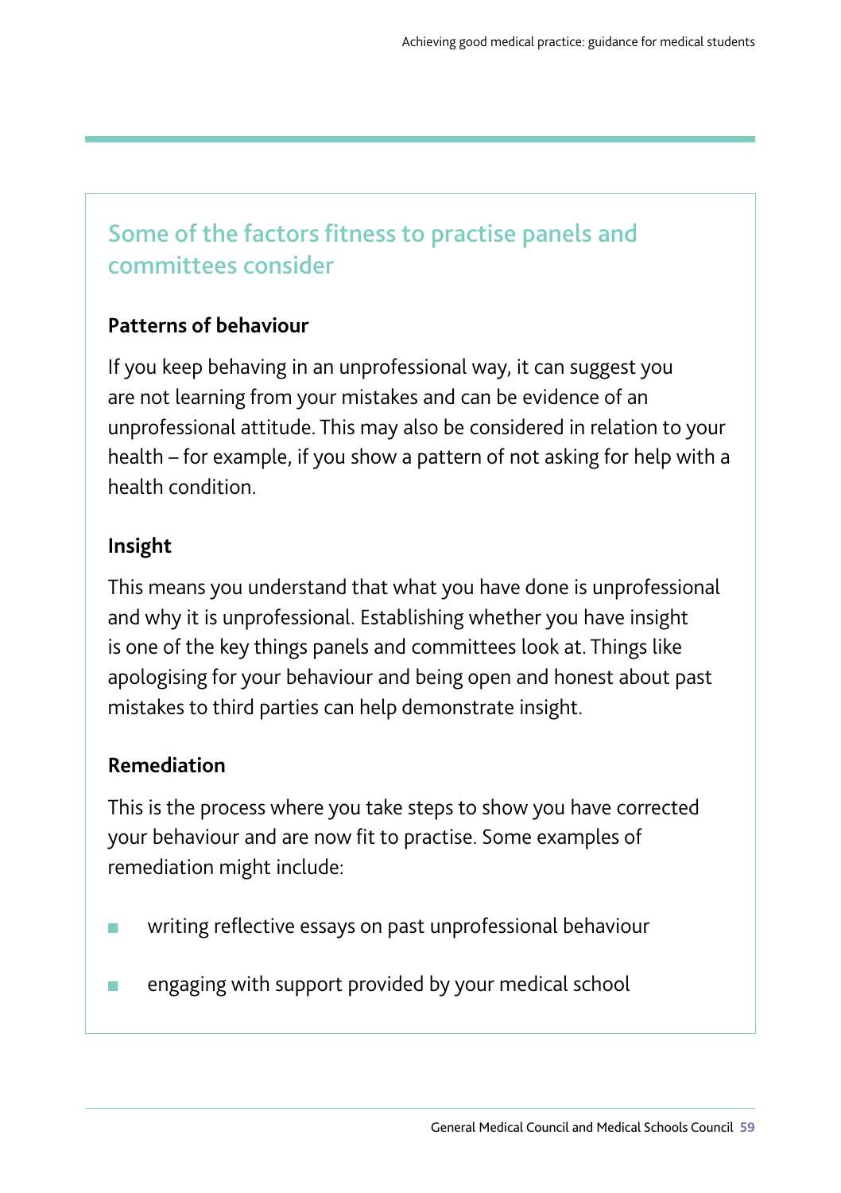## Some of the factors fitness to practise panels and committees consider

### Patterns of behaviour

If you keep behaving in an unprofessional way, it can suggest you are not learning from your mistakes and can be evidence of an unprofessional attitude. This may also be considered in relation to your health – for example, if you show a pattern of not asking for help with a health condition.

### Insight

This means you understand that what you have done is unprofessional and why it is unprofessional. Establishing whether you have insight is one of the key things panels and committees look at. Things like apologising for your behaviour and being open and honest about past mistakes to third parties can help demonstrate insight.

### Remediation

This is the process where you take steps to show you have corrected your behaviour and are now fit to practise. Some examples of remediation might include:

- writing reflective essays on past unprofessional behaviour
- engaging with support provided by your medical school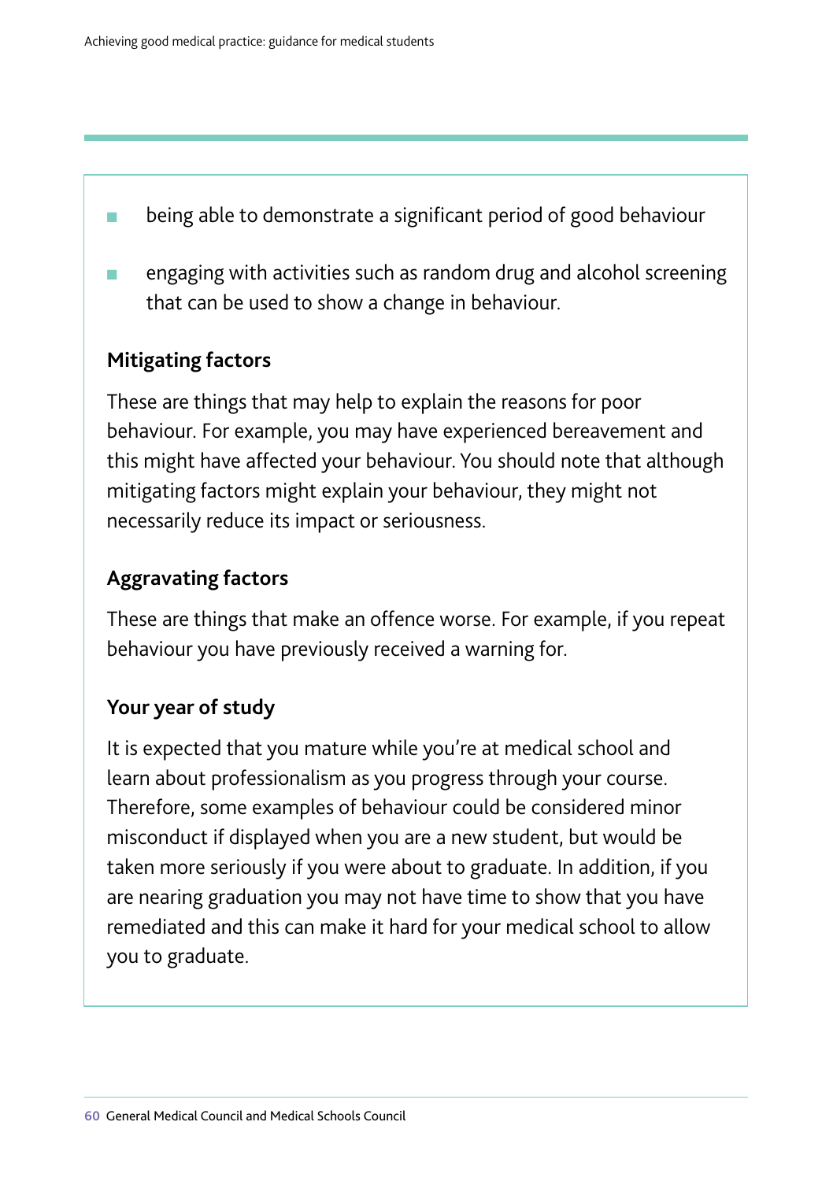- being able to demonstrate a significant period of good behaviour
- engaging with activities such as random drug and alcohol screening that can be used to show a change in behaviour.

### Mitigating factors

These are things that may help to explain the reasons for poor behaviour. For example, you may have experienced bereavement and this might have affected your behaviour. You should note that although mitigating factors might explain your behaviour, they might not necessarily reduce its impact or seriousness.

### Aggravating factors

These are things that make an offence worse. For example, if you repeat behaviour you have previously received a warning for.

### Your year of study

It is expected that you mature while you're at medical school and learn about professionalism as you progress through your course. Therefore, some examples of behaviour could be considered minor misconduct if displayed when you are a new student, but would be taken more seriously if you were about to graduate. In addition, if you are nearing graduation you may not have time to show that you have remediated and this can make it hard for your medical school to allow you to graduate.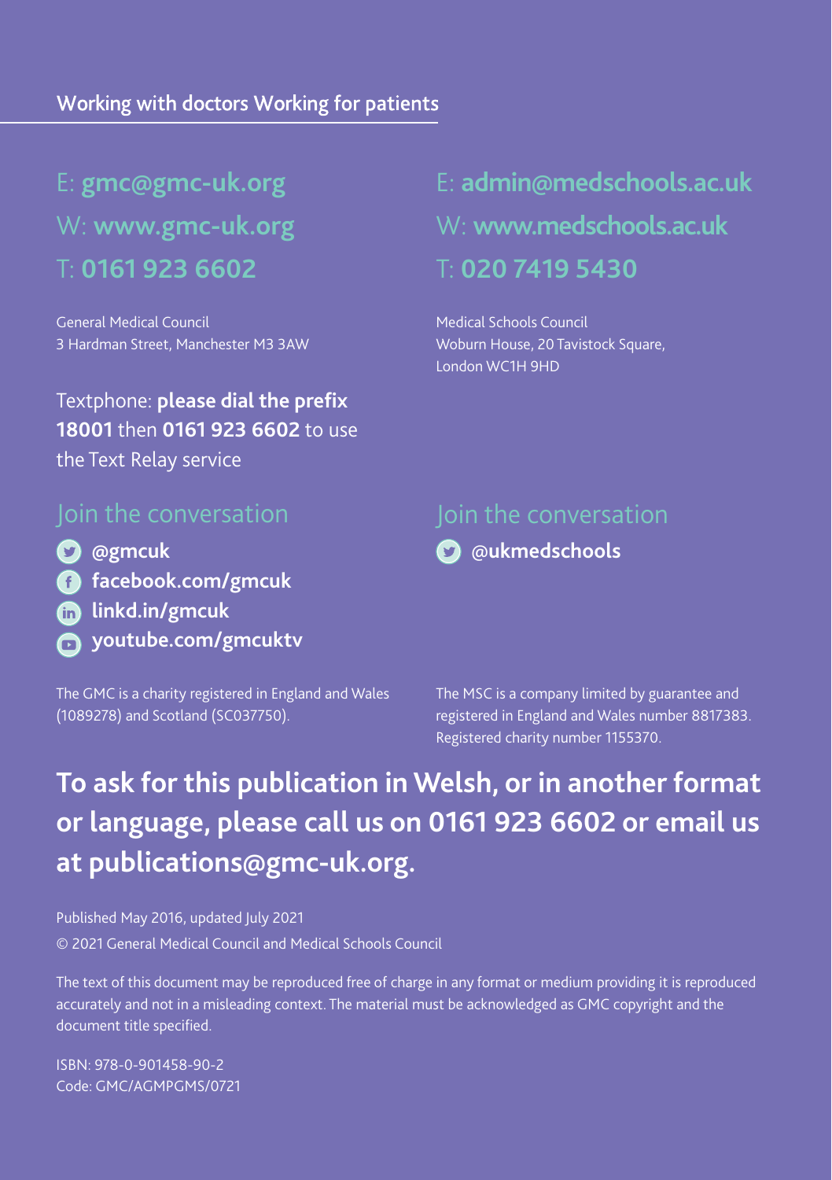Working with doctors Working for patients

E: **gmc@gmc-uk.org**
W: **www.gmc-uk.org**
T: **0161 923 6602**

General Medical Council
3 Hardman Street, Manchester M3 3AW

Textphone: **please dial the prefix 18001** then **0161 923 6602** to use the Text Relay service

## Join the conversation

- **@gmcuk**
- **facebook.com/gmcuk**
- **linkd.in/gmcuk**
- **youtube.com/gmcuktv**

The GMC is a charity registered in England and Wales (1089278) and Scotland (SC037750).

E: **admin@medschools.ac.uk**
W: **www.medschools.ac.uk**
T: **020 7419 5430**

Medical Schools Council
Woburn House, 20 Tavistock Square,
London WC1H 9HD

## Join the conversation

- **@ukmedschools**

The MSC is a company limited by guarantee and registered in England and Wales number 8817383. Registered charity number 1155370.

**To ask for this publication in Welsh, or in another format or language, please call us on 0161 923 6602 or email us at publications@gmc-uk.org.**

Published May 2016, updated July 2021
© 2021 General Medical Council and Medical Schools Council

The text of this document may be reproduced free of charge in any format or medium providing it is reproduced accurately and not in a misleading context. The material must be acknowledged as GMC copyright and the document title specified.

ISBN: 978-0-901458-90-2
Code: GMC/AGMPGMS/0721